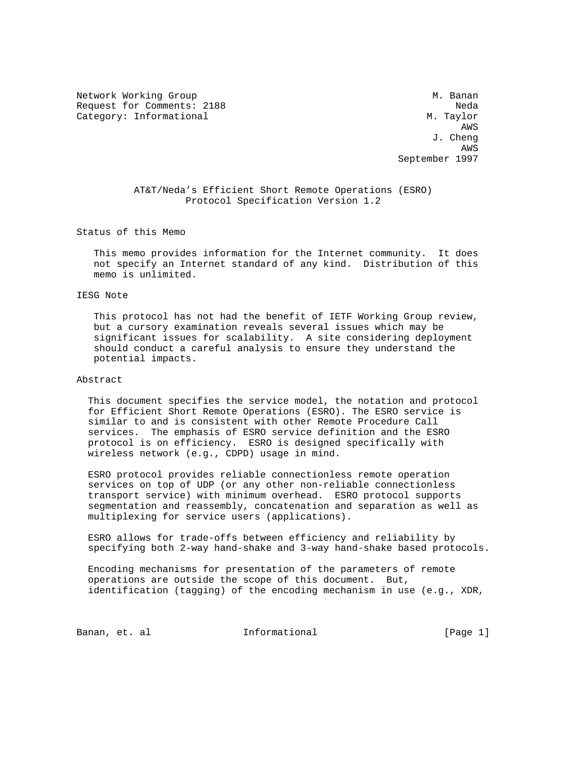Network Working Group M. Banan
Request for Comments: 2188 Neda
Category: Informational M. Taylor
AWS
J. Cheng
AWS
September 1997

# AT&T/Neda's Efficient Short Remote Operations (ESRO) Protocol Specification Version 1.2

## Status of this Memo

This memo provides information for the Internet community. It does not specify an Internet standard of any kind. Distribution of this memo is unlimited.

## IESG Note

This protocol has not had the benefit of IETF Working Group review, but a cursory examination reveals several issues which may be significant issues for scalability. A site considering deployment should conduct a careful analysis to ensure they understand the potential impacts.

## Abstract

This document specifies the service model, the notation and protocol for Efficient Short Remote Operations (ESRO). The ESRO service is similar to and is consistent with other Remote Procedure Call services. The emphasis of ESRO service definition and the ESRO protocol is on efficiency. ESRO is designed specifically with wireless network (e.g., CDPD) usage in mind.

ESRO protocol provides reliable connectionless remote operation services on top of UDP (or any other non-reliable connectionless transport service) with minimum overhead. ESRO protocol supports segmentation and reassembly, concatenation and separation as well as multiplexing for service users (applications).

ESRO allows for trade-offs between efficiency and reliability by specifying both 2-way hand-shake and 3-way hand-shake based protocols.

Encoding mechanisms for presentation of the parameters of remote operations are outside the scope of this document. But, identification (tagging) of the encoding mechanism in use (e.g., XDR,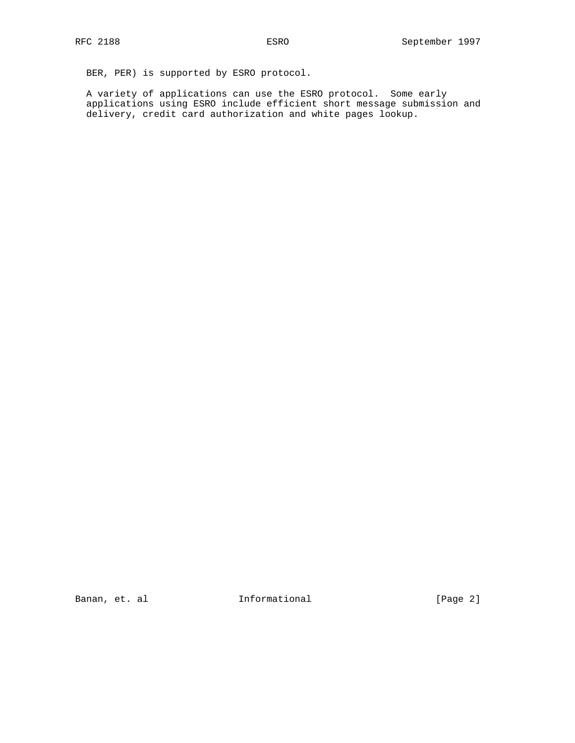BER, PER) is supported by ESRO protocol.

A variety of applications can use the ESRO protocol. Some early applications using ESRO include efficient short message submission and delivery, credit card authorization and white pages lookup.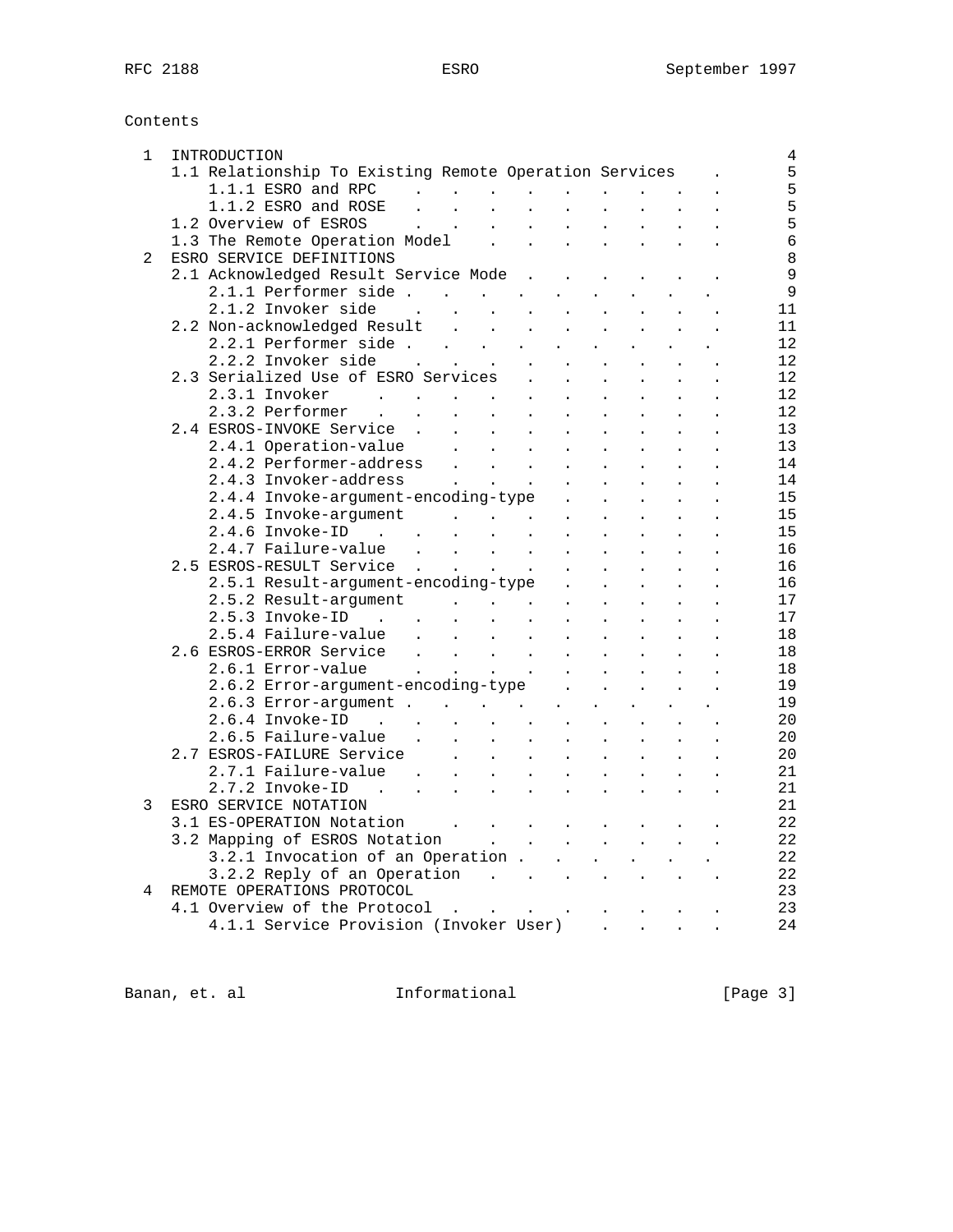Contents

| Section | Page |
| --- | --- |
| 1 INTRODUCTION | 4 |
| 1.1 Relationship To Existing Remote Operation Services | 5 |
| 1.1.1 ESRO and RPC | 5 |
| 1.1.2 ESRO and ROSE | 5 |
| 1.2 Overview of ESROS | 5 |
| 1.3 The Remote Operation Model | 6 |
| 2 ESRO SERVICE DEFINITIONS | 8 |
| 2.1 Acknowledged Result Service Mode | 9 |
| 2.1.1 Performer side | 9 |
| 2.1.2 Invoker side | 11 |
| 2.2 Non-acknowledged Result | 11 |
| 2.2.1 Performer side | 12 |
| 2.2.2 Invoker side | 12 |
| 2.3 Serialized Use of ESRO Services | 12 |
| 2.3.1 Invoker | 12 |
| 2.3.2 Performer | 12 |
| 2.4 ESROS-INVOKE Service | 13 |
| 2.4.1 Operation-value | 13 |
| 2.4.2 Performer-address | 14 |
| 2.4.3 Invoker-address | 14 |
| 2.4.4 Invoke-argument-encoding-type | 15 |
| 2.4.5 Invoke-argument | 15 |
| 2.4.6 Invoke-ID | 15 |
| 2.4.7 Failure-value | 16 |
| 2.5 ESROS-RESULT Service | 16 |
| 2.5.1 Result-argument-encoding-type | 16 |
| 2.5.2 Result-argument | 17 |
| 2.5.3 Invoke-ID | 17 |
| 2.5.4 Failure-value | 18 |
| 2.6 ESROS-ERROR Service | 18 |
| 2.6.1 Error-value | 18 |
| 2.6.2 Error-argument-encoding-type | 19 |
| 2.6.3 Error-argument | 19 |
| 2.6.4 Invoke-ID | 20 |
| 2.6.5 Failure-value | 20 |
| 2.7 ESROS-FAILURE Service | 20 |
| 2.7.1 Failure-value | 21 |
| 2.7.2 Invoke-ID | 21 |
| 3 ESRO SERVICE NOTATION | 21 |
| 3.1 ES-OPERATION Notation | 22 |
| 3.2 Mapping of ESROS Notation | 22 |
| 3.2.1 Invocation of an Operation | 22 |
| 3.2.2 Reply of an Operation | 22 |
| 4 REMOTE OPERATIONS PROTOCOL | 23 |
| 4.1 Overview of the Protocol | 23 |
| 4.1.1 Service Provision (Invoker User) | 24 |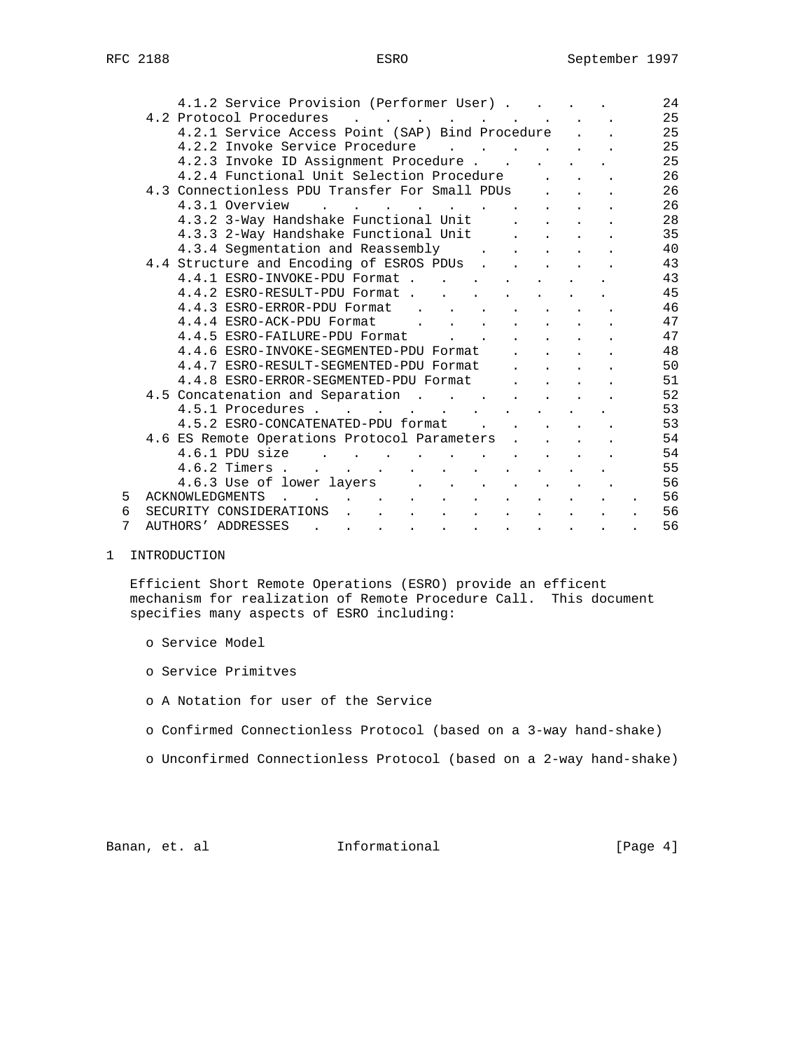4.1.2 Service Provision (Performer User) . . . . . 24
4.2 Protocol Procedures . . . . . . . . . . 25
4.2.1 Service Access Point (SAP) Bind Procedure . . 25
4.2.2 Invoke Service Procedure . . . . . . . 25
4.2.3 Invoke ID Assignment Procedure . . . . . 25
4.2.4 Functional Unit Selection Procedure . . . 26
4.3 Connectionless PDU Transfer For Small PDUs . . . 26
4.3.1 Overview . . . . . . . . . . . 26
4.3.2 3-Way Handshake Functional Unit . . . . 28
4.3.3 2-Way Handshake Functional Unit . . . . 35
4.3.4 Segmentation and Reassembly . . . . . 40
4.4 Structure and Encoding of ESROS PDUs . . . . . 43
4.4.1 ESRO-INVOKE-PDU Format . . . . . . . 43
4.4.2 ESRO-RESULT-PDU Format . . . . . . . 45
4.4.3 ESRO-ERROR-PDU Format . . . . . . . . 46
4.4.4 ESRO-ACK-PDU Format . . . . . . . . 47
4.4.5 ESRO-FAILURE-PDU Format . . . . . . . 47
4.4.6 ESRO-INVOKE-SEGMENTED-PDU Format . . . . 48
4.4.7 ESRO-RESULT-SEGMENTED-PDU Format . . . . 50
4.4.8 ESRO-ERROR-SEGMENTED-PDU Format . . . . 51
4.5 Concatenation and Separation . . . . . . . 52
4.5.1 Procedures . . . . . . . . . . . 53
4.5.2 ESRO-CONCATENATED-PDU format . . . . . 53
4.6 ES Remote Operations Protocol Parameters . . . . 54
4.6.1 PDU size . . . . . . . . . . . 54
4.6.2 Timers . . . . . . . . . . . . 55
4.6.3 Use of lower layers . . . . . . . . 56
5 ACKNOWLEDGMENTS . . . . . . . . . . . . . . 56
6 SECURITY CONSIDERATIONS . . . . . . . . . . . 56
7 AUTHORS' ADDRESSES . . . . . . . . . . . . . 56

# 1 INTRODUCTION

Efficient Short Remote Operations (ESRO) provide an efficent mechanism for realization of Remote Procedure Call. This document specifies many aspects of ESRO including:

- o Service Model
- o Service Primitves
- o A Notation for user of the Service
- o Confirmed Connectionless Protocol (based on a 3-way hand-shake)
- o Unconfirmed Connectionless Protocol (based on a 2-way hand-shake)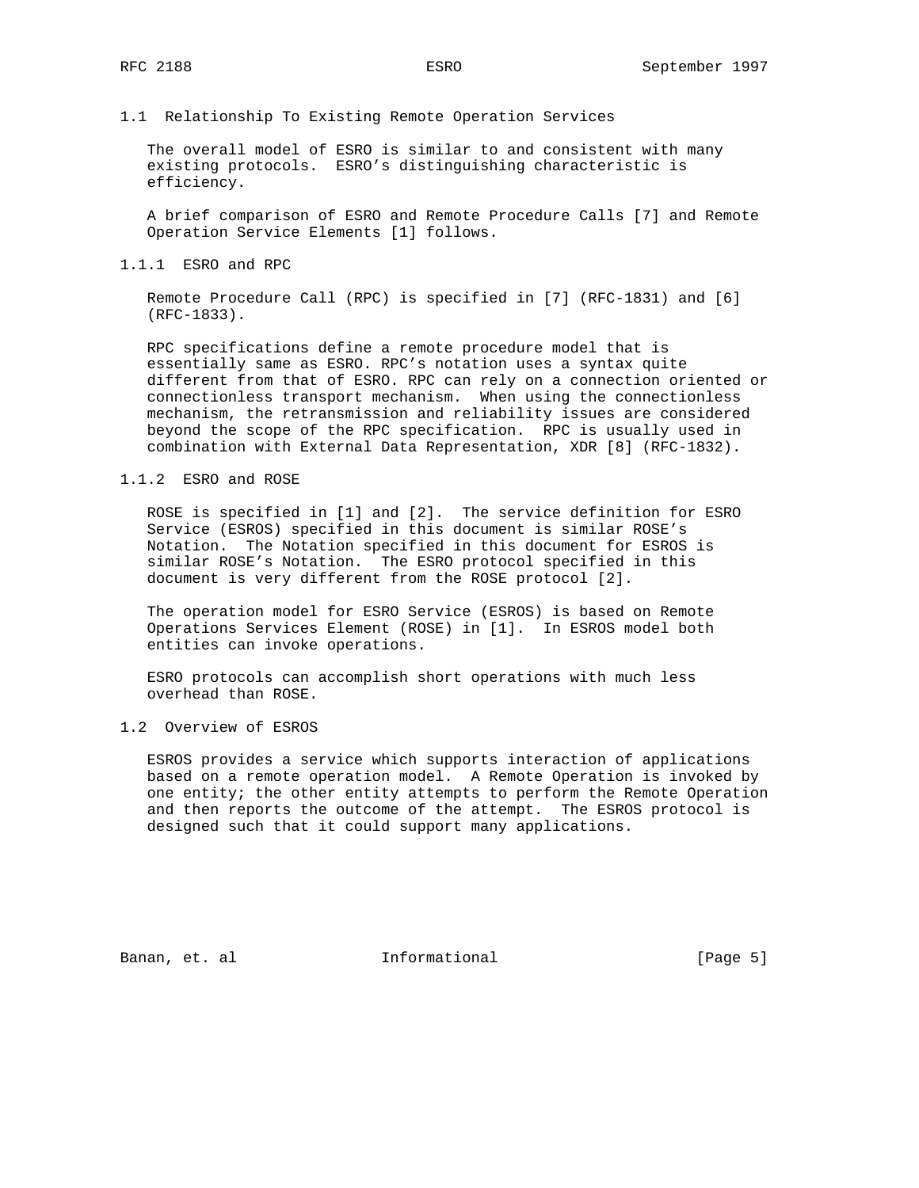## 1.1 Relationship To Existing Remote Operation Services

The overall model of ESRO is similar to and consistent with many existing protocols. ESRO's distinguishing characteristic is efficiency.

A brief comparison of ESRO and Remote Procedure Calls [7] and Remote Operation Service Elements [1] follows.

### 1.1.1 ESRO and RPC

Remote Procedure Call (RPC) is specified in [7] (RFC-1831) and [6] (RFC-1833).

RPC specifications define a remote procedure model that is essentially same as ESRO. RPC's notation uses a syntax quite different from that of ESRO. RPC can rely on a connection oriented or connectionless transport mechanism. When using the connectionless mechanism, the retransmission and reliability issues are considered beyond the scope of the RPC specification. RPC is usually used in combination with External Data Representation, XDR [8] (RFC-1832).

### 1.1.2 ESRO and ROSE

ROSE is specified in [1] and [2]. The service definition for ESRO Service (ESROS) specified in this document is similar ROSE's Notation. The Notation specified in this document for ESROS is similar ROSE's Notation. The ESRO protocol specified in this document is very different from the ROSE protocol [2].

The operation model for ESRO Service (ESROS) is based on Remote Operations Services Element (ROSE) in [1]. In ESROS model both entities can invoke operations.

ESRO protocols can accomplish short operations with much less overhead than ROSE.

## 1.2 Overview of ESROS

ESROS provides a service which supports interaction of applications based on a remote operation model. A Remote Operation is invoked by one entity; the other entity attempts to perform the Remote Operation and then reports the outcome of the attempt. The ESROS protocol is designed such that it could support many applications.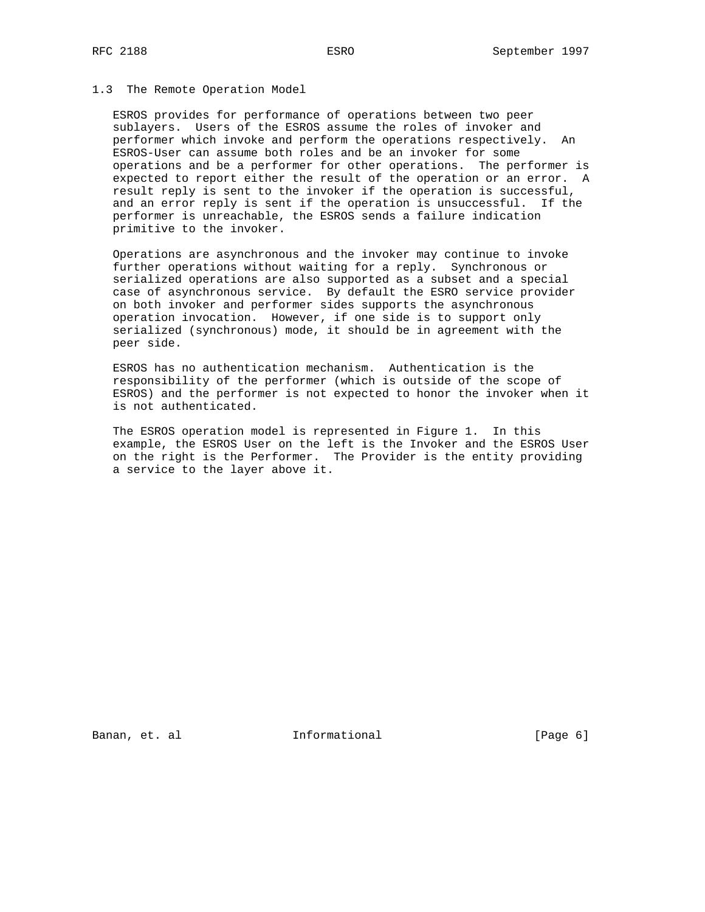### 1.3 The Remote Operation Model

ESROS provides for performance of operations between two peer sublayers. Users of the ESROS assume the roles of invoker and performer which invoke and perform the operations respectively. An ESROS-User can assume both roles and be an invoker for some operations and be a performer for other operations. The performer is expected to report either the result of the operation or an error. A result reply is sent to the invoker if the operation is successful, and an error reply is sent if the operation is unsuccessful. If the performer is unreachable, the ESROS sends a failure indication primitive to the invoker.

Operations are asynchronous and the invoker may continue to invoke further operations without waiting for a reply. Synchronous or serialized operations are also supported as a subset and a special case of asynchronous service. By default the ESRO service provider on both invoker and performer sides supports the asynchronous operation invocation. However, if one side is to support only serialized (synchronous) mode, it should be in agreement with the peer side.

ESROS has no authentication mechanism. Authentication is the responsibility of the performer (which is outside of the scope of ESROS) and the performer is not expected to honor the invoker when it is not authenticated.

The ESROS operation model is represented in Figure 1. In this example, the ESROS User on the left is the Invoker and the ESROS User on the right is the Performer. The Provider is the entity providing a service to the layer above it.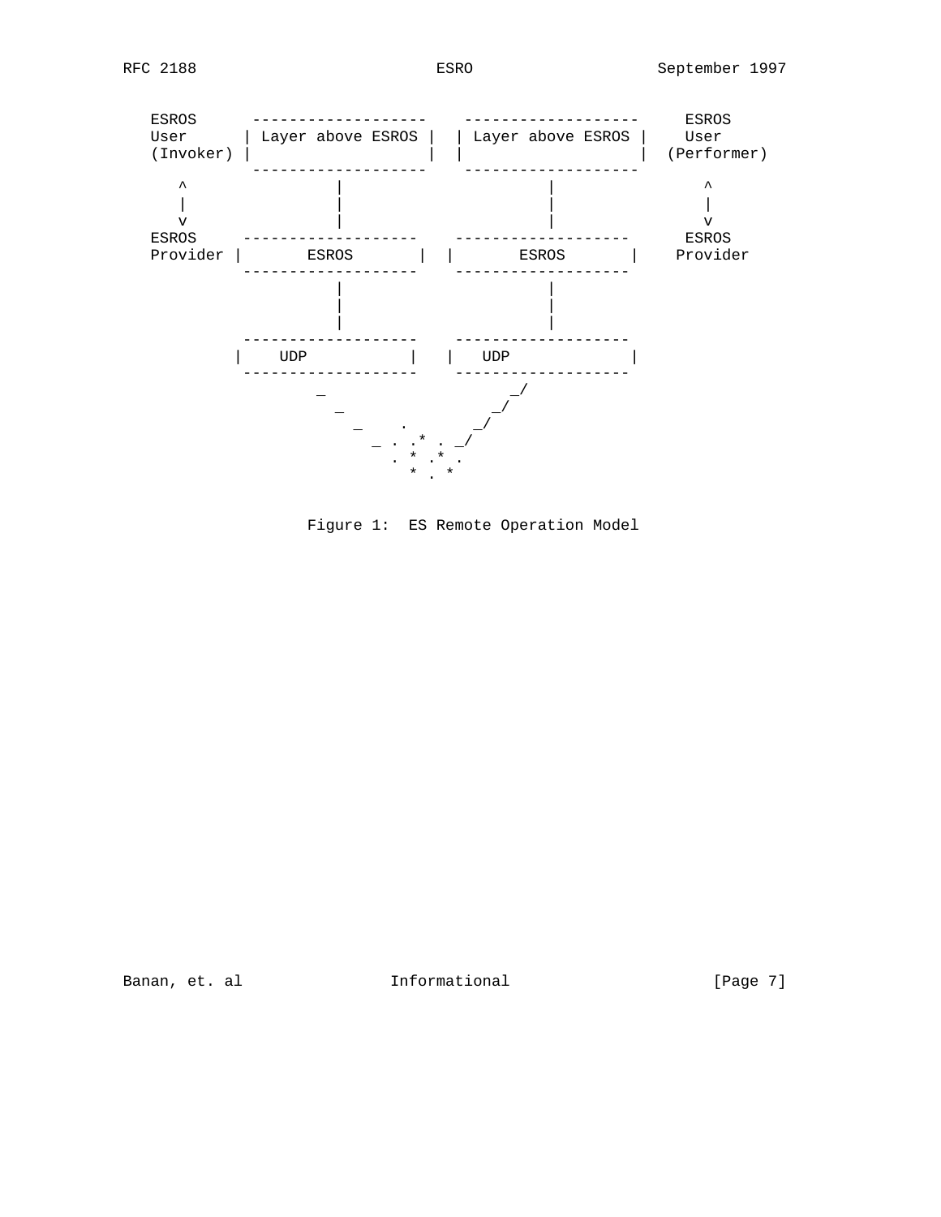```
   ESROS      -------------------    -------------------     ESROS
   User      | Layer above ESROS |  | Layer above ESROS |    User
   (Invoker) |                   |  |                   |  (Performer)
              -------------------    -------------------
      ^               |                      |                  ^
      |               |                      |                  |
      v               |                      |                  v
   ESROS     -------------------    -------------------     ESROS
   Provider |       ESROS       |  |       ESROS       |    Provider
             -------------------    -------------------
                      |                      |
                      |                      |
                      |                      |
             -------------------    -------------------
            |    UDP            |  |   UDP             |
             -------------------    -------------------
                    _                      _/
                      _                  _/
                        _     .        _/
                          _ . .* . _/
                             . * .* .
                               * . *
```

Figure 1:  ES Remote Operation Model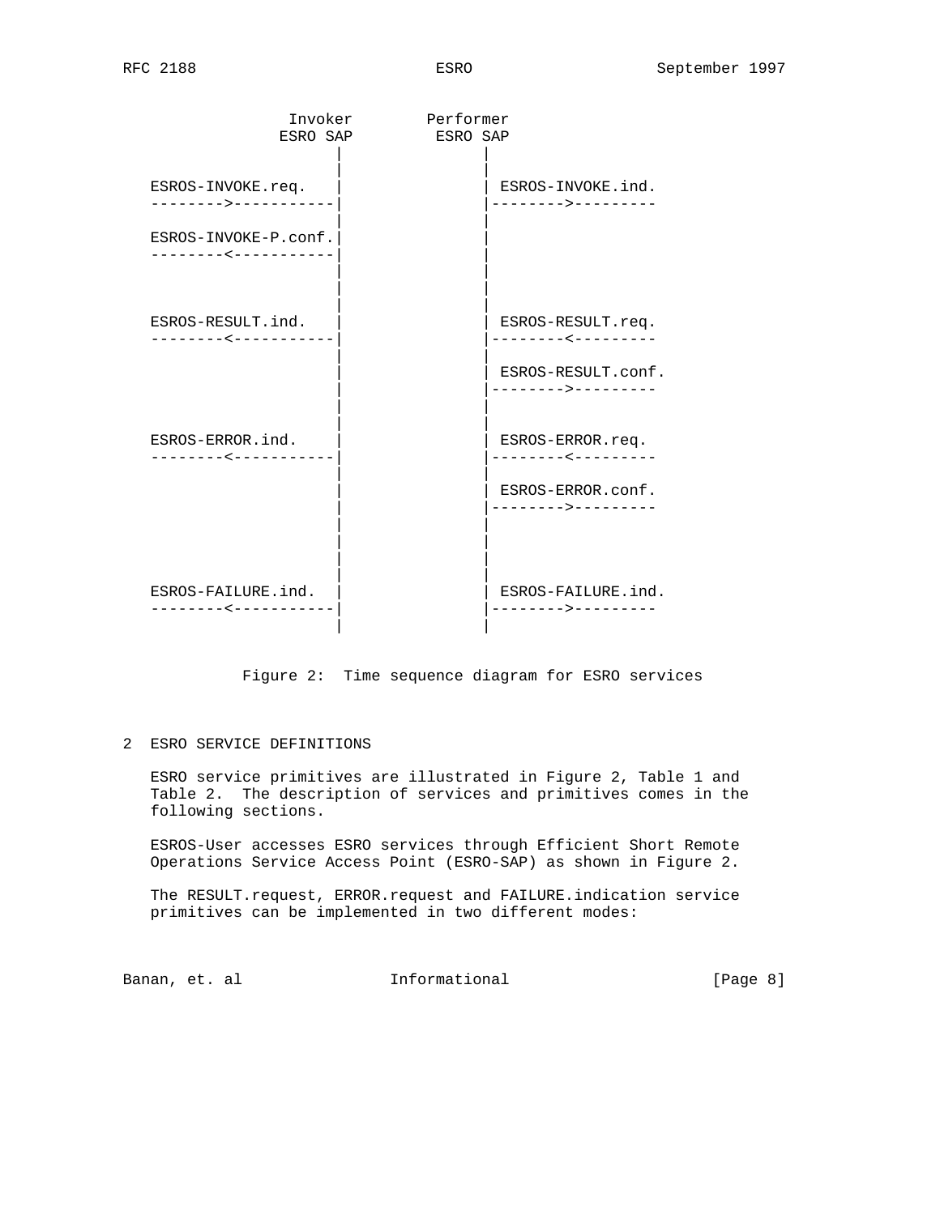```
               Invoker        Performer
              ESRO SAP         ESRO SAP
                  |              |
                  |              |
   ESROS-INVOKE.req.  |              | ESROS-INVOKE.ind.
   -------->-----------|              |-------->---------
                  |              |
   ESROS-INVOKE-P.conf.|              |
   --------<-----------|              |
                  |              |
                  |              |
                  |              |
   ESROS-RESULT.ind.  |              | ESROS-RESULT.req.
   --------<-----------|              |--------<---------
                  |              |
                  |              | ESROS-RESULT.conf.
                  |              |-------->---------
                  |              |
                  |              |
   ESROS-ERROR.ind.   |              | ESROS-ERROR.req.
   --------<-----------|              |--------<---------
                  |              |
                  |              | ESROS-ERROR.conf.
                  |              |-------->---------
                  |              |
                  |              |
                  |              |
                  |              |
   ESROS-FAILURE.ind.  |              | ESROS-FAILURE.ind.
   --------<-----------|              |-------->---------
                  |              |
```

Figure 2: Time sequence diagram for ESRO services

## 2 ESRO SERVICE DEFINITIONS

ESRO service primitives are illustrated in Figure 2, Table 1 and Table 2. The description of services and primitives comes in the following sections.

ESROS-User accesses ESRO services through Efficient Short Remote Operations Service Access Point (ESRO-SAP) as shown in Figure 2.

The RESULT.request, ERROR.request and FAILURE.indication service primitives can be implemented in two different modes: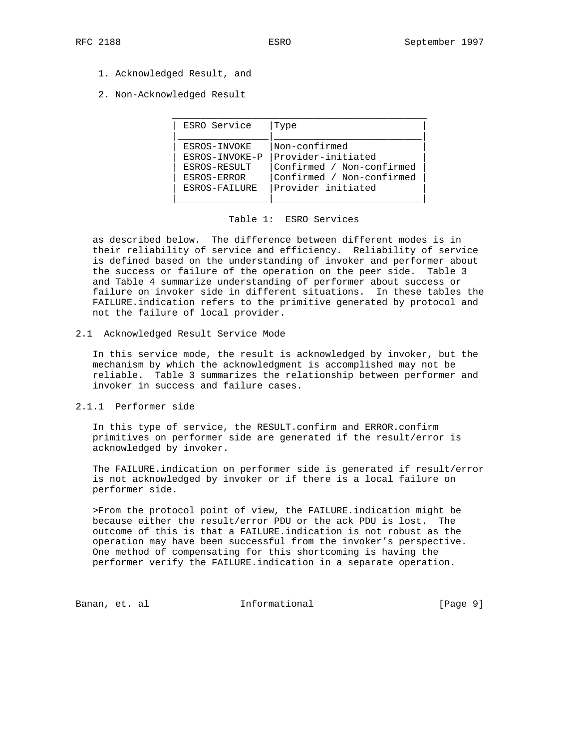1. Acknowledged Result, and
2. Non-Acknowledged Result

| ESRO Service | Type |
|---|---|
| ESROS-INVOKE | Non-confirmed |
| ESROS-INVOKE-P | Provider-initiated |
| ESROS-RESULT | Confirmed / Non-confirmed |
| ESROS-ERROR | Confirmed / Non-confirmed |
| ESROS-FAILURE | Provider initiated |

Table 1: ESRO Services

as described below. The difference between different modes is in their reliability of service and efficiency. Reliability of service is defined based on the understanding of invoker and performer about the success or failure of the operation on the peer side. Table 3 and Table 4 summarize understanding of performer about success or failure on invoker side in different situations. In these tables the FAILURE.indication refers to the primitive generated by protocol and not the failure of local provider.

## 2.1 Acknowledged Result Service Mode

In this service mode, the result is acknowledged by invoker, but the mechanism by which the acknowledgment is accomplished may not be reliable. Table 3 summarizes the relationship between performer and invoker in success and failure cases.

### 2.1.1 Performer side

In this type of service, the RESULT.confirm and ERROR.confirm primitives on performer side are generated if the result/error is acknowledged by invoker.

The FAILURE.indication on performer side is generated if result/error is not acknowledged by invoker or if there is a local failure on performer side.

>From the protocol point of view, the FAILURE.indication might be because either the result/error PDU or the ack PDU is lost. The outcome of this is that a FAILURE.indication is not robust as the operation may have been successful from the invoker's perspective. One method of compensating for this shortcoming is having the performer verify the FAILURE.indication in a separate operation.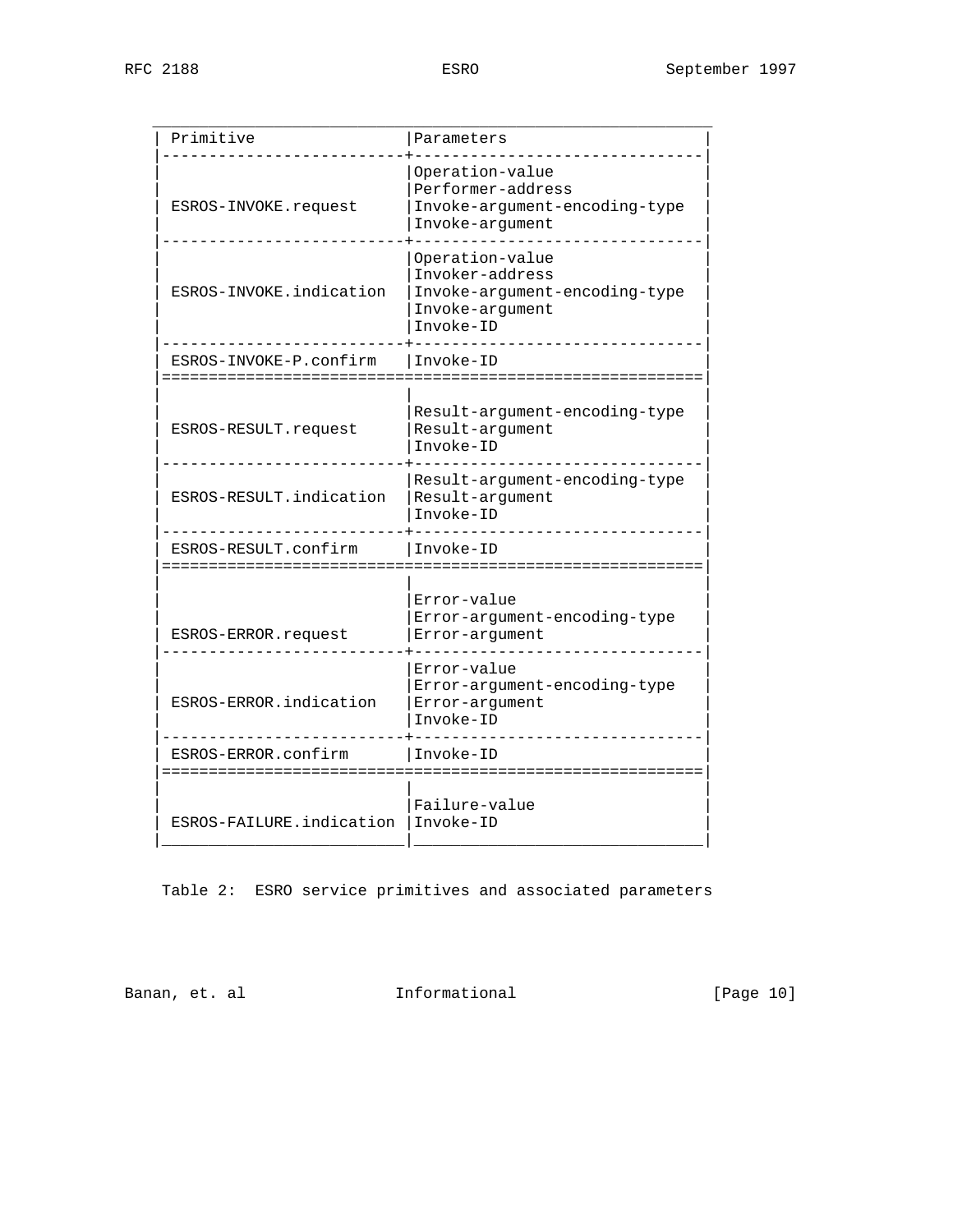| Primitive | Parameters |
| --- | --- |
| ESROS-INVOKE.request | Operation-value<br>Performer-address<br>Invoke-argument-encoding-type<br>Invoke-argument |
| ESROS-INVOKE.indication | Operation-value<br>Invoker-address<br>Invoke-argument-encoding-type<br>Invoke-argument<br>Invoke-ID |
| ESROS-INVOKE-P.confirm | Invoke-ID |
| ESROS-RESULT.request | Result-argument-encoding-type<br>Result-argument<br>Invoke-ID |
| ESROS-RESULT.indication | Result-argument-encoding-type<br>Result-argument<br>Invoke-ID |
| ESROS-RESULT.confirm | Invoke-ID |
| ESROS-ERROR.request | Error-value<br>Error-argument-encoding-type<br>Error-argument |
| ESROS-ERROR.indication | Error-value<br>Error-argument-encoding-type<br>Error-argument<br>Invoke-ID |
| ESROS-ERROR.confirm | Invoke-ID |
| ESROS-FAILURE.indication | Failure-value<br>Invoke-ID |

Table 2: ESRO service primitives and associated parameters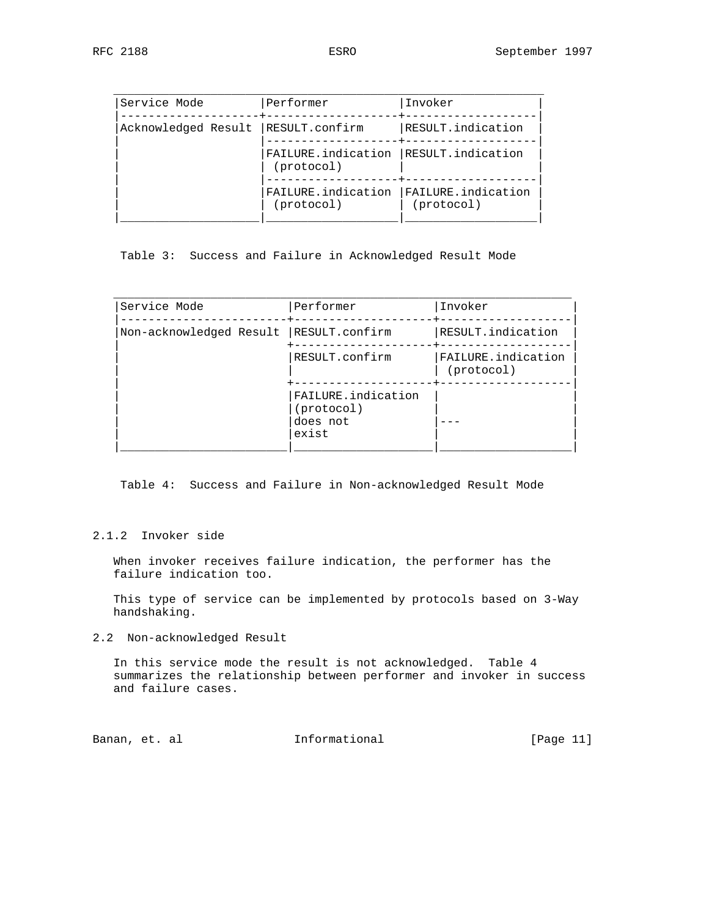| Service Mode | Performer | Invoker |
| --- | --- | --- |
| Acknowledged Result | RESULT.confirm | RESULT.indication |
| | FAILURE.indication (protocol) | RESULT.indication |
| | FAILURE.indication (protocol) | FAILURE.indication (protocol) |

Table 3: Success and Failure in Acknowledged Result Mode

| Service Mode | Performer | Invoker |
| --- | --- | --- |
| Non-acknowledged Result | RESULT.confirm | RESULT.indication |
| | RESULT.confirm | FAILURE.indication (protocol) |
| | FAILURE.indication (protocol) does not exist | --- |

Table 4: Success and Failure in Non-acknowledged Result Mode

### 2.1.2 Invoker side

When invoker receives failure indication, the performer has the failure indication too.

This type of service can be implemented by protocols based on 3-Way handshaking.

## 2.2 Non-acknowledged Result

In this service mode the result is not acknowledged. Table 4 summarizes the relationship between performer and invoker in success and failure cases.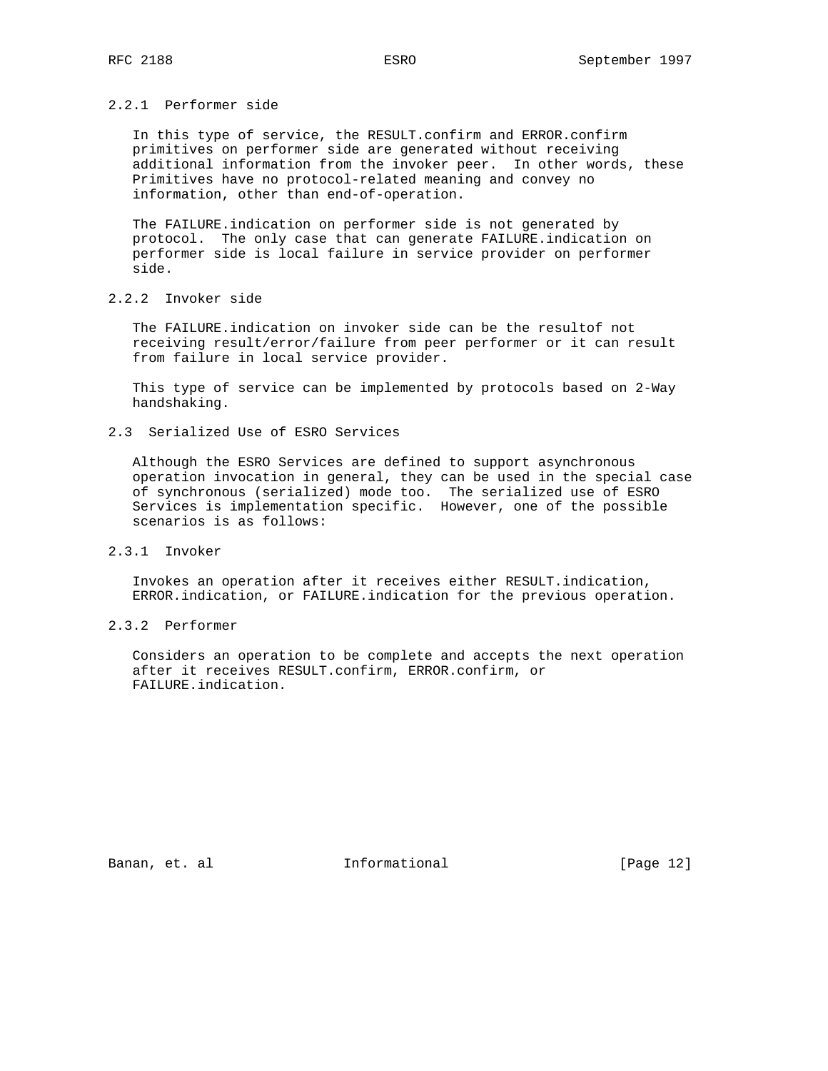#### 2.2.1 Performer side

In this type of service, the RESULT.confirm and ERROR.confirm primitives on performer side are generated without receiving additional information from the invoker peer. In other words, these Primitives have no protocol-related meaning and convey no information, other than end-of-operation.

The FAILURE.indication on performer side is not generated by protocol. The only case that can generate FAILURE.indication on performer side is local failure in service provider on performer side.

#### 2.2.2 Invoker side

The FAILURE.indication on invoker side can be the resultof not receiving result/error/failure from peer performer or it can result from failure in local service provider.

This type of service can be implemented by protocols based on 2-Way handshaking.

### 2.3 Serialized Use of ESRO Services

Although the ESRO Services are defined to support asynchronous operation invocation in general, they can be used in the special case of synchronous (serialized) mode too. The serialized use of ESRO Services is implementation specific. However, one of the possible scenarios is as follows:

#### 2.3.1 Invoker

Invokes an operation after it receives either RESULT.indication, ERROR.indication, or FAILURE.indication for the previous operation.

#### 2.3.2 Performer

Considers an operation to be complete and accepts the next operation after it receives RESULT.confirm, ERROR.confirm, or FAILURE.indication.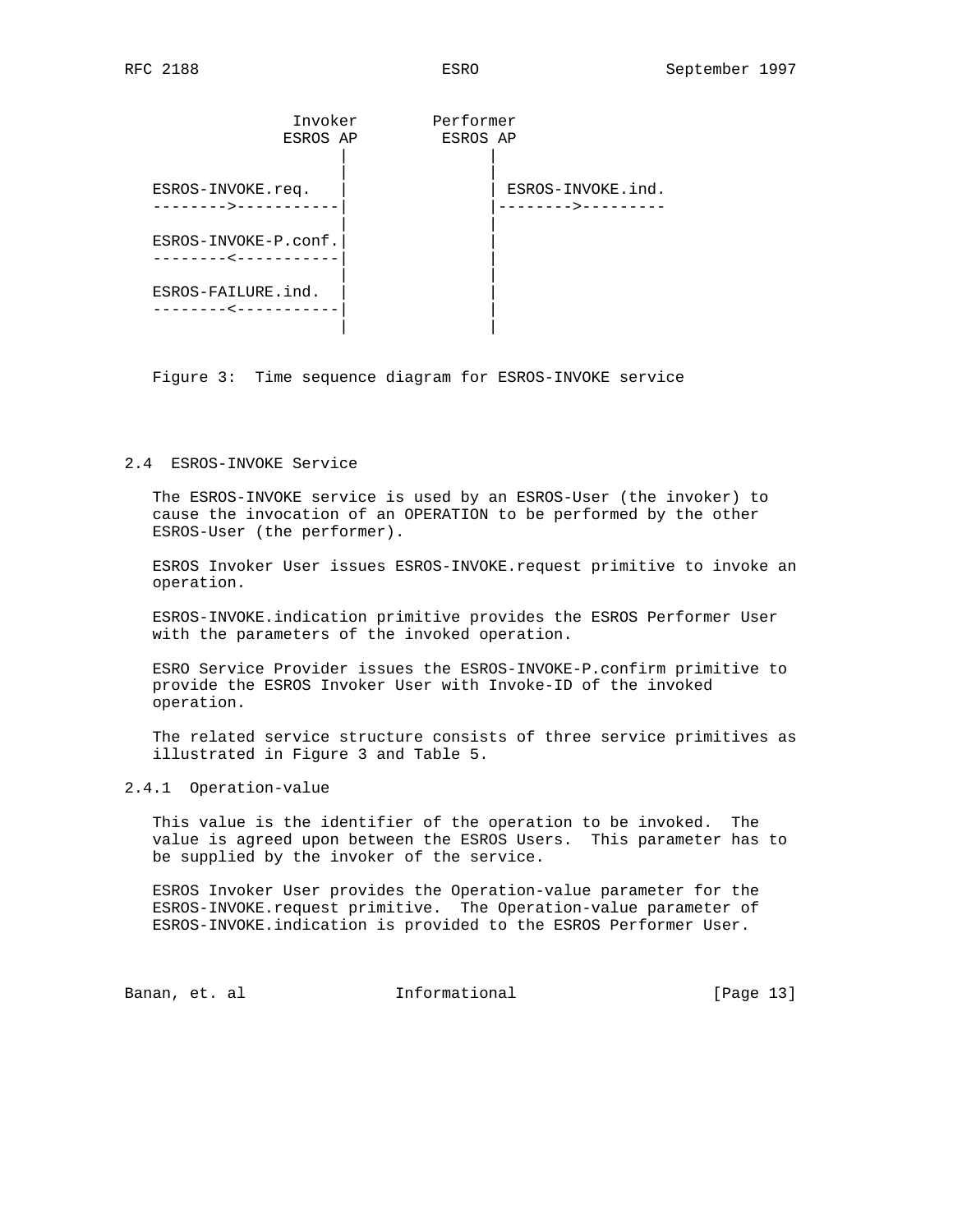```
                Invoker        Performer
               ESROS AP         ESROS AP
                      |              |
                      |              |
   ESROS-INVOKE.req.  |              | ESROS-INVOKE.ind.
   -------->-----------|              |-------->---------
                      |              |
   ESROS-INVOKE-P.conf.|              |
   --------<-----------|              |
                      |              |
   ESROS-FAILURE.ind.  |              |
   --------<-----------|              |
                      |              |
```

Figure 3: Time sequence diagram for ESROS-INVOKE service

## 2.4 ESROS-INVOKE Service

The ESROS-INVOKE service is used by an ESROS-User (the invoker) to cause the invocation of an OPERATION to be performed by the other ESROS-User (the performer).

ESROS Invoker User issues ESROS-INVOKE.request primitive to invoke an operation.

ESROS-INVOKE.indication primitive provides the ESROS Performer User with the parameters of the invoked operation.

ESRO Service Provider issues the ESROS-INVOKE-P.confirm primitive to provide the ESROS Invoker User with Invoke-ID of the invoked operation.

The related service structure consists of three service primitives as illustrated in Figure 3 and Table 5.

### 2.4.1 Operation-value

This value is the identifier of the operation to be invoked. The value is agreed upon between the ESROS Users. This parameter has to be supplied by the invoker of the service.

ESROS Invoker User provides the Operation-value parameter for the ESROS-INVOKE.request primitive. The Operation-value parameter of ESROS-INVOKE.indication is provided to the ESROS Performer User.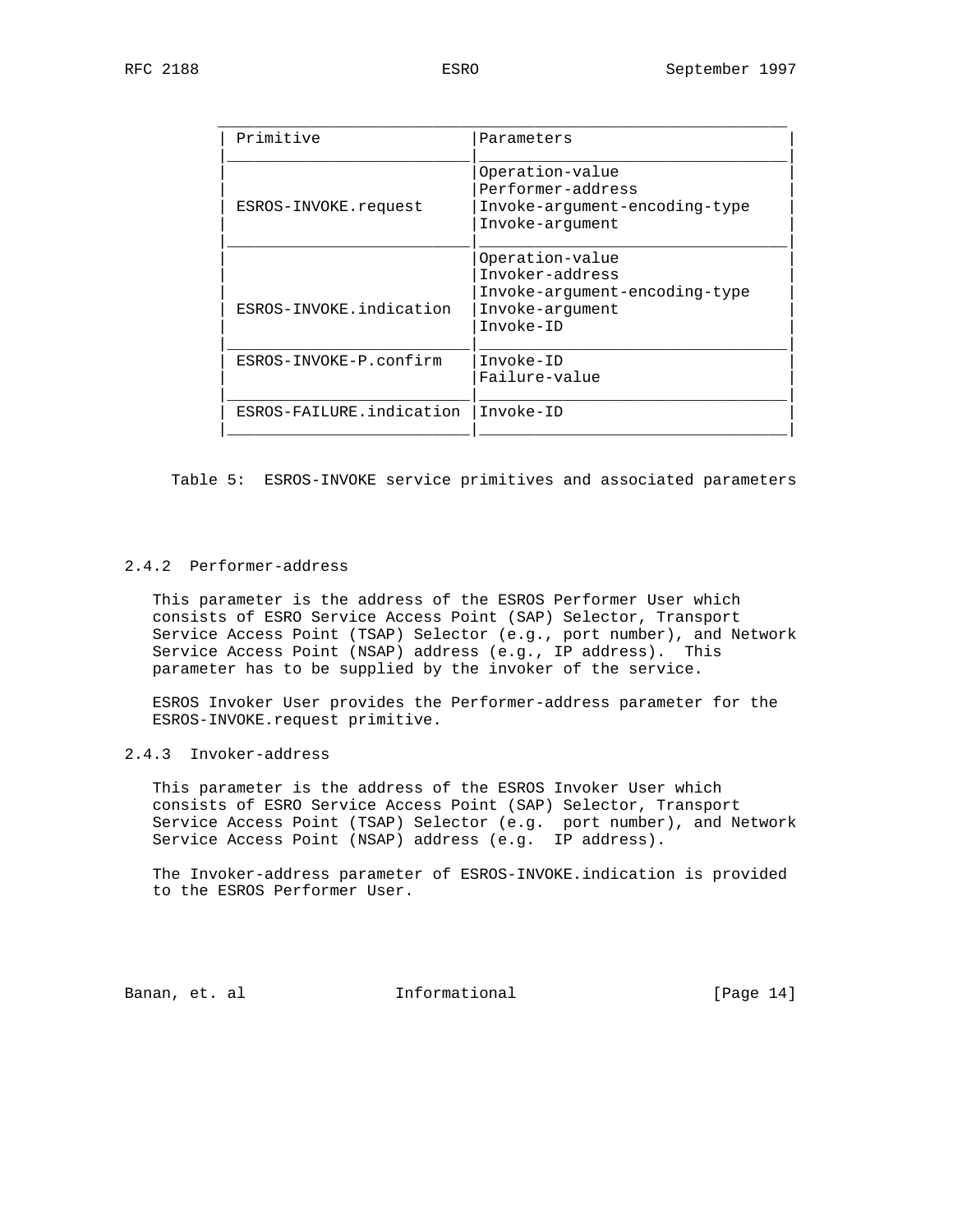| Primitive | Parameters |
|---|---|
| ESROS-INVOKE.request | Operation-value<br>Performer-address<br>Invoke-argument-encoding-type<br>Invoke-argument |
| ESROS-INVOKE.indication | Operation-value<br>Invoker-address<br>Invoke-argument-encoding-type<br>Invoke-argument<br>Invoke-ID |
| ESROS-INVOKE-P.confirm | Invoke-ID<br>Failure-value |
| ESROS-FAILURE.indication | Invoke-ID |

Table 5: ESROS-INVOKE service primitives and associated parameters

### 2.4.2 Performer-address

This parameter is the address of the ESROS Performer User which consists of ESRO Service Access Point (SAP) Selector, Transport Service Access Point (TSAP) Selector (e.g., port number), and Network Service Access Point (NSAP) address (e.g., IP address). This parameter has to be supplied by the invoker of the service.

ESROS Invoker User provides the Performer-address parameter for the ESROS-INVOKE.request primitive.

### 2.4.3 Invoker-address

This parameter is the address of the ESROS Invoker User which consists of ESRO Service Access Point (SAP) Selector, Transport Service Access Point (TSAP) Selector (e.g. port number), and Network Service Access Point (NSAP) address (e.g. IP address).

The Invoker-address parameter of ESROS-INVOKE.indication is provided to the ESROS Performer User.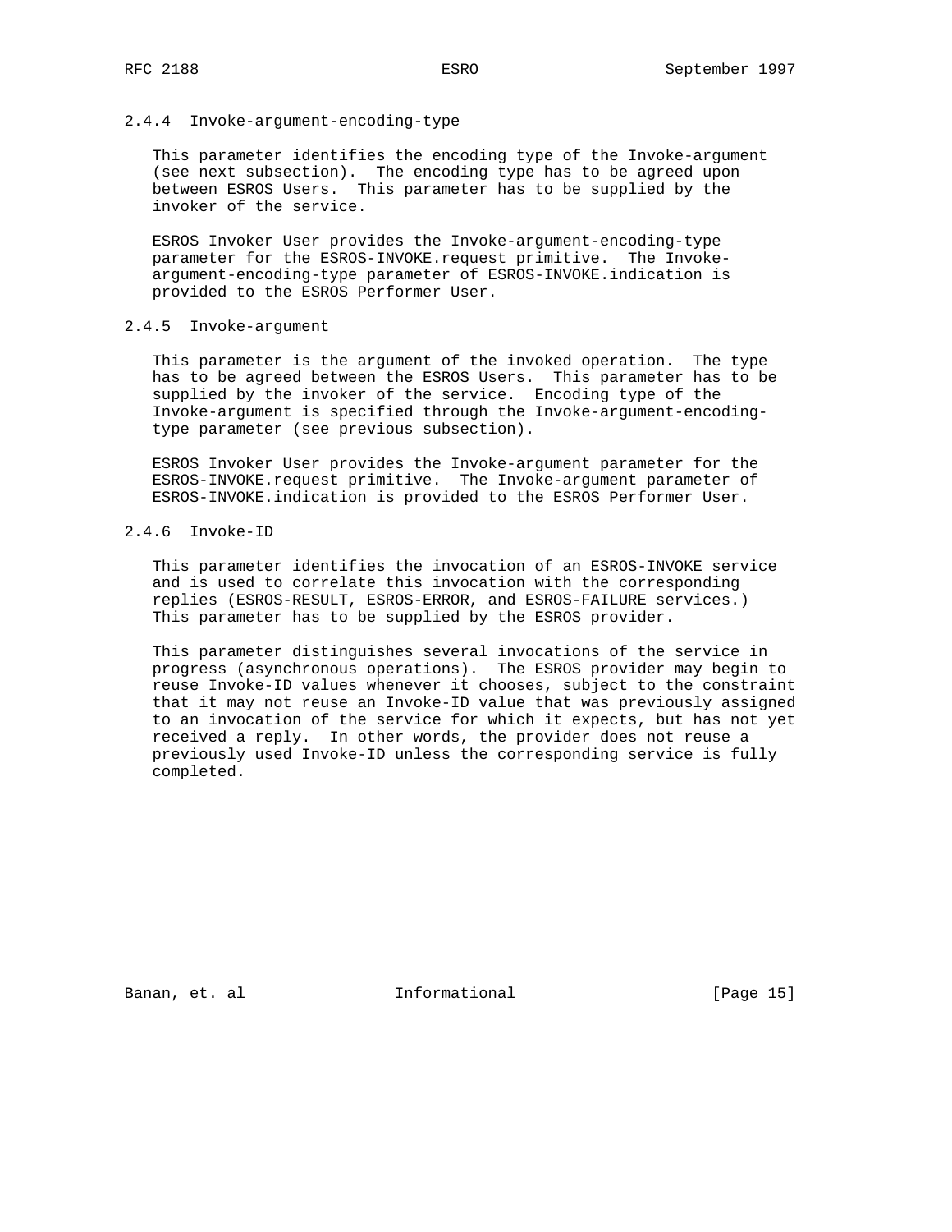### 2.4.4 Invoke-argument-encoding-type

This parameter identifies the encoding type of the Invoke-argument (see next subsection). The encoding type has to be agreed upon between ESROS Users. This parameter has to be supplied by the invoker of the service.

ESROS Invoker User provides the Invoke-argument-encoding-type parameter for the ESROS-INVOKE.request primitive. The Invoke-argument-encoding-type parameter of ESROS-INVOKE.indication is provided to the ESROS Performer User.

### 2.4.5 Invoke-argument

This parameter is the argument of the invoked operation. The type has to be agreed between the ESROS Users. This parameter has to be supplied by the invoker of the service. Encoding type of the Invoke-argument is specified through the Invoke-argument-encoding-type parameter (see previous subsection).

ESROS Invoker User provides the Invoke-argument parameter for the ESROS-INVOKE.request primitive. The Invoke-argument parameter of ESROS-INVOKE.indication is provided to the ESROS Performer User.

### 2.4.6 Invoke-ID

This parameter identifies the invocation of an ESROS-INVOKE service and is used to correlate this invocation with the corresponding replies (ESROS-RESULT, ESROS-ERROR, and ESROS-FAILURE services.) This parameter has to be supplied by the ESROS provider.

This parameter distinguishes several invocations of the service in progress (asynchronous operations). The ESROS provider may begin to reuse Invoke-ID values whenever it chooses, subject to the constraint that it may not reuse an Invoke-ID value that was previously assigned to an invocation of the service for which it expects, but has not yet received a reply. In other words, the provider does not reuse a previously used Invoke-ID unless the corresponding service is fully completed.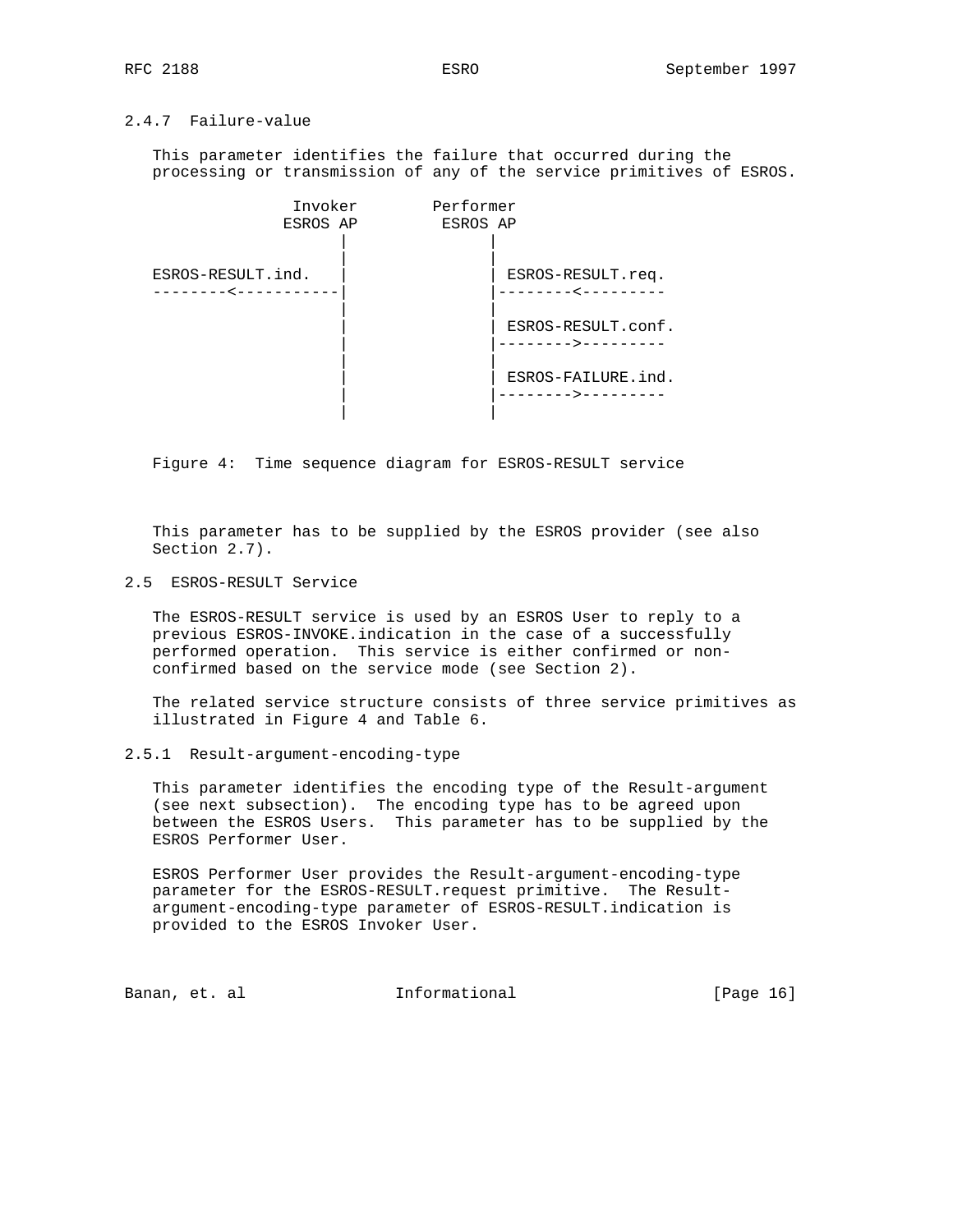### 2.4.7 Failure-value

This parameter identifies the failure that occurred during the processing or transmission of any of the service primitives of ESROS.

```
               Invoker        Performer
              ESROS AP         ESROS AP
                    |               |
                    |               |
ESROS-RESULT.ind.   |               | ESROS-RESULT.req.
--------<-----------|               |--------<---------
                    |               |
                    |               | ESROS-RESULT.conf.
                    |               |-------->---------
                    |               |
                    |               | ESROS-FAILURE.ind.
                    |               |-------->---------
                    |               |
```

Figure 4: Time sequence diagram for ESROS-RESULT service

This parameter has to be supplied by the ESROS provider (see also Section 2.7).

## 2.5 ESROS-RESULT Service

The ESROS-RESULT service is used by an ESROS User to reply to a previous ESROS-INVOKE.indication in the case of a successfully performed operation. This service is either confirmed or non-confirmed based on the service mode (see Section 2).

The related service structure consists of three service primitives as illustrated in Figure 4 and Table 6.

### 2.5.1 Result-argument-encoding-type

This parameter identifies the encoding type of the Result-argument (see next subsection). The encoding type has to be agreed upon between the ESROS Users. This parameter has to be supplied by the ESROS Performer User.

ESROS Performer User provides the Result-argument-encoding-type parameter for the ESROS-RESULT.request primitive. The Result-argument-encoding-type parameter of ESROS-RESULT.indication is provided to the ESROS Invoker User.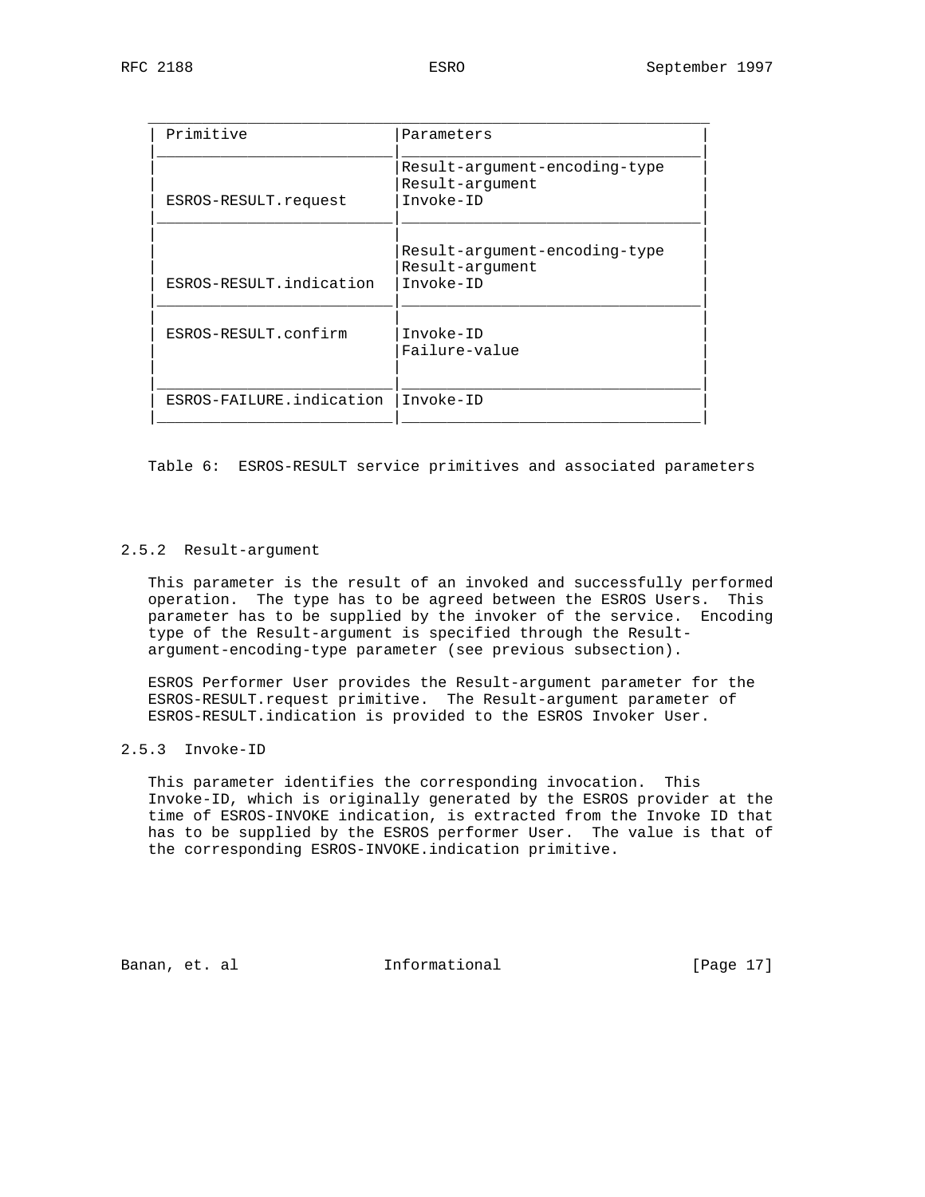| Primitive | Parameters |
| --- | --- |
| ESROS-RESULT.request | Result-argument-encoding-type<br>Result-argument<br>Invoke-ID |
| ESROS-RESULT.indication | Result-argument-encoding-type<br>Result-argument<br>Invoke-ID |
| ESROS-RESULT.confirm | Invoke-ID<br>Failure-value |
| ESROS-FAILURE.indication | Invoke-ID |

Table 6: ESROS-RESULT service primitives and associated parameters

### 2.5.2 Result-argument

This parameter is the result of an invoked and successfully performed operation. The type has to be agreed between the ESROS Users. This parameter has to be supplied by the invoker of the service. Encoding type of the Result-argument is specified through the Result-argument-encoding-type parameter (see previous subsection).

ESROS Performer User provides the Result-argument parameter for the ESROS-RESULT.request primitive. The Result-argument parameter of ESROS-RESULT.indication is provided to the ESROS Invoker User.

### 2.5.3 Invoke-ID

This parameter identifies the corresponding invocation. This Invoke-ID, which is originally generated by the ESROS provider at the time of ESROS-INVOKE indication, is extracted from the Invoke ID that has to be supplied by the ESROS performer User. The value is that of the corresponding ESROS-INVOKE.indication primitive.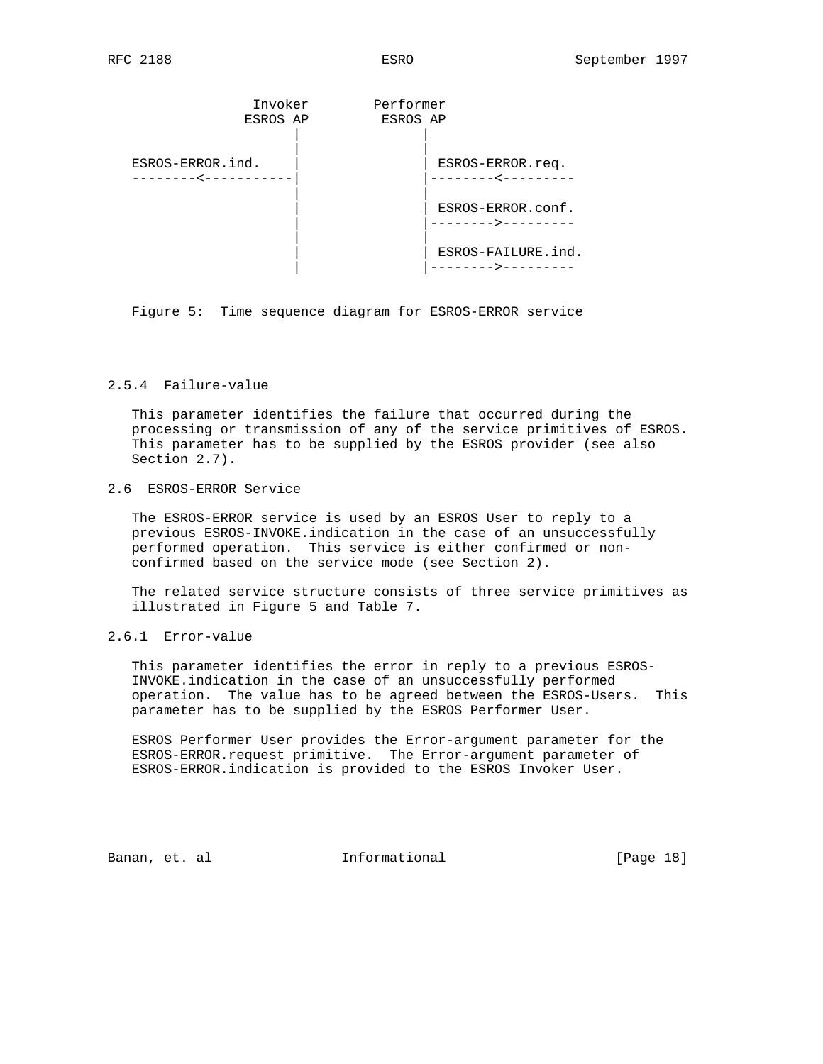```
              Invoker        Performer
             ESROS AP        ESROS AP
                 |               |
                 |               |
 ESROS-ERROR.ind.|               | ESROS-ERROR.req.
 --------<-------|               |--------<---------
                 |               |
                 |               | ESROS-ERROR.conf.
                 |               |-------->---------
                 |               |
                 |               | ESROS-FAILURE.ind.
                 |               |-------->---------
```

Figure 5: Time sequence diagram for ESROS-ERROR service

### 2.5.4 Failure-value

This parameter identifies the failure that occurred during the processing or transmission of any of the service primitives of ESROS. This parameter has to be supplied by the ESROS provider (see also Section 2.7).

## 2.6 ESROS-ERROR Service

The ESROS-ERROR service is used by an ESROS User to reply to a previous ESROS-INVOKE.indication in the case of an unsuccessfully performed operation. This service is either confirmed or non-confirmed based on the service mode (see Section 2).

The related service structure consists of three service primitives as illustrated in Figure 5 and Table 7.

### 2.6.1 Error-value

This parameter identifies the error in reply to a previous ESROS-INVOKE.indication in the case of an unsuccessfully performed operation. The value has to be agreed between the ESROS-Users. This parameter has to be supplied by the ESROS Performer User.

ESROS Performer User provides the Error-argument parameter for the ESROS-ERROR.request primitive. The Error-argument parameter of ESROS-ERROR.indication is provided to the ESROS Invoker User.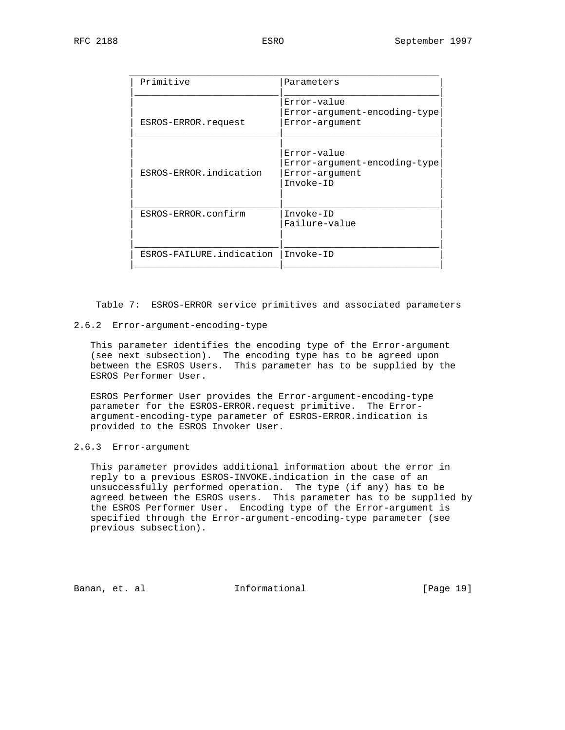| Primitive | Parameters |
| --- | --- |
| ESROS-ERROR.request | Error-value<br>Error-argument-encoding-type<br>Error-argument |
| ESROS-ERROR.indication | Error-value<br>Error-argument-encoding-type<br>Error-argument<br>Invoke-ID |
| ESROS-ERROR.confirm | Invoke-ID<br>Failure-value |
| ESROS-FAILURE.indication | Invoke-ID |

Table 7: ESROS-ERROR service primitives and associated parameters

### 2.6.2 Error-argument-encoding-type

This parameter identifies the encoding type of the Error-argument (see next subsection). The encoding type has to be agreed upon between the ESROS Users. This parameter has to be supplied by the ESROS Performer User.

ESROS Performer User provides the Error-argument-encoding-type parameter for the ESROS-ERROR.request primitive. The Error-argument-encoding-type parameter of ESROS-ERROR.indication is provided to the ESROS Invoker User.

### 2.6.3 Error-argument

This parameter provides additional information about the error in reply to a previous ESROS-INVOKE.indication in the case of an unsuccessfully performed operation. The type (if any) has to be agreed between the ESROS users. This parameter has to be supplied by the ESROS Performer User. Encoding type of the Error-argument is specified through the Error-argument-encoding-type parameter (see previous subsection).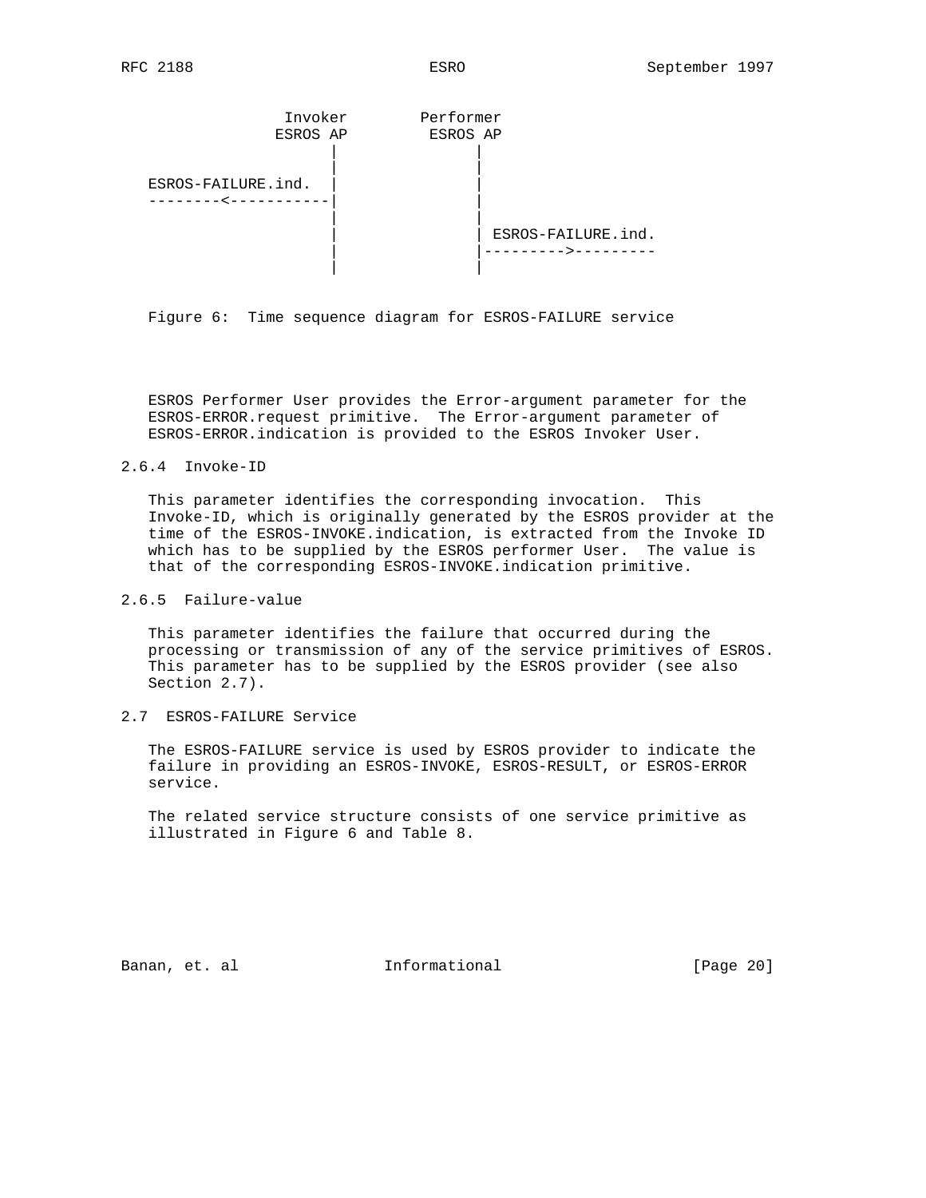```
              Invoker        Performer
             ESROS AP         ESROS AP
                 |               |
                 |               |
ESROS-FAILURE.ind.  |               |
--------<-----------|               |
                 |               |
                 |               | ESROS-FAILURE.ind.
                 |               |--------->---------
                 |               |
```

Figure 6: Time sequence diagram for ESROS-FAILURE service

ESROS Performer User provides the Error-argument parameter for the ESROS-ERROR.request primitive. The Error-argument parameter of ESROS-ERROR.indication is provided to the ESROS Invoker User.

### 2.6.4 Invoke-ID

This parameter identifies the corresponding invocation. This Invoke-ID, which is originally generated by the ESROS provider at the time of the ESROS-INVOKE.indication, is extracted from the Invoke ID which has to be supplied by the ESROS performer User. The value is that of the corresponding ESROS-INVOKE.indication primitive.

### 2.6.5 Failure-value

This parameter identifies the failure that occurred during the processing or transmission of any of the service primitives of ESROS. This parameter has to be supplied by the ESROS provider (see also Section 2.7).

## 2.7 ESROS-FAILURE Service

The ESROS-FAILURE service is used by ESROS provider to indicate the failure in providing an ESROS-INVOKE, ESROS-RESULT, or ESROS-ERROR service.

The related service structure consists of one service primitive as illustrated in Figure 6 and Table 8.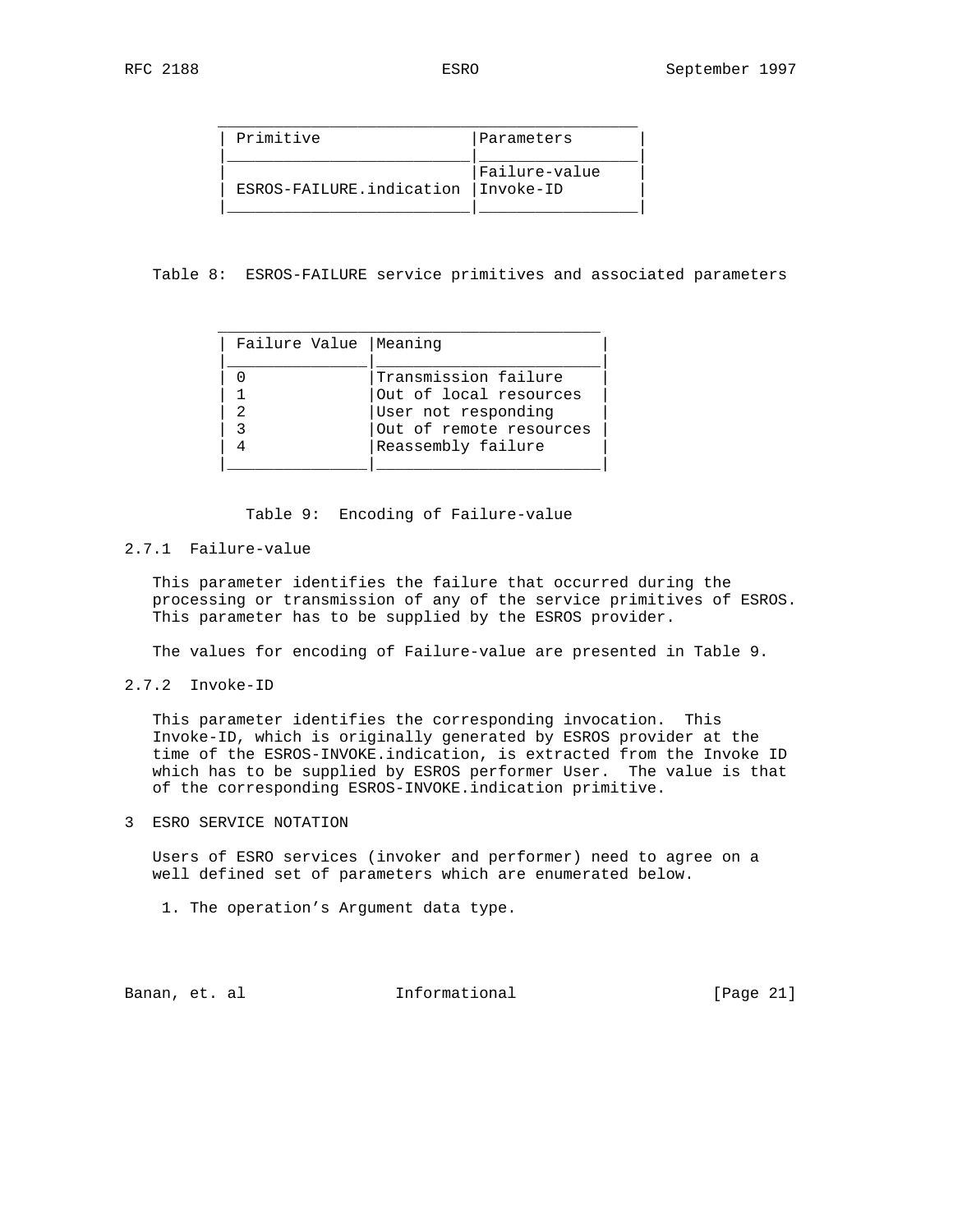| Primitive | Parameters |
|---|---|
| ESROS-FAILURE.indication | Failure-value<br>Invoke-ID |

Table 8: ESROS-FAILURE service primitives and associated parameters

| Failure Value | Meaning |
|---|---|
| 0 | Transmission failure |
| 1 | Out of local resources |
| 2 | User not responding |
| 3 | Out of remote resources |
| 4 | Reassembly failure |

Table 9: Encoding of Failure-value

### 2.7.1 Failure-value

This parameter identifies the failure that occurred during the processing or transmission of any of the service primitives of ESROS. This parameter has to be supplied by the ESROS provider.

The values for encoding of Failure-value are presented in Table 9.

### 2.7.2 Invoke-ID

This parameter identifies the corresponding invocation. This Invoke-ID, which is originally generated by ESROS provider at the time of the ESROS-INVOKE.indication, is extracted from the Invoke ID which has to be supplied by ESROS performer User. The value is that of the corresponding ESROS-INVOKE.indication primitive.

## 3 ESRO SERVICE NOTATION

Users of ESRO services (invoker and performer) need to agree on a well defined set of parameters which are enumerated below.

1. The operation's Argument data type.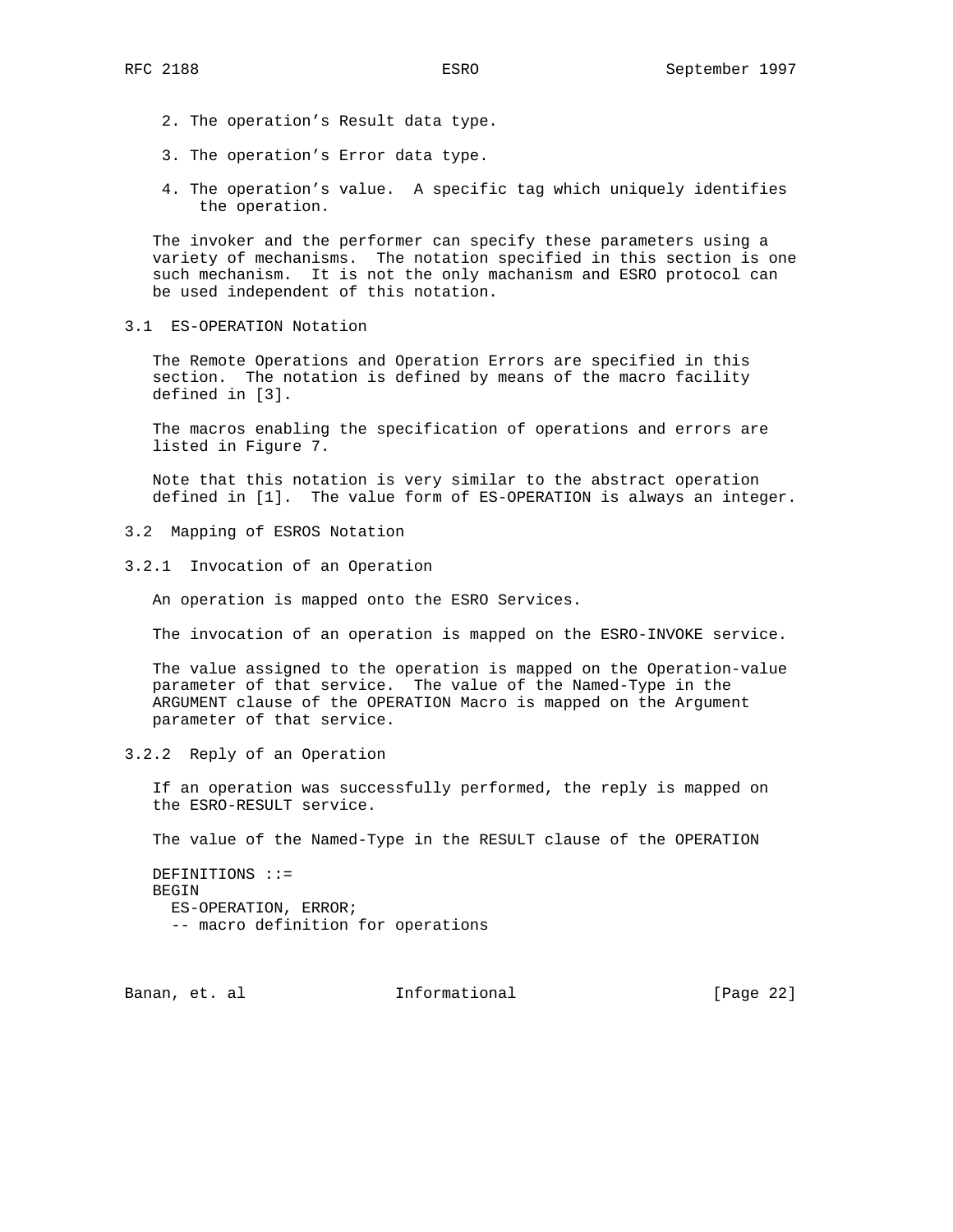2. The operation’s Result data type.

3. The operation’s Error data type.

4. The operation’s value. A specific tag which uniquely identifies the operation.

The invoker and the performer can specify these parameters using a variety of mechanisms. The notation specified in this section is one such mechanism. It is not the only machanism and ESRO protocol can be used independent of this notation.

### 3.1 ES-OPERATION Notation

The Remote Operations and Operation Errors are specified in this section. The notation is defined by means of the macro facility defined in [3].

The macros enabling the specification of operations and errors are listed in Figure 7.

Note that this notation is very similar to the abstract operation defined in [1]. The value form of ES-OPERATION is always an integer.

### 3.2 Mapping of ESROS Notation

#### 3.2.1 Invocation of an Operation

An operation is mapped onto the ESRO Services.

The invocation of an operation is mapped on the ESRO-INVOKE service.

The value assigned to the operation is mapped on the Operation-value parameter of that service. The value of the Named-Type in the ARGUMENT clause of the OPERATION Macro is mapped on the Argument parameter of that service.

#### 3.2.2 Reply of an Operation

If an operation was successfully performed, the reply is mapped on the ESRO-RESULT service.

The value of the Named-Type in the RESULT clause of the OPERATION

```
DEFINITIONS ::=
BEGIN
  ES-OPERATION, ERROR;
  -- macro definition for operations
```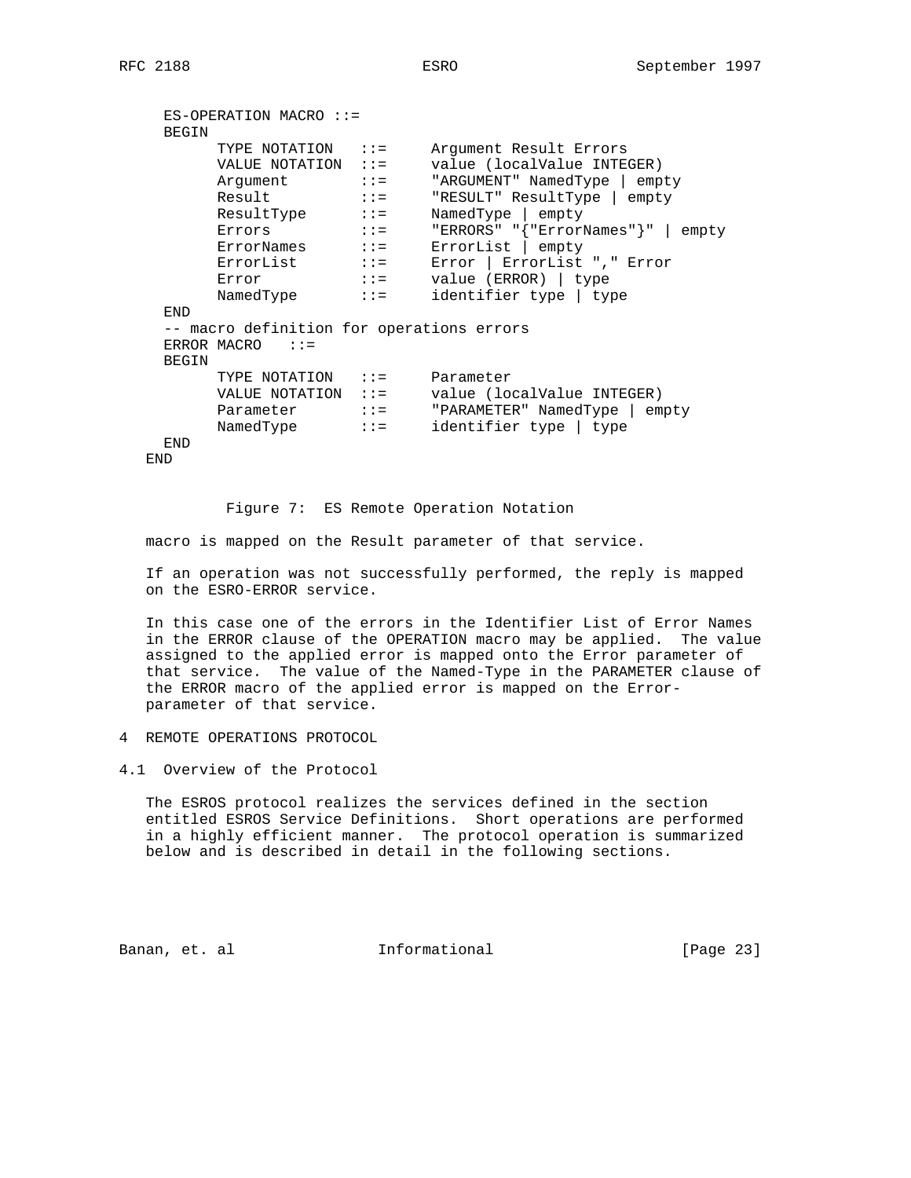```
     ES-OPERATION MACRO ::=
     BEGIN
           TYPE NOTATION   ::=     Argument Result Errors
           VALUE NOTATION  ::=     value (localValue INTEGER)
           Argument        ::=     "ARGUMENT" NamedType | empty
           Result          ::=     "RESULT" ResultType | empty
           ResultType      ::=     NamedType | empty
           Errors          ::=     "ERRORS" "{"ErrorNames"}" | empty
           ErrorNames      ::=     ErrorList | empty
           ErrorList       ::=     Error | ErrorList "," Error
           Error           ::=     value (ERROR) | type
           NamedType       ::=     identifier type | type
     END
     -- macro definition for operations errors
     ERROR MACRO   ::=
     BEGIN
           TYPE NOTATION   ::=     Parameter
           VALUE NOTATION  ::=     value (localValue INTEGER)
           Parameter       ::=     "PARAMETER" NamedType | empty
           NamedType       ::=     identifier type | type
     END
   END
```

Figure 7: ES Remote Operation Notation

macro is mapped on the Result parameter of that service.

If an operation was not successfully performed, the reply is mapped on the ESRO-ERROR service.

In this case one of the errors in the Identifier List of Error Names in the ERROR clause of the OPERATION macro may be applied. The value assigned to the applied error is mapped onto the Error parameter of that service. The value of the Named-Type in the PARAMETER clause of the ERROR macro of the applied error is mapped on the Error-parameter of that service.

# 4 REMOTE OPERATIONS PROTOCOL

## 4.1 Overview of the Protocol

The ESROS protocol realizes the services defined in the section entitled ESROS Service Definitions. Short operations are performed in a highly efficient manner. The protocol operation is summarized below and is described in detail in the following sections.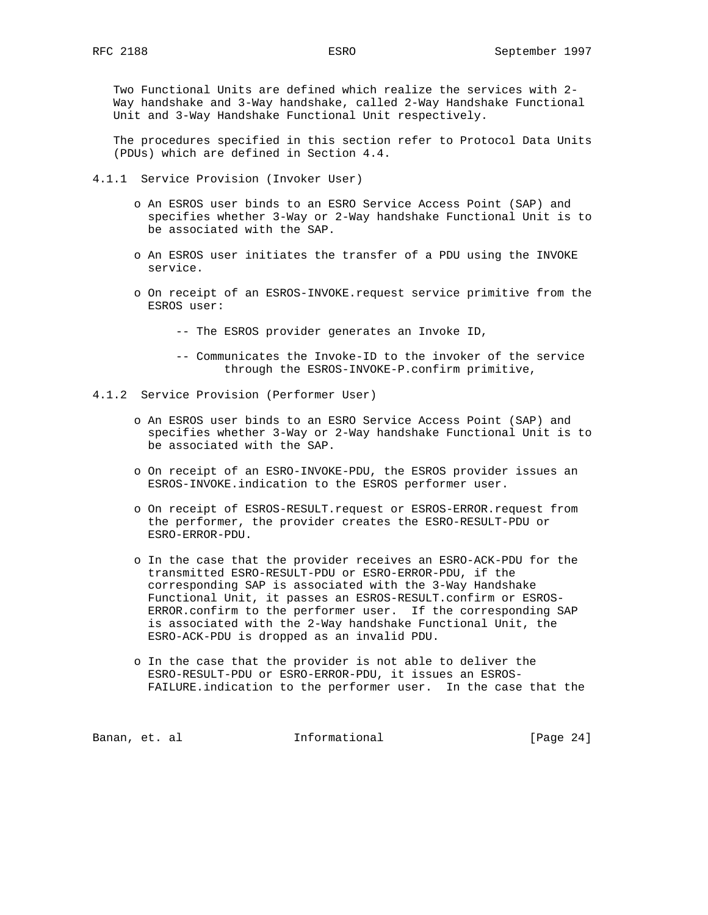Two Functional Units are defined which realize the services with 2-Way handshake and 3-Way handshake, called 2-Way Handshake Functional Unit and 3-Way Handshake Functional Unit respectively.

The procedures specified in this section refer to Protocol Data Units (PDUs) which are defined in Section 4.4.

### 4.1.1 Service Provision (Invoker User)

- An ESROS user binds to an ESRO Service Access Point (SAP) and specifies whether 3-Way or 2-Way handshake Functional Unit is to be associated with the SAP.

- An ESROS user initiates the transfer of a PDU using the INVOKE service.

- On receipt of an ESROS-INVOKE.request service primitive from the ESROS user:

  - The ESROS provider generates an Invoke ID,

  - Communicates the Invoke-ID to the invoker of the service through the ESROS-INVOKE-P.confirm primitive,

### 4.1.2 Service Provision (Performer User)

- An ESROS user binds to an ESRO Service Access Point (SAP) and specifies whether 3-Way or 2-Way handshake Functional Unit is to be associated with the SAP.

- On receipt of an ESRO-INVOKE-PDU, the ESROS provider issues an ESROS-INVOKE.indication to the ESROS performer user.

- On receipt of ESROS-RESULT.request or ESROS-ERROR.request from the performer, the provider creates the ESRO-RESULT-PDU or ESRO-ERROR-PDU.

- In the case that the provider receives an ESRO-ACK-PDU for the transmitted ESRO-RESULT-PDU or ESRO-ERROR-PDU, if the corresponding SAP is associated with the 3-Way Handshake Functional Unit, it passes an ESROS-RESULT.confirm or ESROS-ERROR.confirm to the performer user. If the corresponding SAP is associated with the 2-Way handshake Functional Unit, the ESRO-ACK-PDU is dropped as an invalid PDU.

- In the case that the provider is not able to deliver the ESRO-RESULT-PDU or ESRO-ERROR-PDU, it issues an ESROS-FAILURE.indication to the performer user. In the case that the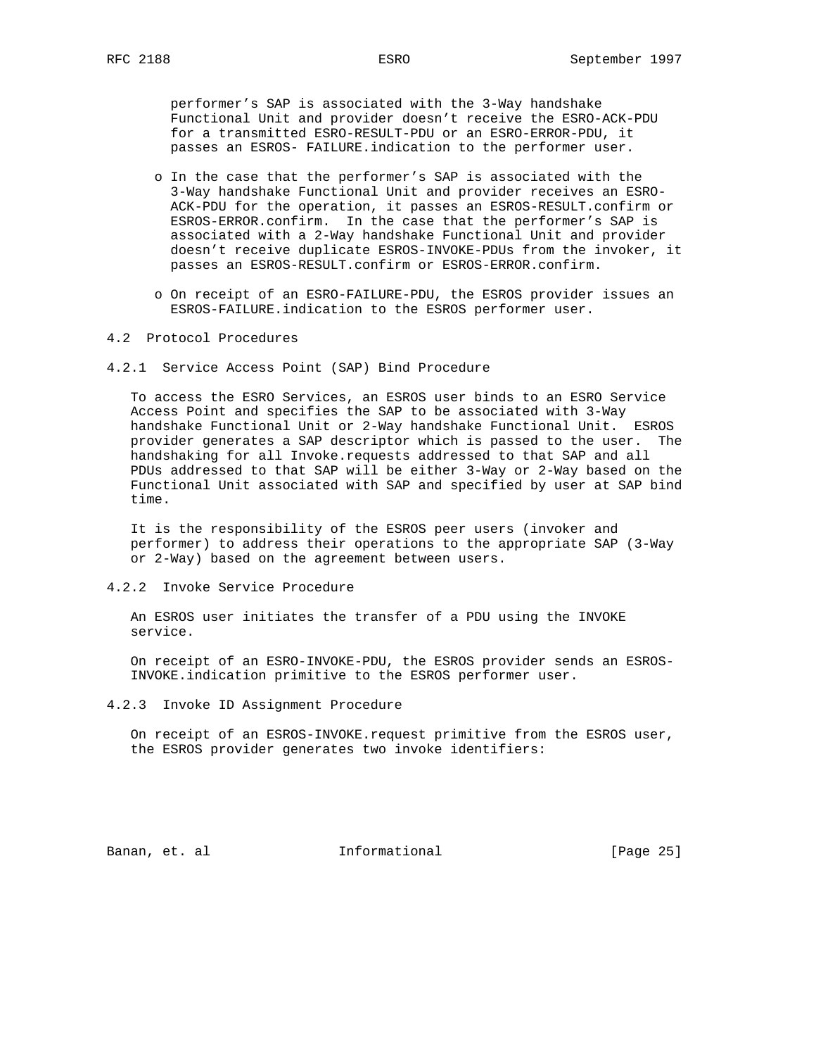performer’s SAP is associated with the 3-Way handshake Functional Unit and provider doesn’t receive the ESRO-ACK-PDU for a transmitted ESRO-RESULT-PDU or an ESRO-ERROR-PDU, it passes an ESROS- FAILURE.indication to the performer user.

- In the case that the performer’s SAP is associated with the 3-Way handshake Functional Unit and provider receives an ESRO-ACK-PDU for the operation, it passes an ESROS-RESULT.confirm or ESROS-ERROR.confirm. In the case that the performer’s SAP is associated with a 2-Way handshake Functional Unit and provider doesn’t receive duplicate ESROS-INVOKE-PDUs from the invoker, it passes an ESROS-RESULT.confirm or ESROS-ERROR.confirm.

- On receipt of an ESRO-FAILURE-PDU, the ESROS provider issues an ESROS-FAILURE.indication to the ESROS performer user.

## 4.2 Protocol Procedures

### 4.2.1 Service Access Point (SAP) Bind Procedure

To access the ESRO Services, an ESROS user binds to an ESRO Service Access Point and specifies the SAP to be associated with 3-Way handshake Functional Unit or 2-Way handshake Functional Unit. ESROS provider generates a SAP descriptor which is passed to the user. The handshaking for all Invoke.requests addressed to that SAP and all PDUs addressed to that SAP will be either 3-Way or 2-Way based on the Functional Unit associated with SAP and specified by user at SAP bind time.

It is the responsibility of the ESROS peer users (invoker and performer) to address their operations to the appropriate SAP (3-Way or 2-Way) based on the agreement between users.

### 4.2.2 Invoke Service Procedure

An ESROS user initiates the transfer of a PDU using the INVOKE service.

On receipt of an ESRO-INVOKE-PDU, the ESROS provider sends an ESROS-INVOKE.indication primitive to the ESROS performer user.

### 4.2.3 Invoke ID Assignment Procedure

On receipt of an ESROS-INVOKE.request primitive from the ESROS user, the ESROS provider generates two invoke identifiers: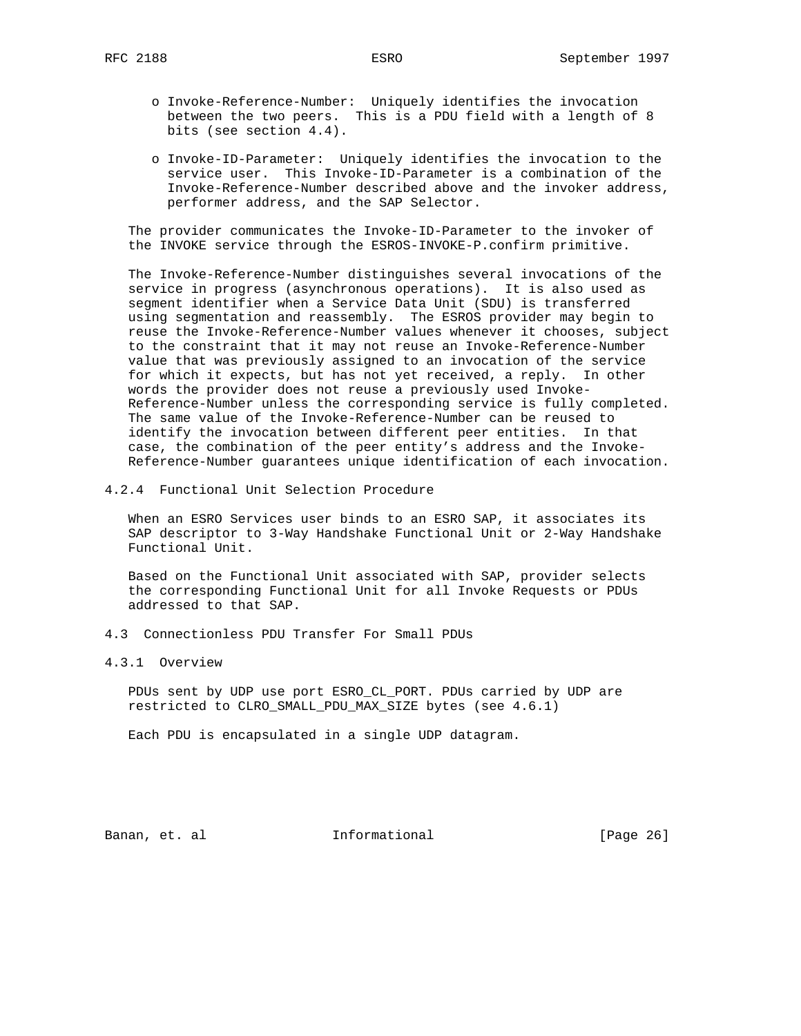- Invoke-Reference-Number: Uniquely identifies the invocation between the two peers. This is a PDU field with a length of 8 bits (see section 4.4).

- Invoke-ID-Parameter: Uniquely identifies the invocation to the service user. This Invoke-ID-Parameter is a combination of the Invoke-Reference-Number described above and the invoker address, performer address, and the SAP Selector.

The provider communicates the Invoke-ID-Parameter to the invoker of the INVOKE service through the ESROS-INVOKE-P.confirm primitive.

The Invoke-Reference-Number distinguishes several invocations of the service in progress (asynchronous operations). It is also used as segment identifier when a Service Data Unit (SDU) is transferred using segmentation and reassembly. The ESROS provider may begin to reuse the Invoke-Reference-Number values whenever it chooses, subject to the constraint that it may not reuse an Invoke-Reference-Number value that was previously assigned to an invocation of the service for which it expects, but has not yet received, a reply. In other words the provider does not reuse a previously used Invoke-Reference-Number unless the corresponding service is fully completed. The same value of the Invoke-Reference-Number can be reused to identify the invocation between different peer entities. In that case, the combination of the peer entity's address and the Invoke-Reference-Number guarantees unique identification of each invocation.

#### 4.2.4 Functional Unit Selection Procedure

When an ESRO Services user binds to an ESRO SAP, it associates its SAP descriptor to 3-Way Handshake Functional Unit or 2-Way Handshake Functional Unit.

Based on the Functional Unit associated with SAP, provider selects the corresponding Functional Unit for all Invoke Requests or PDUs addressed to that SAP.

### 4.3 Connectionless PDU Transfer For Small PDUs

#### 4.3.1 Overview

PDUs sent by UDP use port ESRO_CL_PORT. PDUs carried by UDP are restricted to CLRO_SMALL_PDU_MAX_SIZE bytes (see 4.6.1)

Each PDU is encapsulated in a single UDP datagram.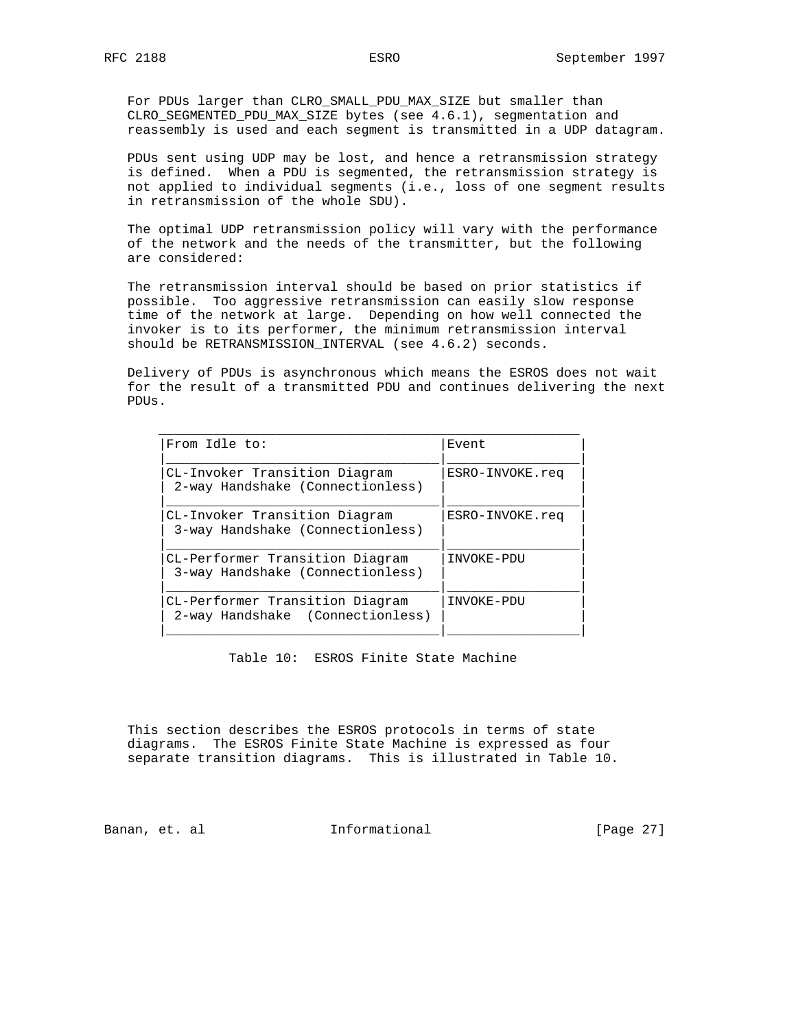For PDUs larger than CLRO_SMALL_PDU_MAX_SIZE but smaller than CLRO_SEGMENTED_PDU_MAX_SIZE bytes (see 4.6.1), segmentation and reassembly is used and each segment is transmitted in a UDP datagram.

PDUs sent using UDP may be lost, and hence a retransmission strategy is defined. When a PDU is segmented, the retransmission strategy is not applied to individual segments (i.e., loss of one segment results in retransmission of the whole SDU).

The optimal UDP retransmission policy will vary with the performance of the network and the needs of the transmitter, but the following are considered:

The retransmission interval should be based on prior statistics if possible. Too aggressive retransmission can easily slow response time of the network at large. Depending on how well connected the invoker is to its performer, the minimum retransmission interval should be RETRANSMISSION_INTERVAL (see 4.6.2) seconds.

Delivery of PDUs is asynchronous which means the ESROS does not wait for the result of a transmitted PDU and continues delivering the next PDUs.

| From Idle to: | Event |
|---|---|
| CL-Invoker Transition Diagram 2-way Handshake (Connectionless) | ESRO-INVOKE.req |
| CL-Invoker Transition Diagram 3-way Handshake (Connectionless) | ESRO-INVOKE.req |
| CL-Performer Transition Diagram 3-way Handshake (Connectionless) | INVOKE-PDU |
| CL-Performer Transition Diagram 2-way Handshake (Connectionless) | INVOKE-PDU |

Table 10: ESROS Finite State Machine

This section describes the ESROS protocols in terms of state diagrams. The ESROS Finite State Machine is expressed as four separate transition diagrams. This is illustrated in Table 10.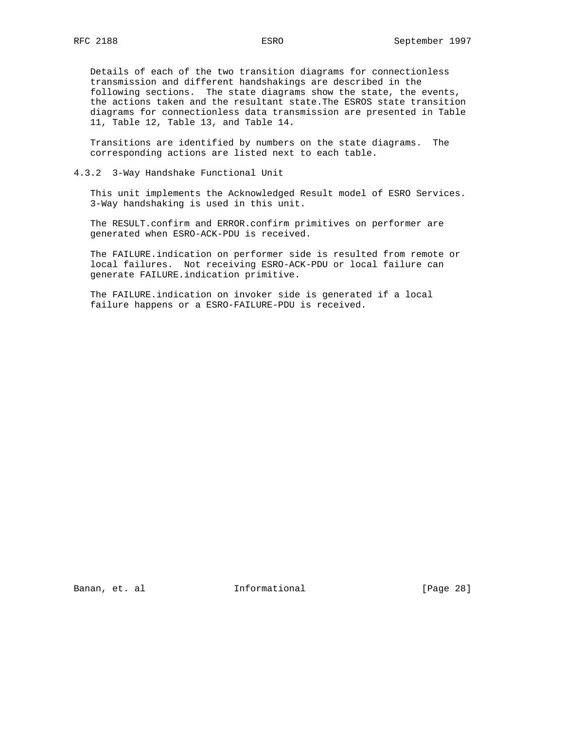Details of each of the two transition diagrams for connectionless transmission and different handshakings are described in the following sections. The state diagrams show the state, the events, the actions taken and the resultant state.The ESROS state transition diagrams for connectionless data transmission are presented in Table 11, Table 12, Table 13, and Table 14.

Transitions are identified by numbers on the state diagrams. The corresponding actions are listed next to each table.

### 4.3.2 3-Way Handshake Functional Unit

This unit implements the Acknowledged Result model of ESRO Services. 3-Way handshaking is used in this unit.

The RESULT.confirm and ERROR.confirm primitives on performer are generated when ESRO-ACK-PDU is received.

The FAILURE.indication on performer side is resulted from remote or local failures. Not receiving ESRO-ACK-PDU or local failure can generate FAILURE.indication primitive.

The FAILURE.indication on invoker side is generated if a local failure happens or a ESRO-FAILURE-PDU is received.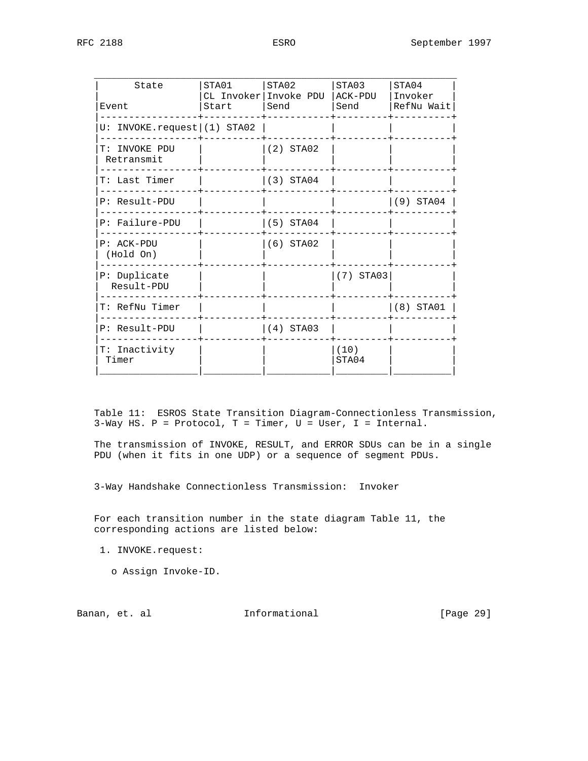| State / Event | STA01 CL Invoker Start | STA02 Invoke PDU Send | STA03 ACK-PDU Send | STA04 Invoker RefNu Wait |
|---|---|---|---|---|
| U: INVOKE.request | (1) STA02 | | | |
| T: INVOKE PDU Retransmit | | (2) STA02 | | |
| T: Last Timer | | (3) STA04 | | |
| P: Result-PDU | | | | (9) STA04 |
| P: Failure-PDU | | (5) STA04 | | |
| P: ACK-PDU (Hold On) | | (6) STA02 | | |
| P: Duplicate Result-PDU | | | (7) STA03 | |
| T: RefNu Timer | | | | (8) STA01 |
| P: Result-PDU | | (4) STA03 | | |
| T: Inactivity Timer | | | (10) STA04 | |

Table 11: ESROS State Transition Diagram-Connectionless Transmission, 3-Way HS. P = Protocol, T = Timer, U = User, I = Internal.

The transmission of INVOKE, RESULT, and ERROR SDUs can be in a single PDU (when it fits in one UDP) or a sequence of segment PDUs.

3-Way Handshake Connectionless Transmission: Invoker

For each transition number in the state diagram Table 11, the corresponding actions are listed below:

1. INVOKE.request:

   o Assign Invoke-ID.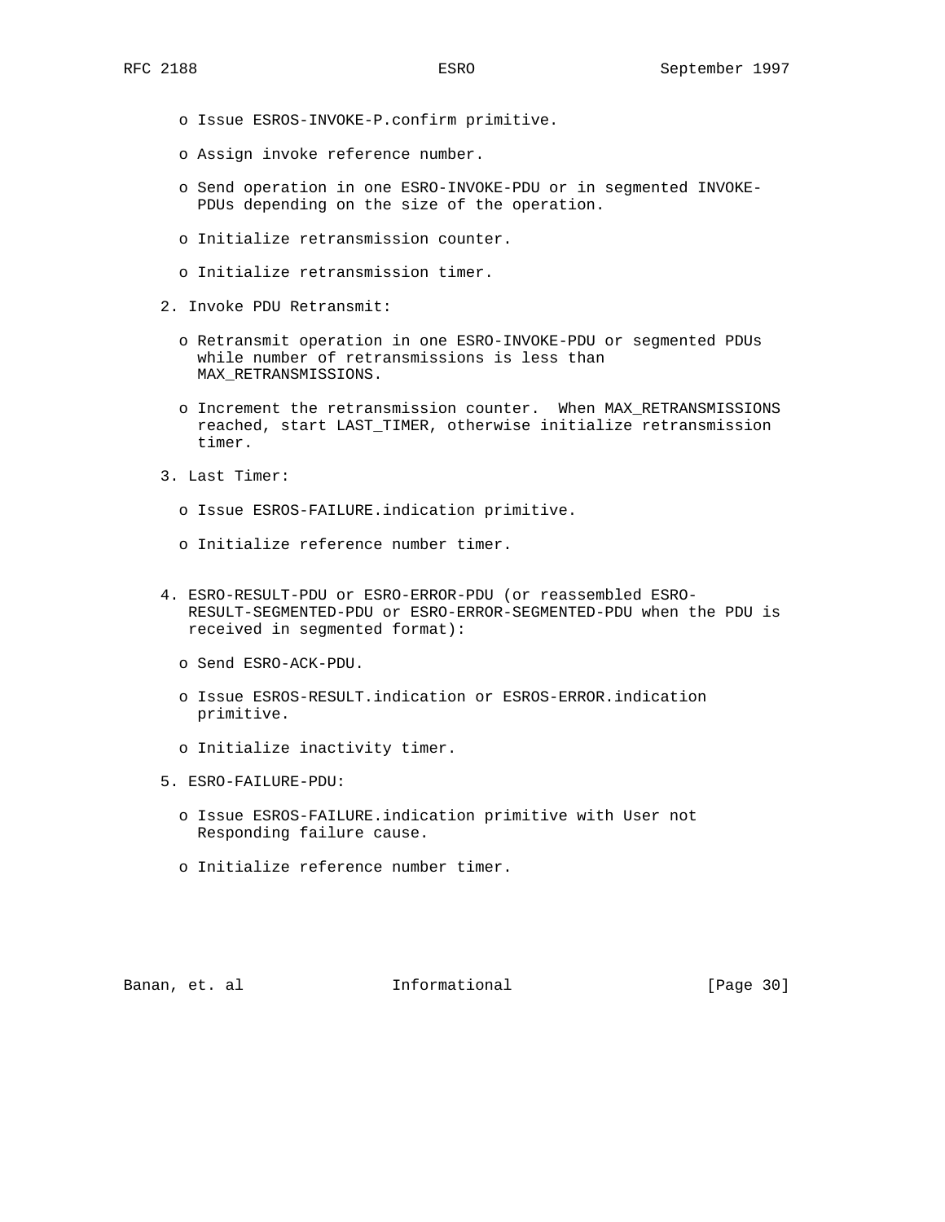- Issue ESROS-INVOKE-P.confirm primitive.

- Assign invoke reference number.

- Send operation in one ESRO-INVOKE-PDU or in segmented INVOKE-PDUs depending on the size of the operation.

- Initialize retransmission counter.

- Initialize retransmission timer.

2. Invoke PDU Retransmit:

   - Retransmit operation in one ESRO-INVOKE-PDU or segmented PDUs while number of retransmissions is less than MAX_RETRANSMISSIONS.

   - Increment the retransmission counter. When MAX_RETRANSMISSIONS reached, start LAST_TIMER, otherwise initialize retransmission timer.

3. Last Timer:

   - Issue ESROS-FAILURE.indication primitive.

   - Initialize reference number timer.

4. ESRO-RESULT-PDU or ESRO-ERROR-PDU (or reassembled ESRO-RESULT-SEGMENTED-PDU or ESRO-ERROR-SEGMENTED-PDU when the PDU is received in segmented format):

   - Send ESRO-ACK-PDU.

   - Issue ESROS-RESULT.indication or ESROS-ERROR.indication primitive.

   - Initialize inactivity timer.

5. ESRO-FAILURE-PDU:

   - Issue ESROS-FAILURE.indication primitive with User not Responding failure cause.

   - Initialize reference number timer.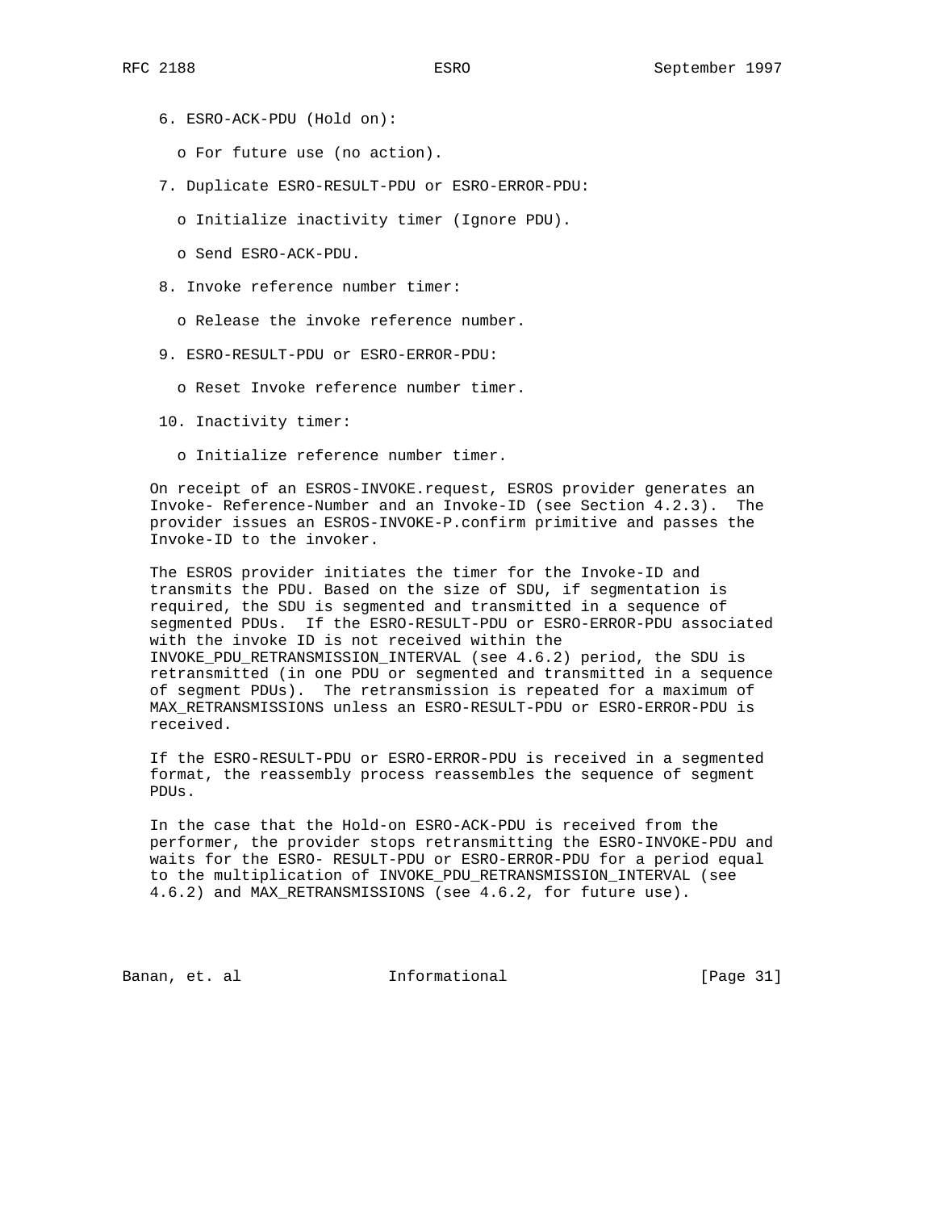6. ESRO-ACK-PDU (Hold on):

   o For future use (no action).

7. Duplicate ESRO-RESULT-PDU or ESRO-ERROR-PDU:

   o Initialize inactivity timer (Ignore PDU).

   o Send ESRO-ACK-PDU.

8. Invoke reference number timer:

   o Release the invoke reference number.

9. ESRO-RESULT-PDU or ESRO-ERROR-PDU:

   o Reset Invoke reference number timer.

10. Inactivity timer:

   o Initialize reference number timer.

On receipt of an ESROS-INVOKE.request, ESROS provider generates an Invoke- Reference-Number and an Invoke-ID (see Section 4.2.3). The provider issues an ESROS-INVOKE-P.confirm primitive and passes the Invoke-ID to the invoker.

The ESROS provider initiates the timer for the Invoke-ID and transmits the PDU. Based on the size of SDU, if segmentation is required, the SDU is segmented and transmitted in a sequence of segmented PDUs. If the ESRO-RESULT-PDU or ESRO-ERROR-PDU associated with the invoke ID is not received within the INVOKE_PDU_RETRANSMISSION_INTERVAL (see 4.6.2) period, the SDU is retransmitted (in one PDU or segmented and transmitted in a sequence of segment PDUs). The retransmission is repeated for a maximum of MAX_RETRANSMISSIONS unless an ESRO-RESULT-PDU or ESRO-ERROR-PDU is received.

If the ESRO-RESULT-PDU or ESRO-ERROR-PDU is received in a segmented format, the reassembly process reassembles the sequence of segment PDUs.

In the case that the Hold-on ESRO-ACK-PDU is received from the performer, the provider stops retransmitting the ESRO-INVOKE-PDU and waits for the ESRO- RESULT-PDU or ESRO-ERROR-PDU for a period equal to the multiplication of INVOKE_PDU_RETRANSMISSION_INTERVAL (see 4.6.2) and MAX_RETRANSMISSIONS (see 4.6.2, for future use).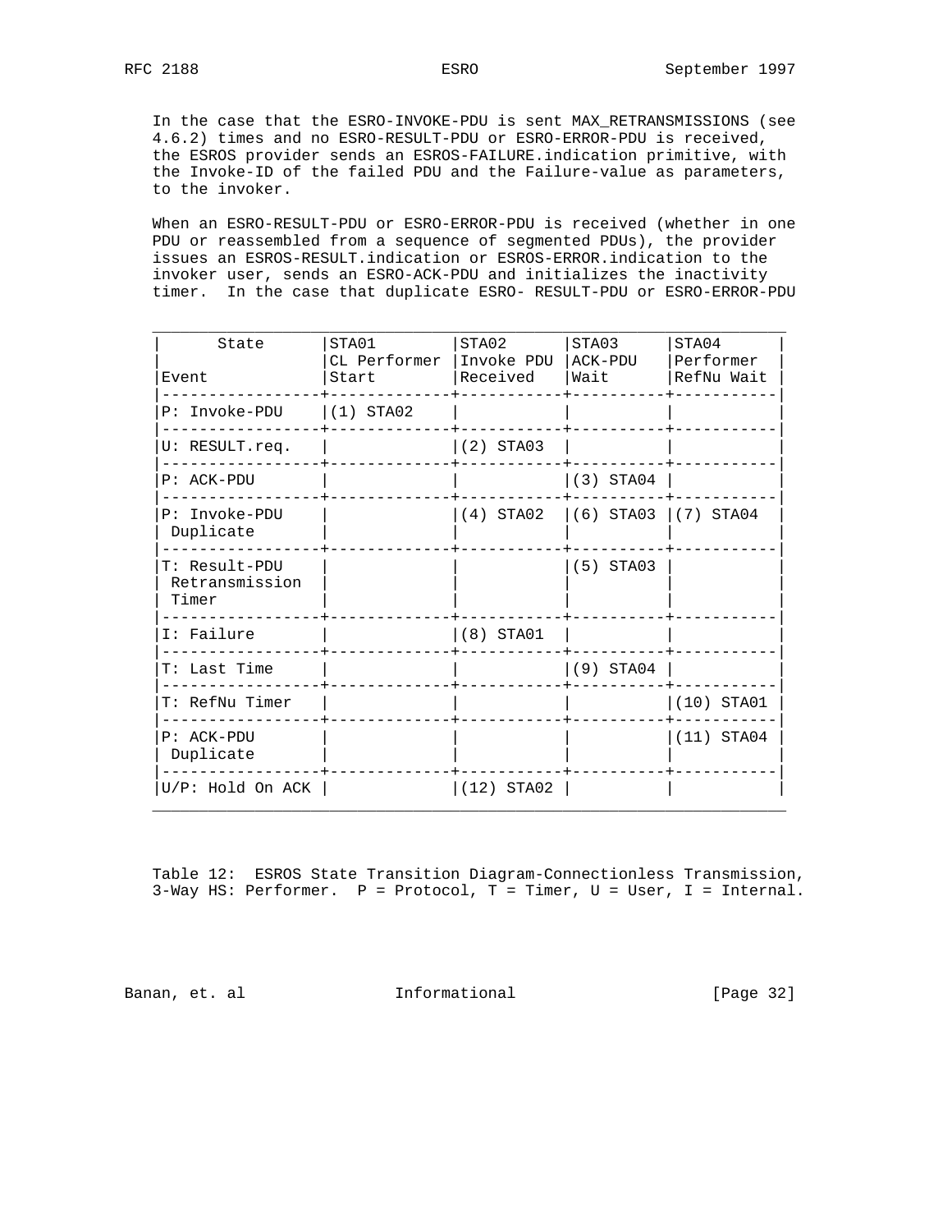In the case that the ESRO-INVOKE-PDU is sent MAX_RETRANSMISSIONS (see 4.6.2) times and no ESRO-RESULT-PDU or ESRO-ERROR-PDU is received, the ESROS provider sends an ESROS-FAILURE.indication primitive, with the Invoke-ID of the failed PDU and the Failure-value as parameters, to the invoker.

When an ESRO-RESULT-PDU or ESRO-ERROR-PDU is received (whether in one PDU or reassembled from a sequence of segmented PDUs), the provider issues an ESROS-RESULT.indication or ESROS-ERROR.indication to the invoker user, sends an ESRO-ACK-PDU and initializes the inactivity timer. In the case that duplicate ESRO- RESULT-PDU or ESRO-ERROR-PDU

| State / Event | STA01 CL Performer Start | STA02 Invoke PDU Received | STA03 ACK-PDU Wait | STA04 Performer RefNu Wait |
|---|---|---|---|---|
| P: Invoke-PDU | (1) STA02 | | | |
| U: RESULT.req. | | (2) STA03 | | |
| P: ACK-PDU | | | (3) STA04 | |
| P: Invoke-PDU Duplicate | | (4) STA02 | (6) STA03 | (7) STA04 |
| T: Result-PDU Retransmission Timer | | | (5) STA03 | |
| I: Failure | | (8) STA01 | | |
| T: Last Time | | | (9) STA04 | |
| T: RefNu Timer | | | | (10) STA01 |
| P: ACK-PDU Duplicate | | | | (11) STA04 |
| U/P: Hold On ACK | | (12) STA02 | | |

Table 12: ESROS State Transition Diagram-Connectionless Transmission, 3-Way HS: Performer. P = Protocol, T = Timer, U = User, I = Internal.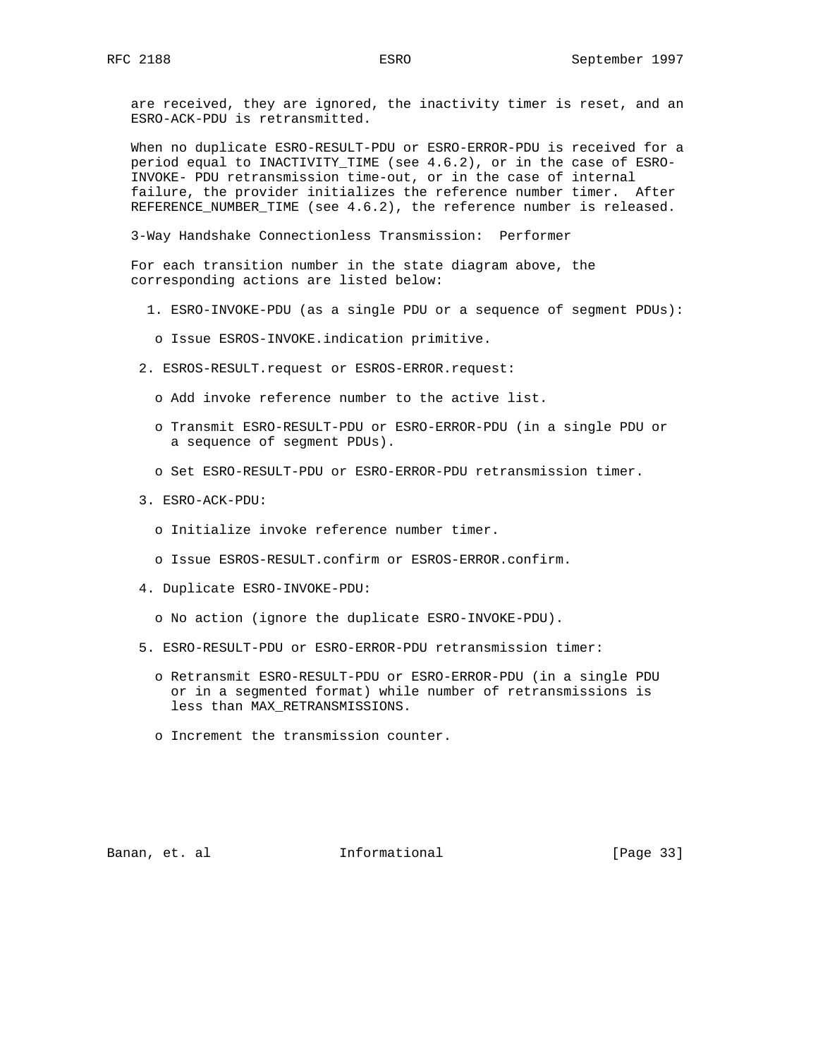are received, they are ignored, the inactivity timer is reset, and an ESRO-ACK-PDU is retransmitted.

When no duplicate ESRO-RESULT-PDU or ESRO-ERROR-PDU is received for a period equal to INACTIVITY_TIME (see 4.6.2), or in the case of ESRO-INVOKE- PDU retransmission time-out, or in the case of internal failure, the provider initializes the reference number timer. After REFERENCE_NUMBER_TIME (see 4.6.2), the reference number is released.

3-Way Handshake Connectionless Transmission: Performer

For each transition number in the state diagram above, the corresponding actions are listed below:

1. ESRO-INVOKE-PDU (as a single PDU or a sequence of segment PDUs):

   o Issue ESROS-INVOKE.indication primitive.

2. ESROS-RESULT.request or ESROS-ERROR.request:

   o Add invoke reference number to the active list.

   o Transmit ESRO-RESULT-PDU or ESRO-ERROR-PDU (in a single PDU or a sequence of segment PDUs).

   o Set ESRO-RESULT-PDU or ESRO-ERROR-PDU retransmission timer.

3. ESRO-ACK-PDU:

   o Initialize invoke reference number timer.

   o Issue ESROS-RESULT.confirm or ESROS-ERROR.confirm.

4. Duplicate ESRO-INVOKE-PDU:

   o No action (ignore the duplicate ESRO-INVOKE-PDU).

5. ESRO-RESULT-PDU or ESRO-ERROR-PDU retransmission timer:

   o Retransmit ESRO-RESULT-PDU or ESRO-ERROR-PDU (in a single PDU or in a segmented format) while number of retransmissions is less than MAX_RETRANSMISSIONS.

   o Increment the transmission counter.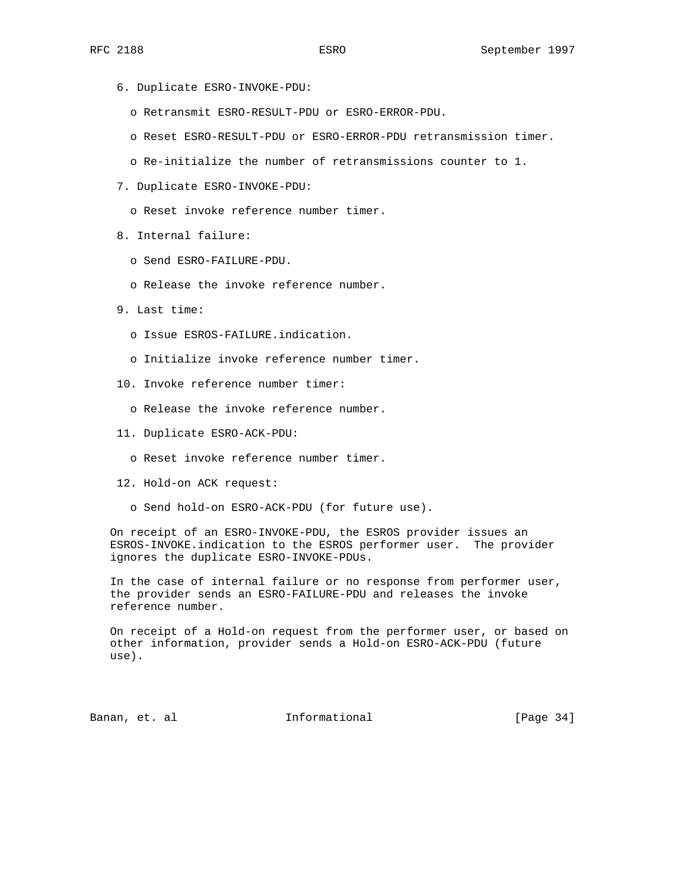6. Duplicate ESRO-INVOKE-PDU:

   o Retransmit ESRO-RESULT-PDU or ESRO-ERROR-PDU.

   o Reset ESRO-RESULT-PDU or ESRO-ERROR-PDU retransmission timer.

   o Re-initialize the number of retransmissions counter to 1.

7. Duplicate ESRO-INVOKE-PDU:

   o Reset invoke reference number timer.

8. Internal failure:

   o Send ESRO-FAILURE-PDU.

   o Release the invoke reference number.

9. Last time:

   o Issue ESROS-FAILURE.indication.

   o Initialize invoke reference number timer.

10. Invoke reference number timer:

   o Release the invoke reference number.

11. Duplicate ESRO-ACK-PDU:

   o Reset invoke reference number timer.

12. Hold-on ACK request:

   o Send hold-on ESRO-ACK-PDU (for future use).

On receipt of an ESRO-INVOKE-PDU, the ESROS provider issues an ESROS-INVOKE.indication to the ESROS performer user. The provider ignores the duplicate ESRO-INVOKE-PDUs.

In the case of internal failure or no response from performer user, the provider sends an ESRO-FAILURE-PDU and releases the invoke reference number.

On receipt of a Hold-on request from the performer user, or based on other information, provider sends a Hold-on ESRO-ACK-PDU (future use).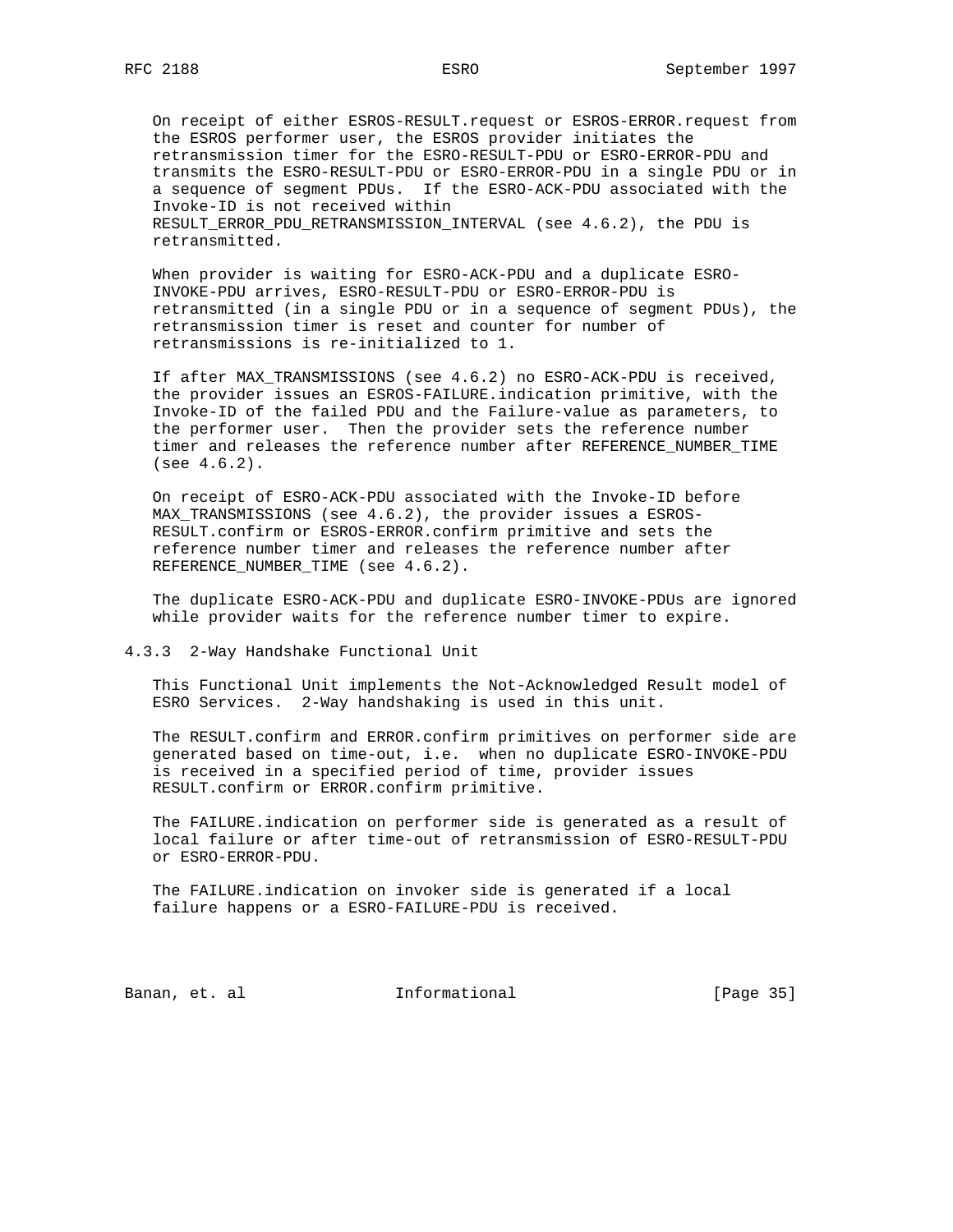On receipt of either ESROS-RESULT.request or ESROS-ERROR.request from the ESROS performer user, the ESROS provider initiates the retransmission timer for the ESRO-RESULT-PDU or ESRO-ERROR-PDU and transmits the ESRO-RESULT-PDU or ESRO-ERROR-PDU in a single PDU or in a sequence of segment PDUs. If the ESRO-ACK-PDU associated with the Invoke-ID is not received within RESULT_ERROR_PDU_RETRANSMISSION_INTERVAL (see 4.6.2), the PDU is retransmitted.

When provider is waiting for ESRO-ACK-PDU and a duplicate ESRO-INVOKE-PDU arrives, ESRO-RESULT-PDU or ESRO-ERROR-PDU is retransmitted (in a single PDU or in a sequence of segment PDUs), the retransmission timer is reset and counter for number of retransmissions is re-initialized to 1.

If after MAX_TRANSMISSIONS (see 4.6.2) no ESRO-ACK-PDU is received, the provider issues an ESROS-FAILURE.indication primitive, with the Invoke-ID of the failed PDU and the Failure-value as parameters, to the performer user. Then the provider sets the reference number timer and releases the reference number after REFERENCE_NUMBER_TIME (see 4.6.2).

On receipt of ESRO-ACK-PDU associated with the Invoke-ID before MAX_TRANSMISSIONS (see 4.6.2), the provider issues a ESROS-RESULT.confirm or ESROS-ERROR.confirm primitive and sets the reference number timer and releases the reference number after REFERENCE_NUMBER_TIME (see 4.6.2).

The duplicate ESRO-ACK-PDU and duplicate ESRO-INVOKE-PDUs are ignored while provider waits for the reference number timer to expire.

### 4.3.3 2-Way Handshake Functional Unit

This Functional Unit implements the Not-Acknowledged Result model of ESRO Services. 2-Way handshaking is used in this unit.

The RESULT.confirm and ERROR.confirm primitives on performer side are generated based on time-out, i.e. when no duplicate ESRO-INVOKE-PDU is received in a specified period of time, provider issues RESULT.confirm or ERROR.confirm primitive.

The FAILURE.indication on performer side is generated as a result of local failure or after time-out of retransmission of ESRO-RESULT-PDU or ESRO-ERROR-PDU.

The FAILURE.indication on invoker side is generated if a local failure happens or a ESRO-FAILURE-PDU is received.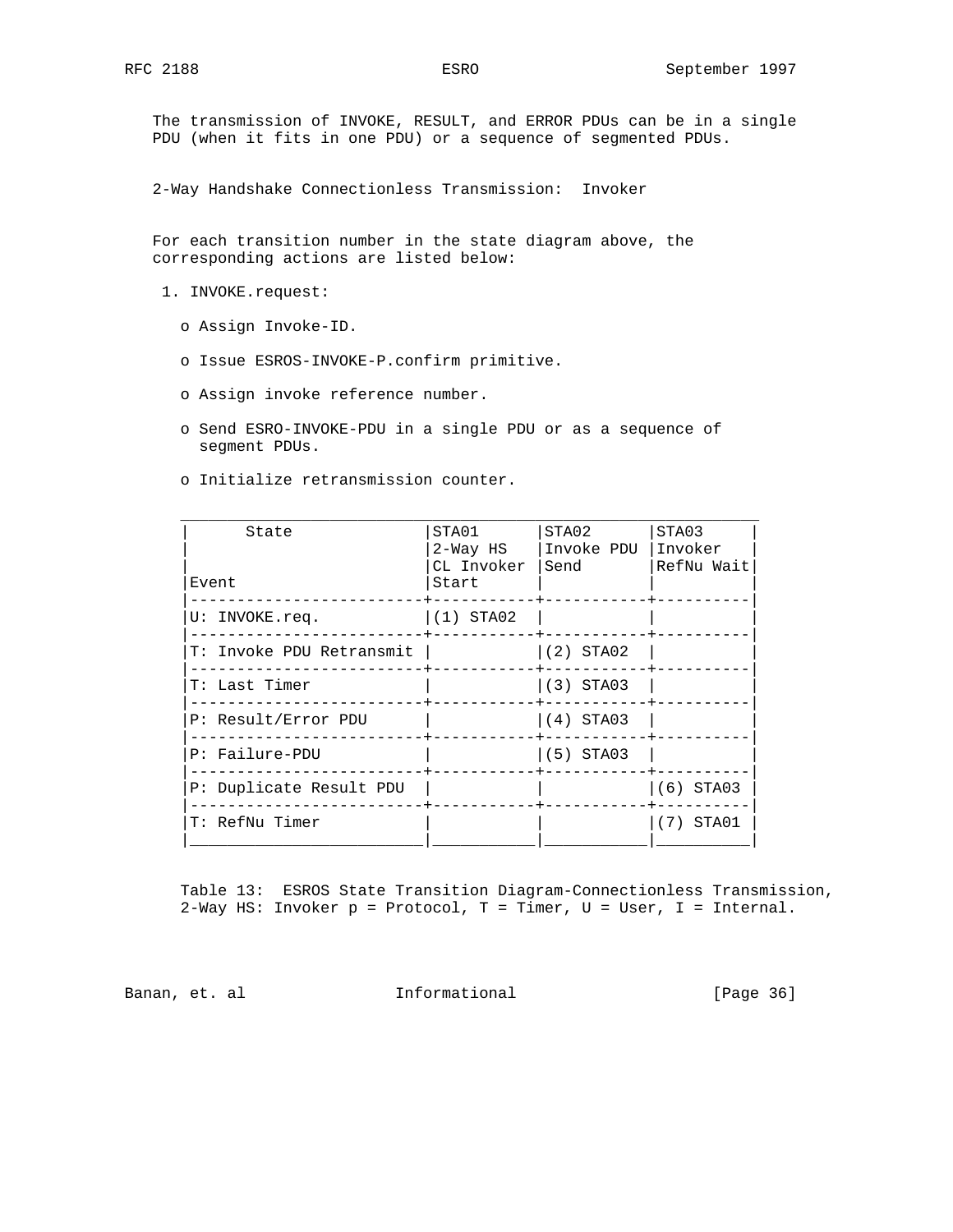The transmission of INVOKE, RESULT, and ERROR PDUs can be in a single PDU (when it fits in one PDU) or a sequence of segmented PDUs.

2-Way Handshake Connectionless Transmission: Invoker

For each transition number in the state diagram above, the corresponding actions are listed below:

1. INVOKE.request:

   - o Assign Invoke-ID.
   - o Issue ESROS-INVOKE-P.confirm primitive.
   - o Assign invoke reference number.
   - o Send ESRO-INVOKE-PDU in a single PDU or as a sequence of segment PDUs.
   - o Initialize retransmission counter.

| State / Event | STA01 2-Way HS CL Invoker Start | STA02 Invoke PDU Send | STA03 Invoker RefNu Wait |
|---|---|---|---|
| U: INVOKE.req. | (1) STA02 | | |
| T: Invoke PDU Retransmit | | (2) STA02 | |
| T: Last Timer | | (3) STA03 | |
| P: Result/Error PDU | | (4) STA03 | |
| P: Failure-PDU | | (5) STA03 | |
| P: Duplicate Result PDU | | | (6) STA03 |
| T: RefNu Timer | | | (7) STA01 |

Table 13: ESROS State Transition Diagram-Connectionless Transmission, 2-Way HS: Invoker p = Protocol, T = Timer, U = User, I = Internal.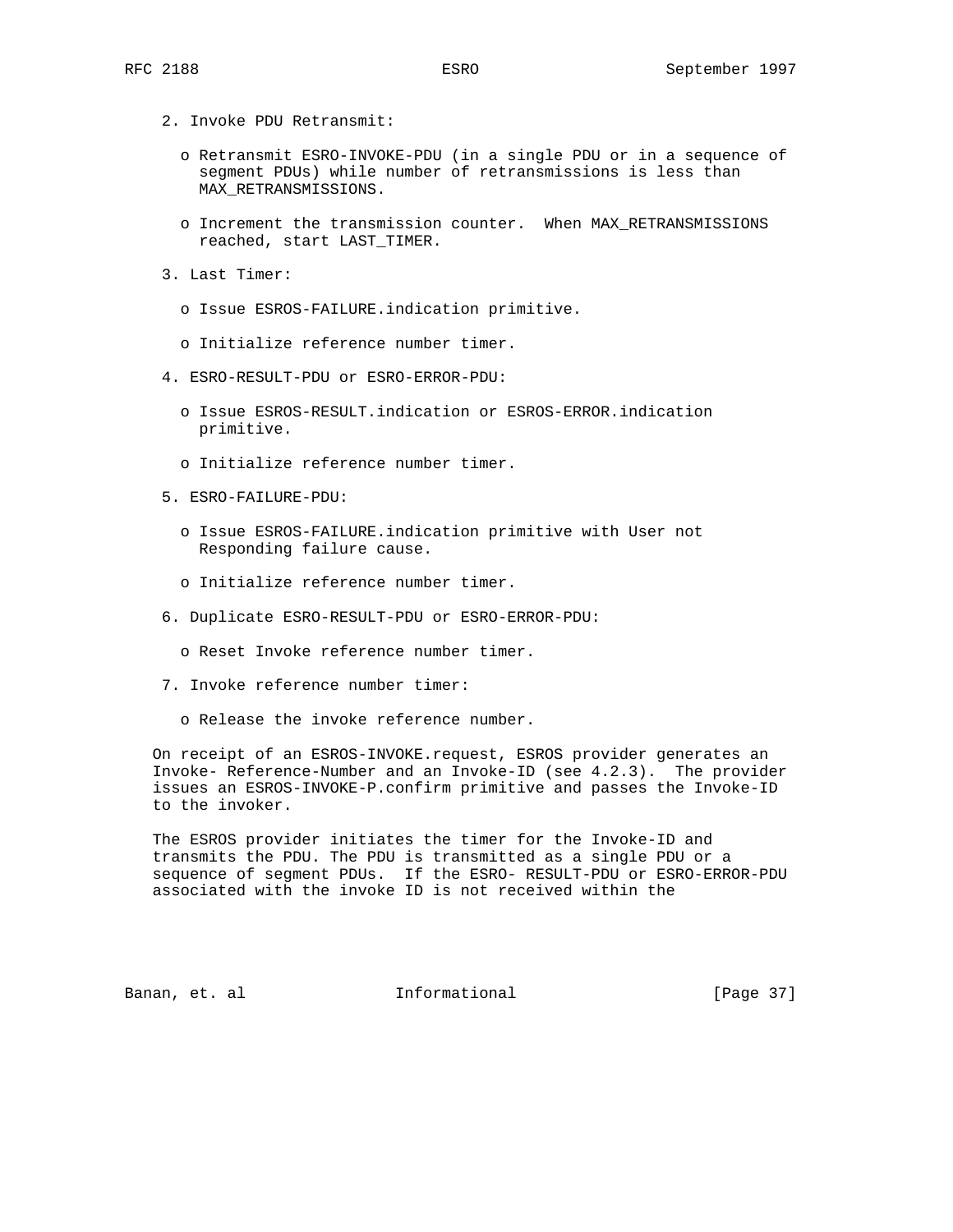2. Invoke PDU Retransmit:

   - Retransmit ESRO-INVOKE-PDU (in a single PDU or in a sequence of segment PDUs) while number of retransmissions is less than MAX_RETRANSMISSIONS.

   - Increment the transmission counter. When MAX_RETRANSMISSIONS reached, start LAST_TIMER.

3. Last Timer:

   - Issue ESROS-FAILURE.indication primitive.

   - Initialize reference number timer.

4. ESRO-RESULT-PDU or ESRO-ERROR-PDU:

   - Issue ESROS-RESULT.indication or ESROS-ERROR.indication primitive.

   - Initialize reference number timer.

5. ESRO-FAILURE-PDU:

   - Issue ESROS-FAILURE.indication primitive with User not Responding failure cause.

   - Initialize reference number timer.

6. Duplicate ESRO-RESULT-PDU or ESRO-ERROR-PDU:

   - Reset Invoke reference number timer.

7. Invoke reference number timer:

   - Release the invoke reference number.

On receipt of an ESROS-INVOKE.request, ESROS provider generates an Invoke- Reference-Number and an Invoke-ID (see 4.2.3). The provider issues an ESROS-INVOKE-P.confirm primitive and passes the Invoke-ID to the invoker.

The ESROS provider initiates the timer for the Invoke-ID and transmits the PDU. The PDU is transmitted as a single PDU or a sequence of segment PDUs. If the ESRO- RESULT-PDU or ESRO-ERROR-PDU associated with the invoke ID is not received within the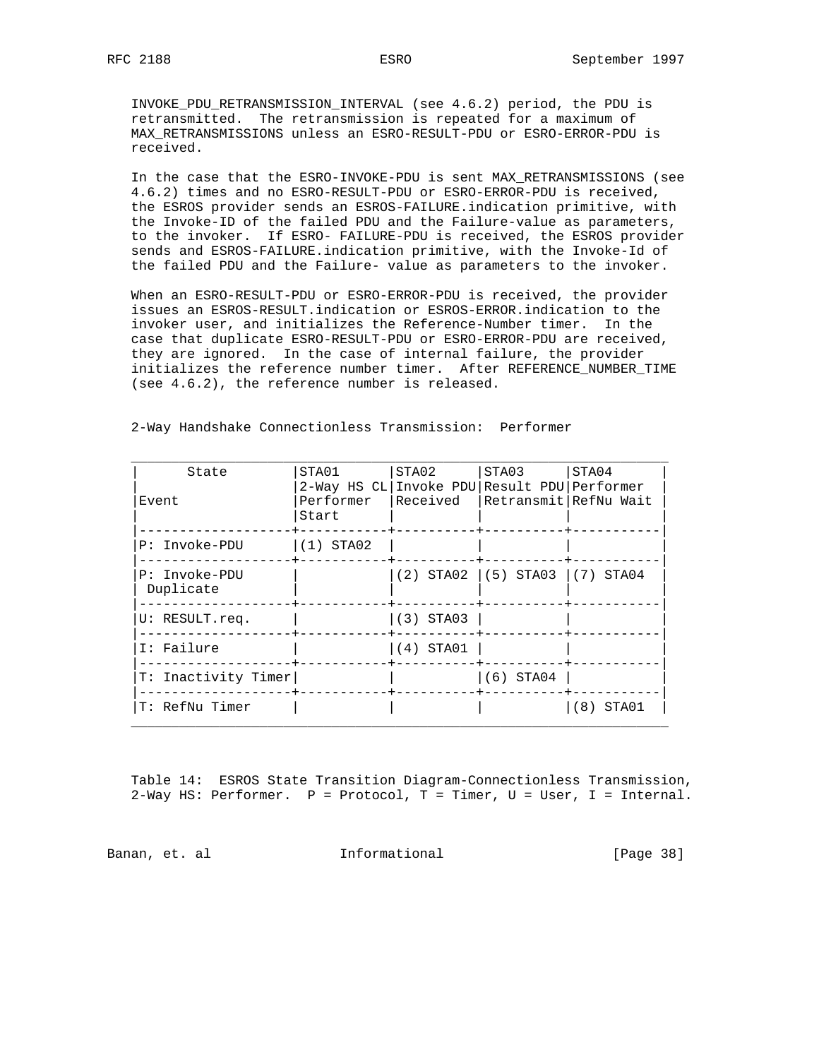INVOKE_PDU_RETRANSMISSION_INTERVAL (see 4.6.2) period, the PDU is retransmitted. The retransmission is repeated for a maximum of MAX_RETRANSMISSIONS unless an ESRO-RESULT-PDU or ESRO-ERROR-PDU is received.

In the case that the ESRO-INVOKE-PDU is sent MAX_RETRANSMISSIONS (see 4.6.2) times and no ESRO-RESULT-PDU or ESRO-ERROR-PDU is received, the ESROS provider sends an ESROS-FAILURE.indication primitive, with the Invoke-ID of the failed PDU and the Failure-value as parameters, to the invoker. If ESRO- FAILURE-PDU is received, the ESROS provider sends and ESROS-FAILURE.indication primitive, with the Invoke-Id of the failed PDU and the Failure- value as parameters to the invoker.

When an ESRO-RESULT-PDU or ESRO-ERROR-PDU is received, the provider issues an ESROS-RESULT.indication or ESROS-ERROR.indication to the invoker user, and initializes the Reference-Number timer. In the case that duplicate ESRO-RESULT-PDU or ESRO-ERROR-PDU are received, they are ignored. In the case of internal failure, the provider initializes the reference number timer. After REFERENCE_NUMBER_TIME (see 4.6.2), the reference number is released.

2-Way Handshake Connectionless Transmission: Performer

| State / Event | STA01 2-Way HS CL Performer Start | STA02 Invoke PDU Received | STA03 Result PDU Retransmit | STA04 Performer RefNu Wait |
|---|---|---|---|---|
| P: Invoke-PDU | (1) STA02 | | | |
| P: Invoke-PDU Duplicate | | (2) STA02 | (5) STA03 | (7) STA04 |
| U: RESULT.req. | | (3) STA03 | | |
| I: Failure | | (4) STA01 | | |
| T: Inactivity Timer | | | (6) STA04 | |
| T: RefNu Timer | | | | (8) STA01 |

Table 14: ESROS State Transition Diagram-Connectionless Transmission, 2-Way HS: Performer. P = Protocol, T = Timer, U = User, I = Internal.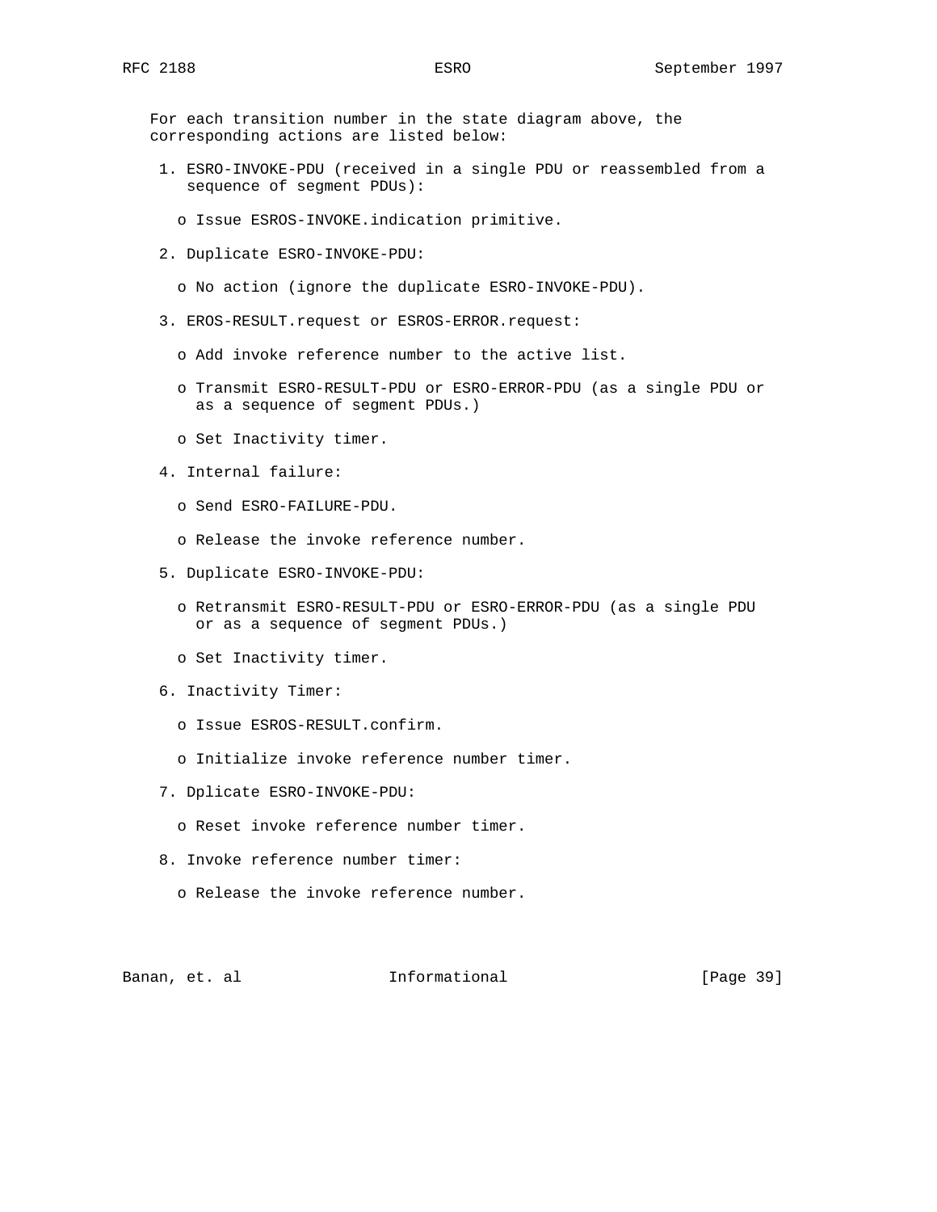For each transition number in the state diagram above, the corresponding actions are listed below:

1. ESRO-INVOKE-PDU (received in a single PDU or reassembled from a sequence of segment PDUs):

   - Issue ESROS-INVOKE.indication primitive.

2. Duplicate ESRO-INVOKE-PDU:

   - No action (ignore the duplicate ESRO-INVOKE-PDU).

3. EROS-RESULT.request or ESROS-ERROR.request:

   - Add invoke reference number to the active list.

   - Transmit ESRO-RESULT-PDU or ESRO-ERROR-PDU (as a single PDU or as a sequence of segment PDUs.)

   - Set Inactivity timer.

4. Internal failure:

   - Send ESRO-FAILURE-PDU.

   - Release the invoke reference number.

5. Duplicate ESRO-INVOKE-PDU:

   - Retransmit ESRO-RESULT-PDU or ESRO-ERROR-PDU (as a single PDU or as a sequence of segment PDUs.)

   - Set Inactivity timer.

6. Inactivity Timer:

   - Issue ESROS-RESULT.confirm.

   - Initialize invoke reference number timer.

7. Dplicate ESRO-INVOKE-PDU:

   - Reset invoke reference number timer.

8. Invoke reference number timer:

   - Release the invoke reference number.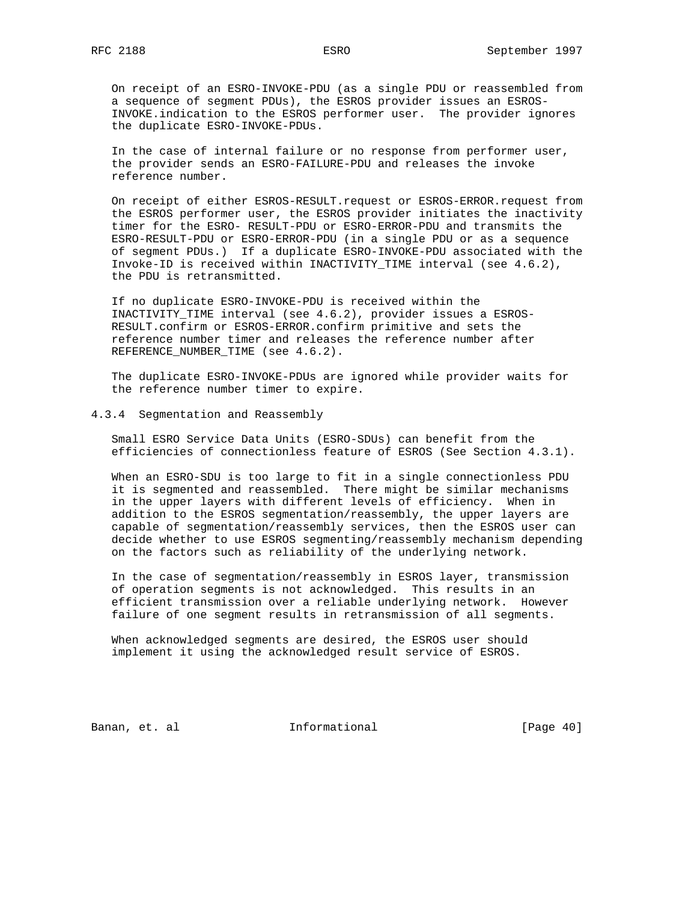On receipt of an ESRO-INVOKE-PDU (as a single PDU or reassembled from a sequence of segment PDUs), the ESROS provider issues an ESROS-INVOKE.indication to the ESROS performer user. The provider ignores the duplicate ESRO-INVOKE-PDUs.

In the case of internal failure or no response from performer user, the provider sends an ESRO-FAILURE-PDU and releases the invoke reference number.

On receipt of either ESROS-RESULT.request or ESROS-ERROR.request from the ESROS performer user, the ESROS provider initiates the inactivity timer for the ESRO- RESULT-PDU or ESRO-ERROR-PDU and transmits the ESRO-RESULT-PDU or ESRO-ERROR-PDU (in a single PDU or as a sequence of segment PDUs.) If a duplicate ESRO-INVOKE-PDU associated with the Invoke-ID is received within INACTIVITY_TIME interval (see 4.6.2), the PDU is retransmitted.

If no duplicate ESRO-INVOKE-PDU is received within the INACTIVITY_TIME interval (see 4.6.2), provider issues a ESROS-RESULT.confirm or ESROS-ERROR.confirm primitive and sets the reference number timer and releases the reference number after REFERENCE_NUMBER_TIME (see 4.6.2).

The duplicate ESRO-INVOKE-PDUs are ignored while provider waits for the reference number timer to expire.

### 4.3.4 Segmentation and Reassembly

Small ESRO Service Data Units (ESRO-SDUs) can benefit from the efficiencies of connectionless feature of ESROS (See Section 4.3.1).

When an ESRO-SDU is too large to fit in a single connectionless PDU it is segmented and reassembled. There might be similar mechanisms in the upper layers with different levels of efficiency. When in addition to the ESROS segmentation/reassembly, the upper layers are capable of segmentation/reassembly services, then the ESROS user can decide whether to use ESROS segmenting/reassembly mechanism depending on the factors such as reliability of the underlying network.

In the case of segmentation/reassembly in ESROS layer, transmission of operation segments is not acknowledged. This results in an efficient transmission over a reliable underlying network. However failure of one segment results in retransmission of all segments.

When acknowledged segments are desired, the ESROS user should implement it using the acknowledged result service of ESROS.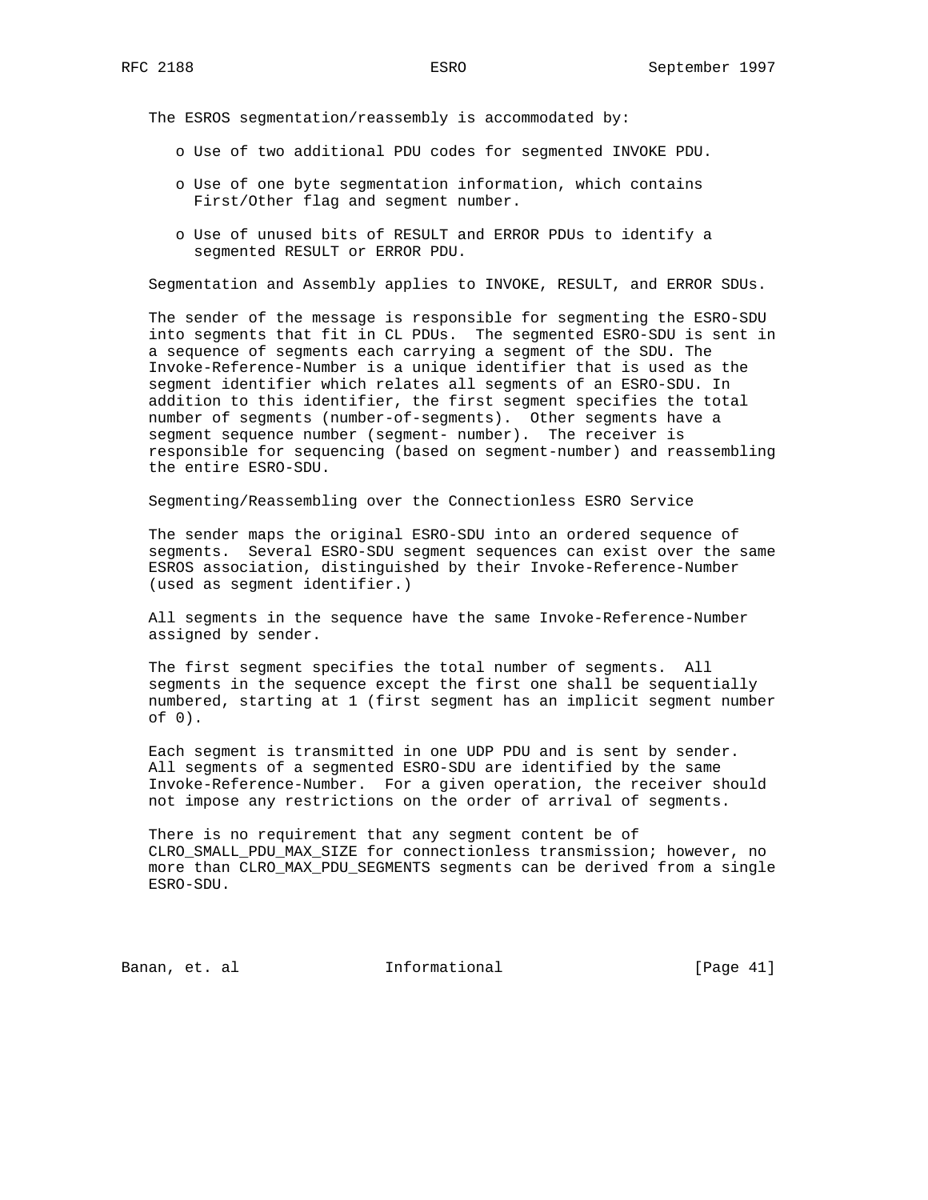The ESROS segmentation/reassembly is accommodated by:

- Use of two additional PDU codes for segmented INVOKE PDU.
- Use of one byte segmentation information, which contains First/Other flag and segment number.
- Use of unused bits of RESULT and ERROR PDUs to identify a segmented RESULT or ERROR PDU.

Segmentation and Assembly applies to INVOKE, RESULT, and ERROR SDUs.

The sender of the message is responsible for segmenting the ESRO-SDU into segments that fit in CL PDUs. The segmented ESRO-SDU is sent in a sequence of segments each carrying a segment of the SDU. The Invoke-Reference-Number is a unique identifier that is used as the segment identifier which relates all segments of an ESRO-SDU. In addition to this identifier, the first segment specifies the total number of segments (number-of-segments). Other segments have a segment sequence number (segment- number). The receiver is responsible for sequencing (based on segment-number) and reassembling the entire ESRO-SDU.

Segmenting/Reassembling over the Connectionless ESRO Service

The sender maps the original ESRO-SDU into an ordered sequence of segments. Several ESRO-SDU segment sequences can exist over the same ESROS association, distinguished by their Invoke-Reference-Number (used as segment identifier.)

All segments in the sequence have the same Invoke-Reference-Number assigned by sender.

The first segment specifies the total number of segments. All segments in the sequence except the first one shall be sequentially numbered, starting at 1 (first segment has an implicit segment number of 0).

Each segment is transmitted in one UDP PDU and is sent by sender. All segments of a segmented ESRO-SDU are identified by the same Invoke-Reference-Number. For a given operation, the receiver should not impose any restrictions on the order of arrival of segments.

There is no requirement that any segment content be of CLRO_SMALL_PDU_MAX_SIZE for connectionless transmission; however, no more than CLRO_MAX_PDU_SEGMENTS segments can be derived from a single ESRO-SDU.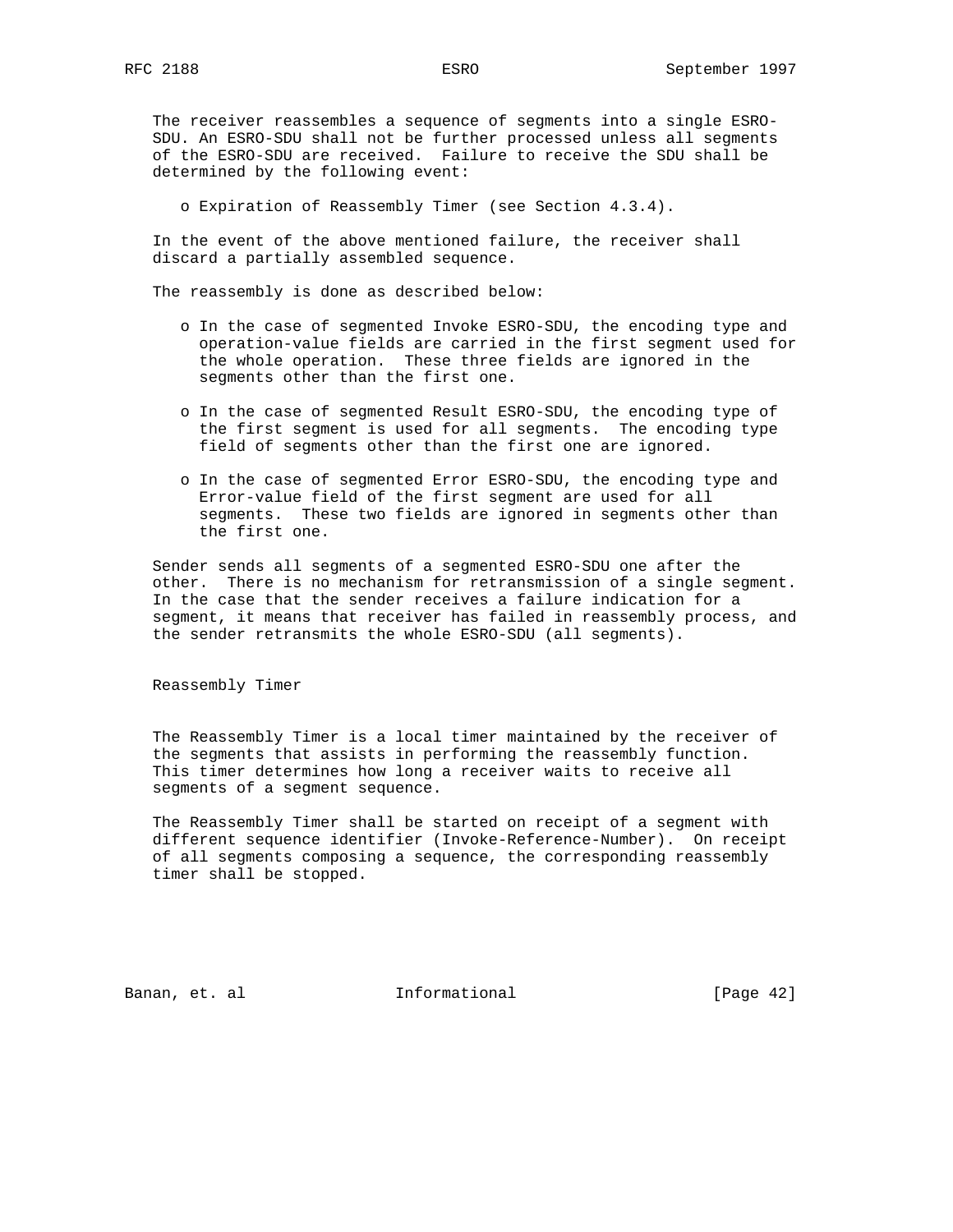The receiver reassembles a sequence of segments into a single ESRO-SDU. An ESRO-SDU shall not be further processed unless all segments of the ESRO-SDU are received. Failure to receive the SDU shall be determined by the following event:

- Expiration of Reassembly Timer (see Section 4.3.4).

In the event of the above mentioned failure, the receiver shall discard a partially assembled sequence.

The reassembly is done as described below:

- In the case of segmented Invoke ESRO-SDU, the encoding type and operation-value fields are carried in the first segment used for the whole operation. These three fields are ignored in the segments other than the first one.

- In the case of segmented Result ESRO-SDU, the encoding type of the first segment is used for all segments. The encoding type field of segments other than the first one are ignored.

- In the case of segmented Error ESRO-SDU, the encoding type and Error-value field of the first segment are used for all segments. These two fields are ignored in segments other than the first one.

Sender sends all segments of a segmented ESRO-SDU one after the other. There is no mechanism for retransmission of a single segment. In the case that the sender receives a failure indication for a segment, it means that receiver has failed in reassembly process, and the sender retransmits the whole ESRO-SDU (all segments).

Reassembly Timer

The Reassembly Timer is a local timer maintained by the receiver of the segments that assists in performing the reassembly function. This timer determines how long a receiver waits to receive all segments of a segment sequence.

The Reassembly Timer shall be started on receipt of a segment with different sequence identifier (Invoke-Reference-Number). On receipt of all segments composing a sequence, the corresponding reassembly timer shall be stopped.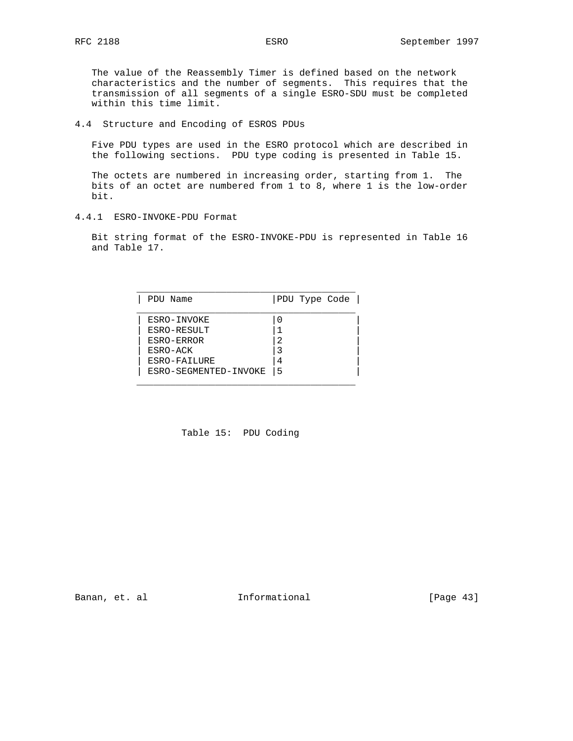The value of the Reassembly Timer is defined based on the network characteristics and the number of segments. This requires that the transmission of all segments of a single ESRO-SDU must be completed within this time limit.

## 4.4 Structure and Encoding of ESROS PDUs

Five PDU types are used in the ESRO protocol which are described in the following sections. PDU type coding is presented in Table 15.

The octets are numbered in increasing order, starting from 1. The bits of an octet are numbered from 1 to 8, where 1 is the low-order bit.

### 4.4.1 ESRO-INVOKE-PDU Format

Bit string format of the ESRO-INVOKE-PDU is represented in Table 16 and Table 17.

| PDU Name | PDU Type Code |
|---|---|
| ESRO-INVOKE | 0 |
| ESRO-RESULT | 1 |
| ESRO-ERROR | 2 |
| ESRO-ACK | 3 |
| ESRO-FAILURE | 4 |
| ESRO-SEGMENTED-INVOKE | 5 |

Table 15: PDU Coding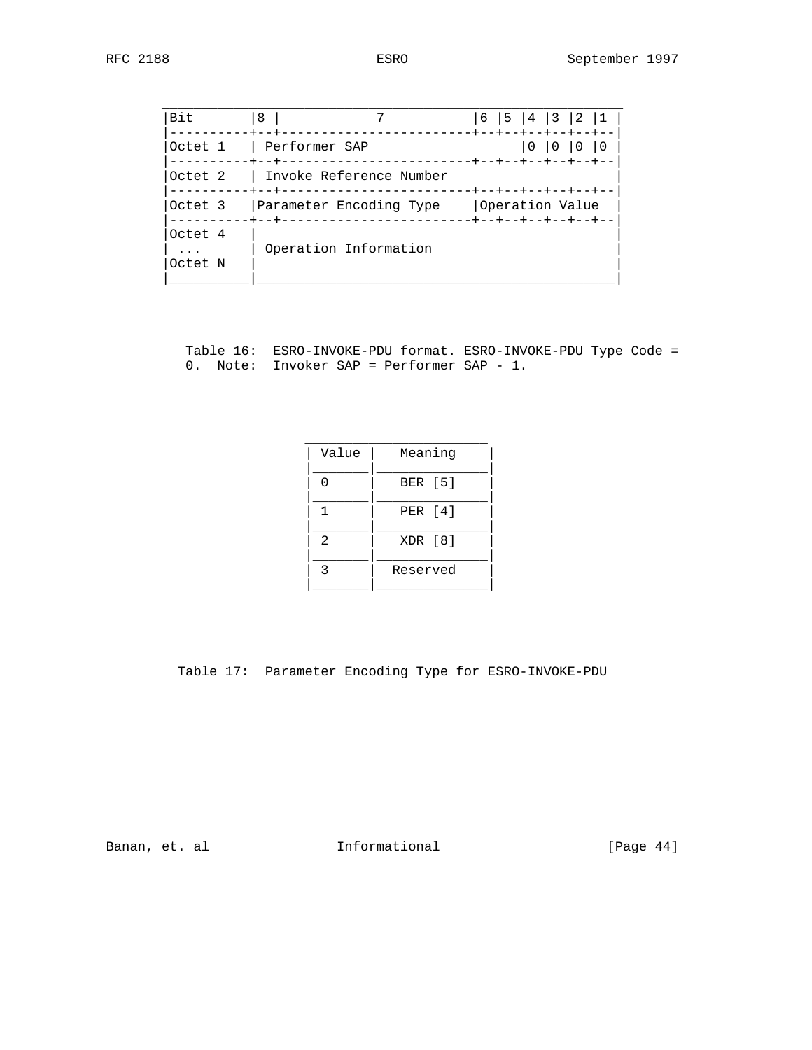```
 ______________________________________________________________
|Bit       |8 |           7           |6 |5 |4 |3 |2 |1 |
|----------+--+------------------------+--+--+--+--+--+--|
|Octet 1   | Performer SAP                  |0 |0 |0 |0 |
|----------+--+------------------------+--+--+--+--+--+--|
|Octet 2   | Invoke Reference Number                      |
|----------+--+------------------------+--+--+--+--+--+--|
|Octet 3   |Parameter Encoding Type    |Operation Value   |
|----------+--+------------------------+--+--+--+--+--+--|
|Octet 4   |                                              |
| ...      | Operation Information                        |
|Octet N   |                                              |
|__________|______________________________________________|
```

Table 16: ESRO-INVOKE-PDU format. ESRO-INVOKE-PDU Type Code = 0. Note: Invoker SAP = Performer SAP - 1.

| Value | Meaning |
|---|---|
| 0 | BER [5] |
| 1 | PER [4] |
| 2 | XDR [8] |
| 3 | Reserved |

Table 17: Parameter Encoding Type for ESRO-INVOKE-PDU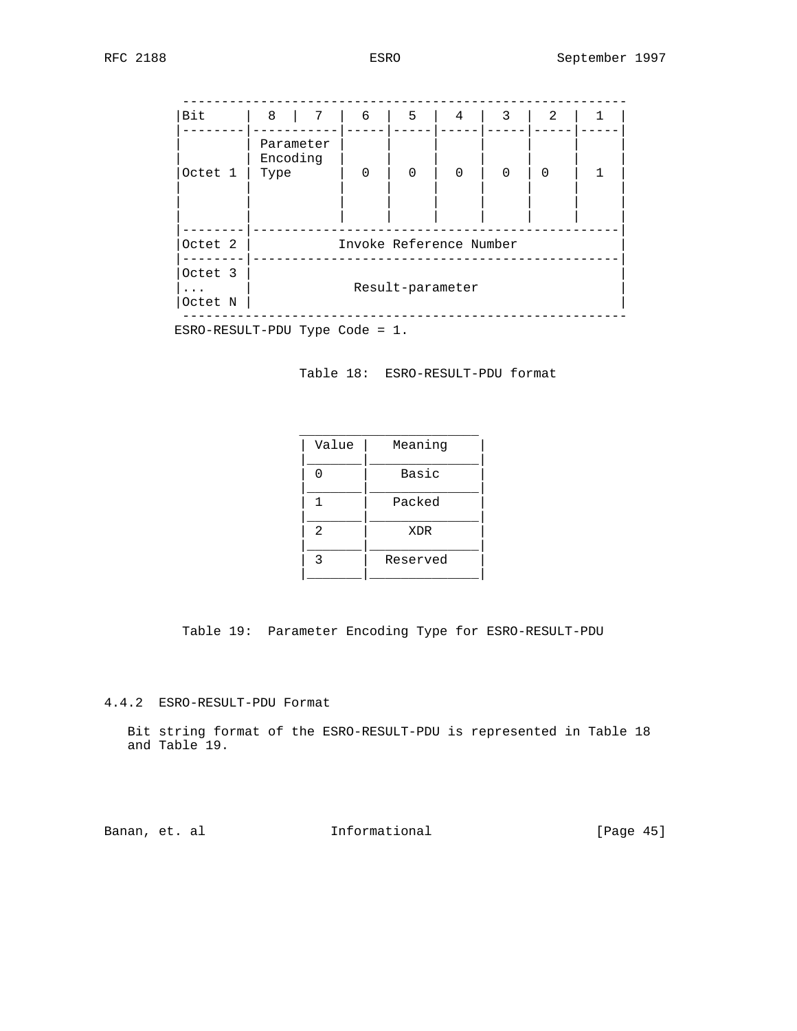| Bit | 8 | 7 | 6 | 5 | 4 | 3 | 2 | 1 |
|---|---|---|---|---|---|---|---|---|
| Octet 1 | Parameter Encoding Type | | 0 | 0 | 0 | 0 | 0 | 1 |
| Octet 2 | Invoke Reference Number | | | | | | | |
| Octet 3 ... Octet N | Result-parameter | | | | | | | |

ESRO-RESULT-PDU Type Code = 1.

Table 18: ESRO-RESULT-PDU format

| Value | Meaning |
|---|---|
| 0 | Basic |
| 1 | Packed |
| 2 | XDR |
| 3 | Reserved |

Table 19: Parameter Encoding Type for ESRO-RESULT-PDU

### 4.4.2 ESRO-RESULT-PDU Format

Bit string format of the ESRO-RESULT-PDU is represented in Table 18 and Table 19.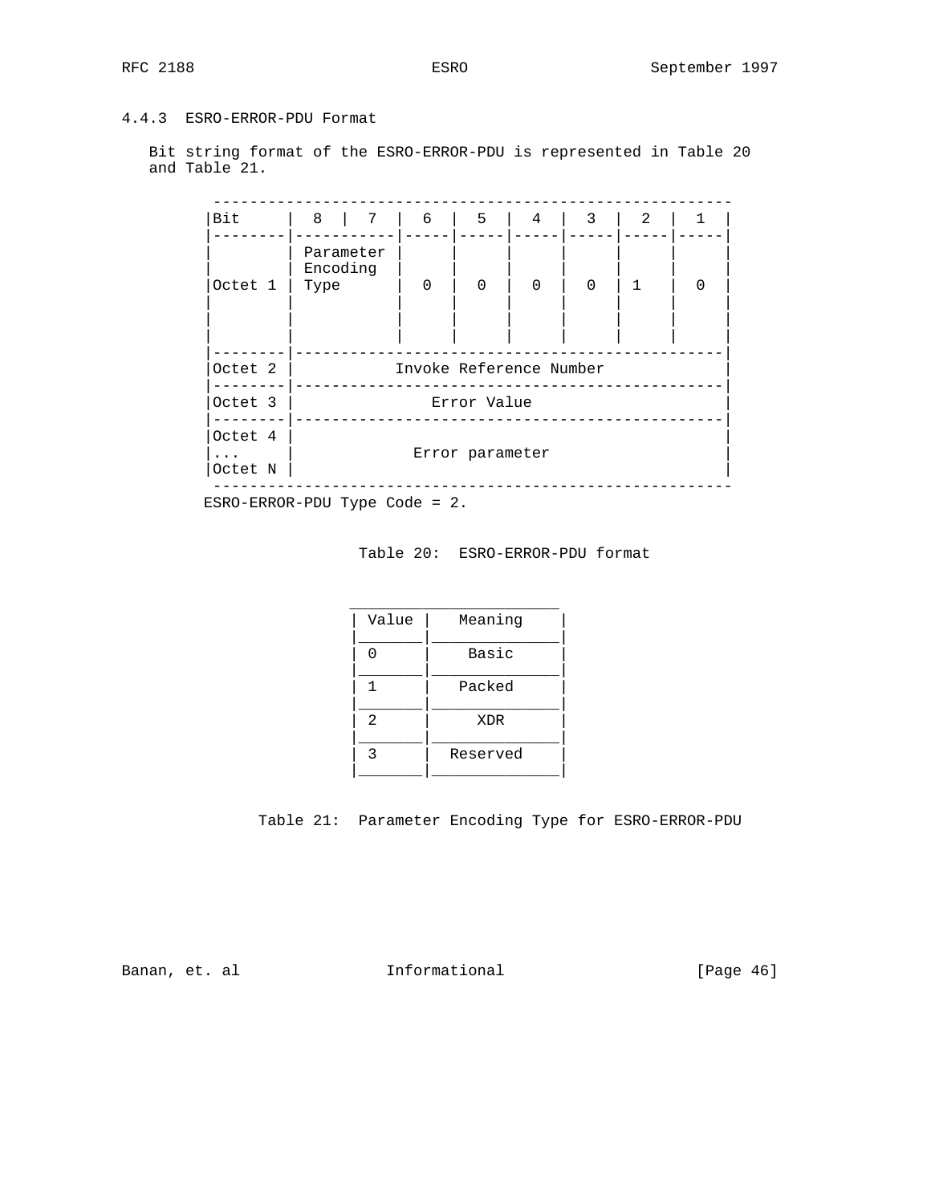### 4.4.3 ESRO-ERROR-PDU Format

Bit string format of the ESRO-ERROR-PDU is represented in Table 20 and Table 21.

| Bit | 8 | 7 | 6 | 5 | 4 | 3 | 2 | 1 |
|---|---|---|---|---|---|---|---|---|
| Octet 1 | Parameter Encoding Type | | 0 | 0 | 0 | 0 | 1 | 0 |
| Octet 2 | Invoke Reference Number | | | | | | | |
| Octet 3 | Error Value | | | | | | | |
| Octet 4 ... Octet N | Error parameter | | | | | | | |

ESRO-ERROR-PDU Type Code = 2.

Table 20: ESRO-ERROR-PDU format

| Value | Meaning |
|---|---|
| 0 | Basic |
| 1 | Packed |
| 2 | XDR |
| 3 | Reserved |

Table 21: Parameter Encoding Type for ESRO-ERROR-PDU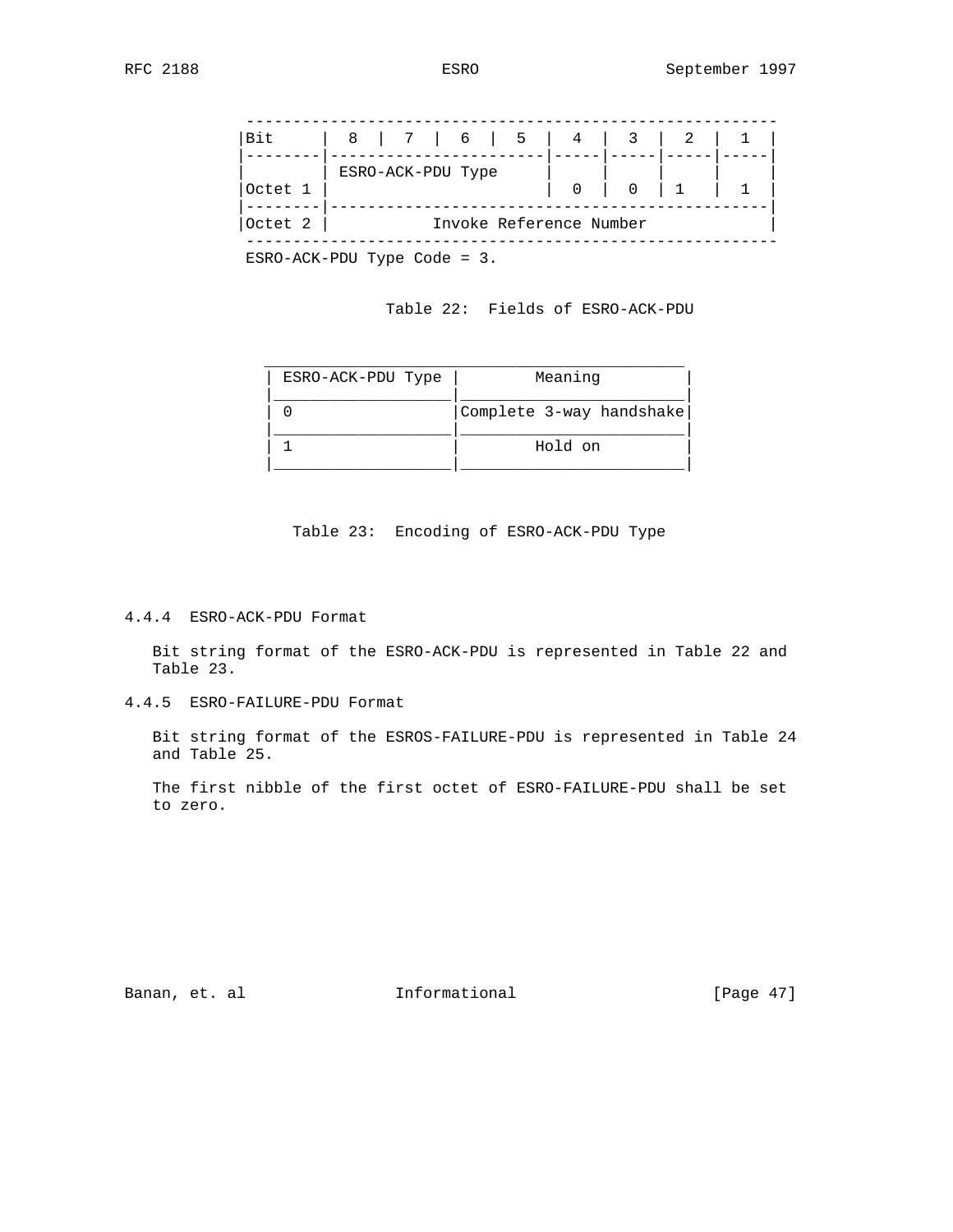| Bit | 8 | 7 | 6 | 5 | 4 | 3 | 2 | 1 |
|---|---|---|---|---|---|---|---|---|
| Octet 1 | ESRO-ACK-PDU Type | | | | 0 | 0 | 1 | 1 |
| Octet 2 | Invoke Reference Number | | | | | | | |

ESRO-ACK-PDU Type Code = 3.

Table 22: Fields of ESRO-ACK-PDU

| ESRO-ACK-PDU Type | Meaning |
|---|---|
| 0 | Complete 3-way handshake |
| 1 | Hold on |

Table 23: Encoding of ESRO-ACK-PDU Type

### 4.4.4 ESRO-ACK-PDU Format

Bit string format of the ESRO-ACK-PDU is represented in Table 22 and Table 23.

### 4.4.5 ESRO-FAILURE-PDU Format

Bit string format of the ESROS-FAILURE-PDU is represented in Table 24 and Table 25.

The first nibble of the first octet of ESRO-FAILURE-PDU shall be set to zero.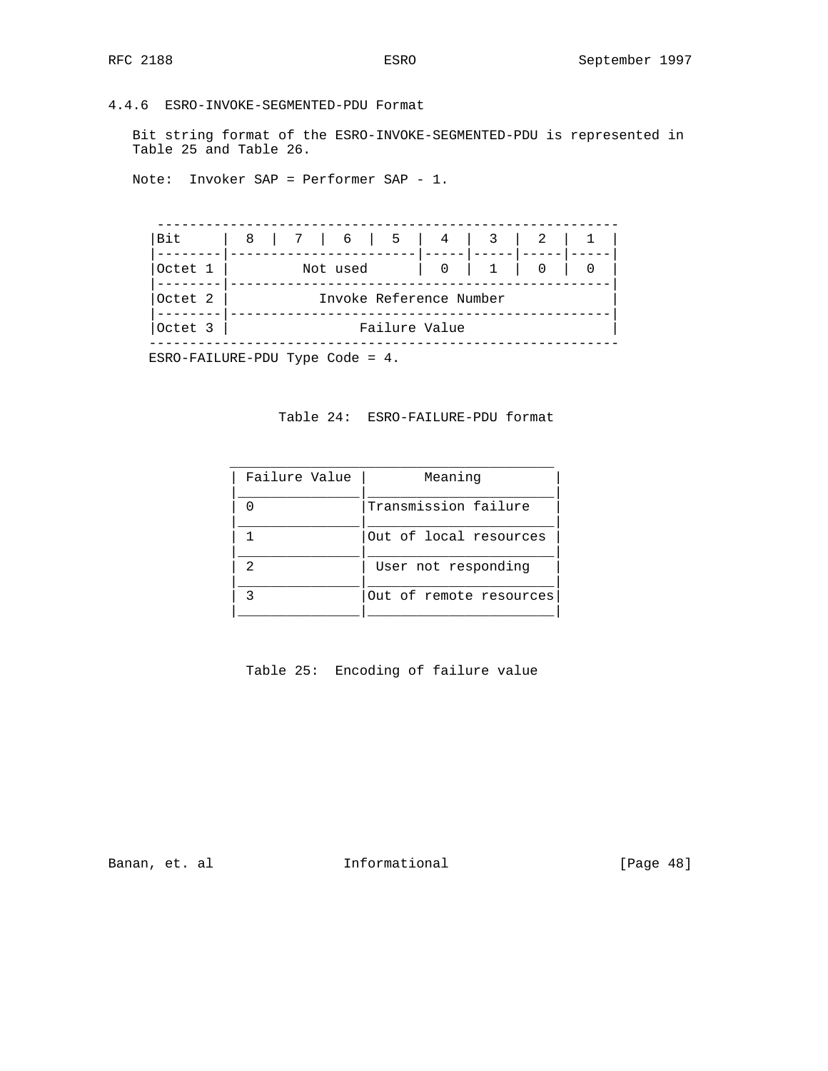#### 4.4.6 ESRO-INVOKE-SEGMENTED-PDU Format

Bit string format of the ESRO-INVOKE-SEGMENTED-PDU is represented in Table 25 and Table 26.

Note: Invoker SAP = Performer SAP - 1.

| Bit | 8 | 7 | 6 | 5 | 4 | 3 | 2 | 1 |
|---|---|---|---|---|---|---|---|---|
| Octet 1 | Not used | | | | 0 | 1 | 0 | 0 |
| Octet 2 | Invoke Reference Number | | | | | | | |
| Octet 3 | Failure Value | | | | | | | |

ESRO-FAILURE-PDU Type Code = 4.

Table 24: ESRO-FAILURE-PDU format

| Failure Value | Meaning |
|---|---|
| 0 | Transmission failure |
| 1 | Out of local resources |
| 2 | User not responding |
| 3 | Out of remote resources |

Table 25: Encoding of failure value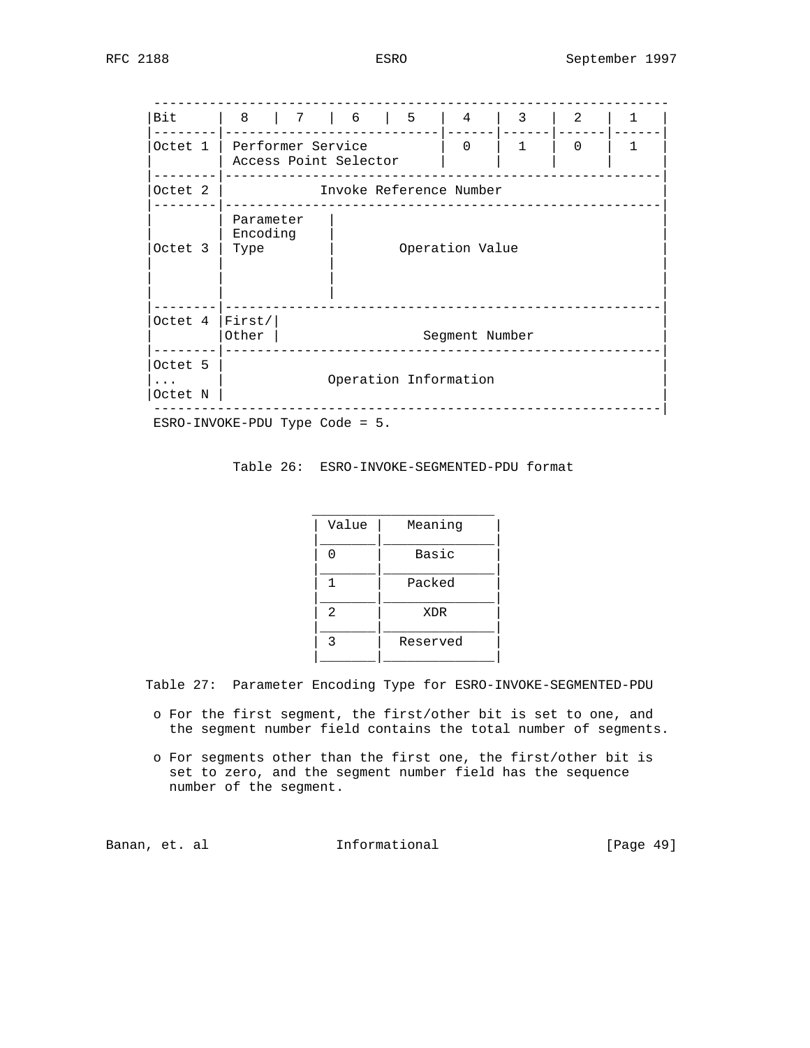```
 ---------------------------------------------------------------
|Bit     |  8   |  7   |  6   |  5   |  4   |  3   |  2   |  1   |
|--------|---------------------------|------|------|------|------|
|Octet 1 | Performer Service         |  0   |  1   |  0   |  1   |
|        | Access Point Selector     |      |      |      |      |
|--------|-------------------------------------------------------|
|Octet 2 |              Invoke Reference Number                  |
|--------|-------------------------------------------------------|
|        | Parameter    |                                        |
|        | Encoding     |                                        |
|Octet 3 | Type         |          Operation Value               |
|        |              |                                        |
|        |              |                                        |
|        |              |                                        |
|--------|-------------------------------------------------------|
|Octet 4 |First/|                                                |
|        |Other |                Segment Number                  |
|--------|-------------------------------------------------------|
|Octet 5 |                                                       |
|...     |              Operation Information                    |
|Octet N |                                                       |
 ---------------------------------------------------------------|
 ESRO-INVOKE-PDU Type Code = 5.
```

Table 26: ESRO-INVOKE-SEGMENTED-PDU format

| Value | Meaning |
|---|---|
| 0 | Basic |
| 1 | Packed |
| 2 | XDR |
| 3 | Reserved |

Table 27: Parameter Encoding Type for ESRO-INVOKE-SEGMENTED-PDU

- For the first segment, the first/other bit is set to one, and the segment number field contains the total number of segments.
- For segments other than the first one, the first/other bit is set to zero, and the segment number field has the sequence number of the segment.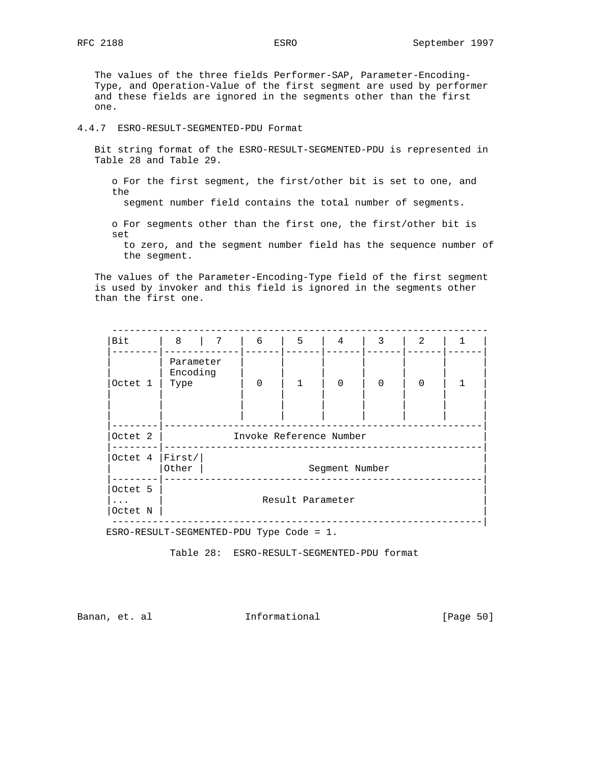The values of the three fields Performer-SAP, Parameter-Encoding-Type, and Operation-Value of the first segment are used by performer and these fields are ignored in the segments other than the first one.

### 4.4.7 ESRO-RESULT-SEGMENTED-PDU Format

Bit string format of the ESRO-RESULT-SEGMENTED-PDU is represented in Table 28 and Table 29.

- For the first segment, the first/other bit is set to one, and the segment number field contains the total number of segments.
- For segments other than the first one, the first/other bit is set to zero, and the segment number field has the sequence number of the segment.

The values of the Parameter-Encoding-Type field of the first segment is used by invoker and this field is ignored in the segments other than the first one.

```
 ----------------------------------------------------------------
|Bit     |  8   |  7   |  6   |  5   |  4   |  3   |  2   |  1   |
|--------|-------------|------|------|------|------|------|------|
|        | Parameter   |      |      |      |      |      |      |
|        | Encoding    |      |      |      |      |      |      |
|Octet 1 | Type        |  0   |  1   |  0   |  0   |  0   |  1   |
|        |             |      |      |      |      |      |      |
|        |             |      |      |      |      |      |      |
|        |             |      |      |      |      |      |      |
|--------|-------------------------------------------------------|
|Octet 2 |           Invoke Reference Number                     |
|--------|-------------------------------------------------------|
|Octet 4 |First/|                                                |
|        |Other |              Segment Number                    |
|--------|-------------------------------------------------------|
|Octet 5 |                                                       |
|...     |                  Result Parameter                     |
|Octet N |                                                       |
 ----------------------------------------------------------------|
  ESRO-RESULT-SEGMENTED-PDU Type Code = 1.
```

Table 28: ESRO-RESULT-SEGMENTED-PDU format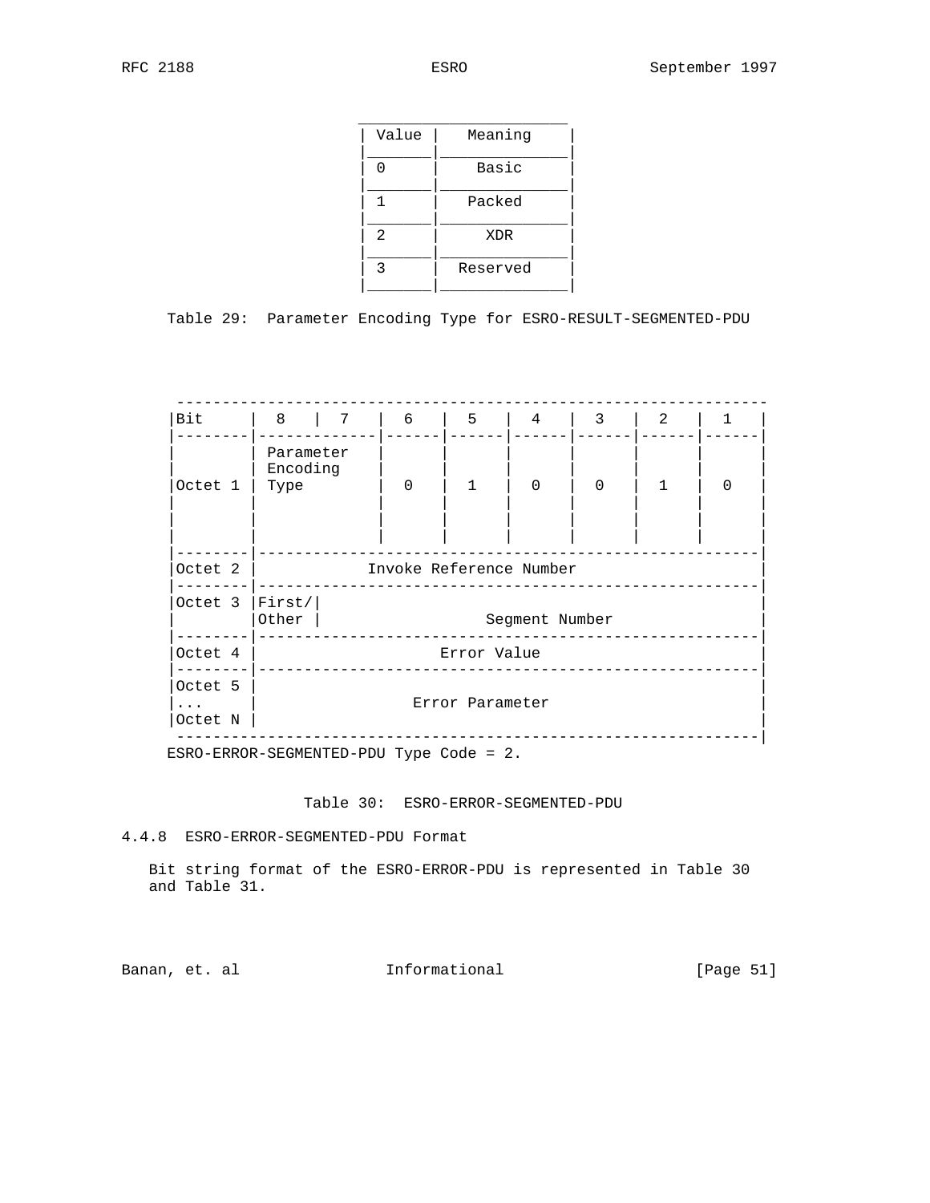| Value | Meaning |
|---|---|
| 0 | Basic |
| 1 | Packed |
| 2 | XDR |
| 3 | Reserved |

Table 29: Parameter Encoding Type for ESRO-RESULT-SEGMENTED-PDU

| Bit | 8 | 7 | 6 | 5 | 4 | 3 | 2 | 1 |
|---|---|---|---|---|---|---|---|---|
| Octet 1 | Parameter Encoding Type | | 0 | 1 | 0 | 0 | 1 | 0 |
| Octet 2 | Invoke Reference Number | | | | | | | |
| Octet 3 | First/ Other | Segment Number | | | | | | |
| Octet 4 | Error Value | | | | | | | |
| Octet 5 ... Octet N | Error Parameter | | | | | | | |

ESRO-ERROR-SEGMENTED-PDU Type Code = 2.

Table 30: ESRO-ERROR-SEGMENTED-PDU

### 4.4.8 ESRO-ERROR-SEGMENTED-PDU Format

Bit string format of the ESRO-ERROR-PDU is represented in Table 30 and Table 31.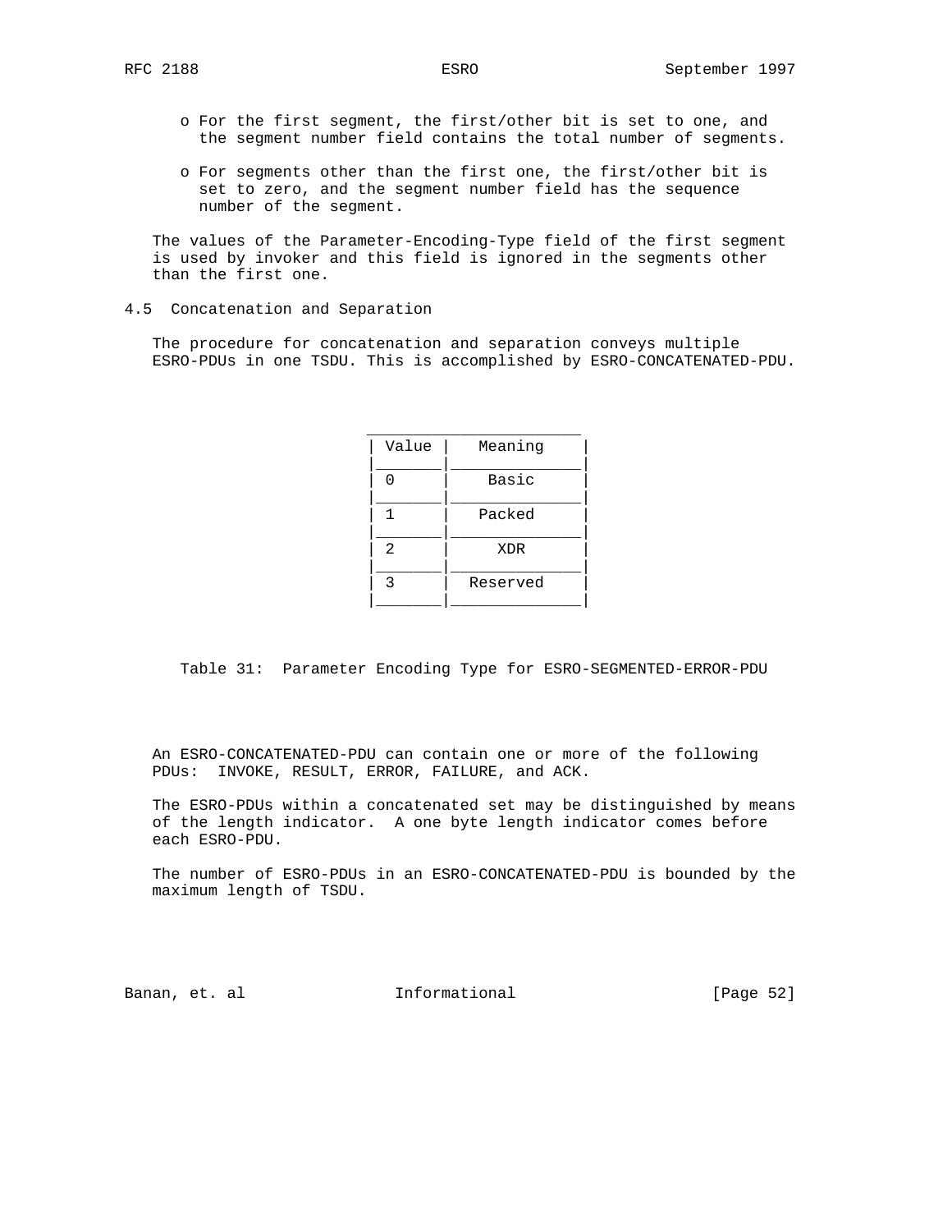- For the first segment, the first/other bit is set to one, and the segment number field contains the total number of segments.

- For segments other than the first one, the first/other bit is set to zero, and the segment number field has the sequence number of the segment.

The values of the Parameter-Encoding-Type field of the first segment is used by invoker and this field is ignored in the segments other than the first one.

## 4.5 Concatenation and Separation

The procedure for concatenation and separation conveys multiple ESRO-PDUs in one TSDU. This is accomplished by ESRO-CONCATENATED-PDU.

| Value | Meaning |
|---|---|
| 0 | Basic |
| 1 | Packed |
| 2 | XDR |
| 3 | Reserved |

Table 31: Parameter Encoding Type for ESRO-SEGMENTED-ERROR-PDU

An ESRO-CONCATENATED-PDU can contain one or more of the following PDUs: INVOKE, RESULT, ERROR, FAILURE, and ACK.

The ESRO-PDUs within a concatenated set may be distinguished by means of the length indicator. A one byte length indicator comes before each ESRO-PDU.

The number of ESRO-PDUs in an ESRO-CONCATENATED-PDU is bounded by the maximum length of TSDU.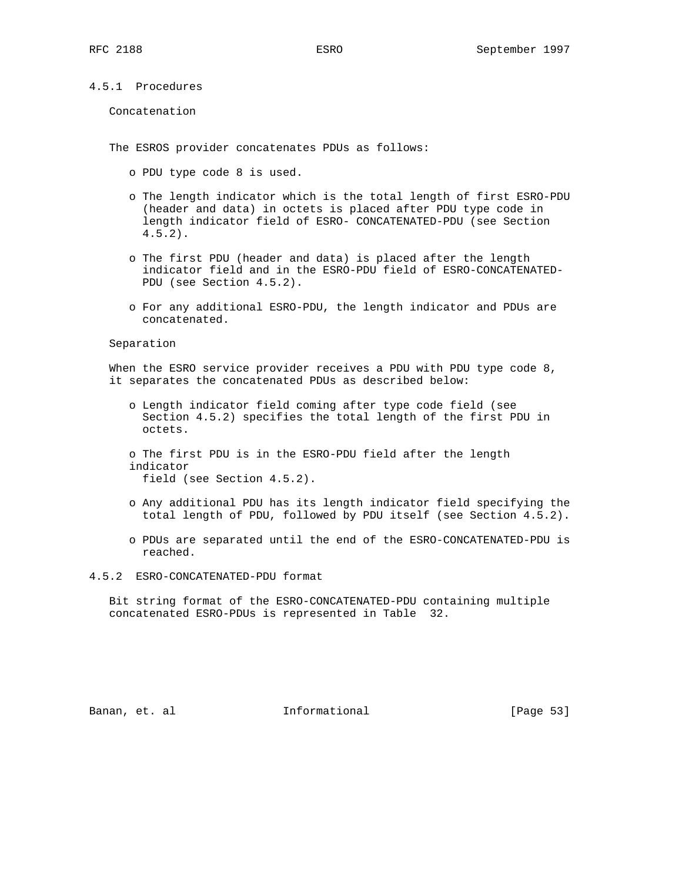### 4.5.1 Procedures

Concatenation

The ESROS provider concatenates PDUs as follows:

- PDU type code 8 is used.
- The length indicator which is the total length of first ESRO-PDU (header and data) in octets is placed after PDU type code in length indicator field of ESRO- CONCATENATED-PDU (see Section 4.5.2).
- The first PDU (header and data) is placed after the length indicator field and in the ESRO-PDU field of ESRO-CONCATENATED-PDU (see Section 4.5.2).
- For any additional ESRO-PDU, the length indicator and PDUs are concatenated.

Separation

When the ESRO service provider receives a PDU with PDU type code 8, it separates the concatenated PDUs as described below:

- Length indicator field coming after type code field (see Section 4.5.2) specifies the total length of the first PDU in octets.
- The first PDU is in the ESRO-PDU field after the length indicator field (see Section 4.5.2).
- Any additional PDU has its length indicator field specifying the total length of PDU, followed by PDU itself (see Section 4.5.2).
- PDUs are separated until the end of the ESRO-CONCATENATED-PDU is reached.

### 4.5.2 ESRO-CONCATENATED-PDU format

Bit string format of the ESRO-CONCATENATED-PDU containing multiple concatenated ESRO-PDUs is represented in Table 32.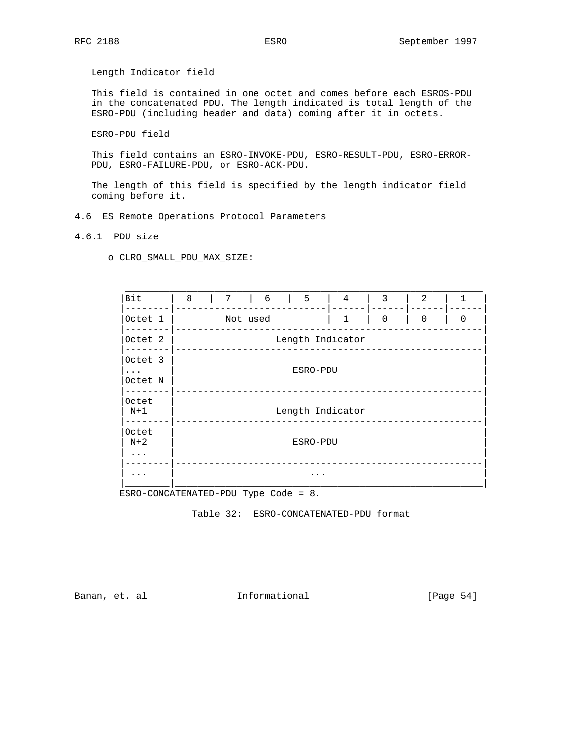Length Indicator field

This field is contained in one octet and comes before each ESROS-PDU in the concatenated PDU. The length indicated is total length of the ESRO-PDU (including header and data) coming after it in octets.

ESRO-PDU field

This field contains an ESRO-INVOKE-PDU, ESRO-RESULT-PDU, ESRO-ERROR-PDU, ESRO-FAILURE-PDU, or ESRO-ACK-PDU.

The length of this field is specified by the length indicator field coming before it.

## 4.6 ES Remote Operations Protocol Parameters

### 4.6.1 PDU size

- o CLRO_SMALL_PDU_MAX_SIZE:

| Bit | 8 | 7 | 6 | 5 | 4 | 3 | 2 | 1 |
|---|---|---|---|---|---|---|---|---|
| Octet 1 | Not used | | | | 1 | 0 | 0 | 0 |
| Octet 2 | Length Indicator | | | | | | | |
| Octet 3 ... Octet N | ESRO-PDU | | | | | | | |
| Octet N+1 | Length Indicator | | | | | | | |
| Octet N+2 ... | ESRO-PDU | | | | | | | |
| ... | ... | | | | | | | |

ESRO-CONCATENATED-PDU Type Code = 8.

Table 32: ESRO-CONCATENATED-PDU format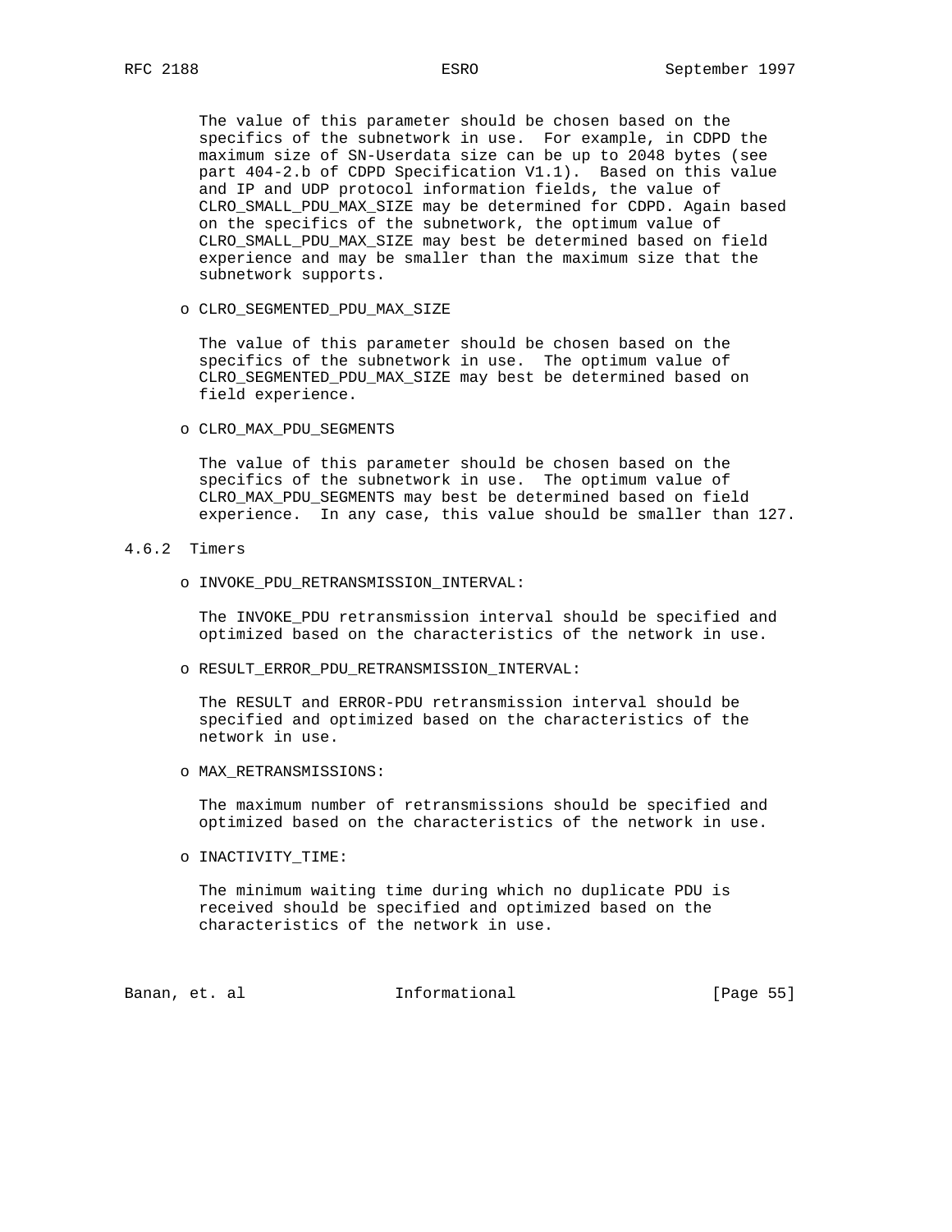The value of this parameter should be chosen based on the specifics of the subnetwork in use. For example, in CDPD the maximum size of SN-Userdata size can be up to 2048 bytes (see part 404-2.b of CDPD Specification V1.1). Based on this value and IP and UDP protocol information fields, the value of CLRO_SMALL_PDU_MAX_SIZE may be determined for CDPD. Again based on the specifics of the subnetwork, the optimum value of CLRO_SMALL_PDU_MAX_SIZE may best be determined based on field experience and may be smaller than the maximum size that the subnetwork supports.

- CLRO_SEGMENTED_PDU_MAX_SIZE

  The value of this parameter should be chosen based on the specifics of the subnetwork in use. The optimum value of CLRO_SEGMENTED_PDU_MAX_SIZE may best be determined based on field experience.

- CLRO_MAX_PDU_SEGMENTS

  The value of this parameter should be chosen based on the specifics of the subnetwork in use. The optimum value of CLRO_MAX_PDU_SEGMENTS may best be determined based on field experience. In any case, this value should be smaller than 127.

### 4.6.2 Timers

- INVOKE_PDU_RETRANSMISSION_INTERVAL:

  The INVOKE_PDU retransmission interval should be specified and optimized based on the characteristics of the network in use.

- RESULT_ERROR_PDU_RETRANSMISSION_INTERVAL:

  The RESULT and ERROR-PDU retransmission interval should be specified and optimized based on the characteristics of the network in use.

- MAX_RETRANSMISSIONS:

  The maximum number of retransmissions should be specified and optimized based on the characteristics of the network in use.

- INACTIVITY_TIME:

  The minimum waiting time during which no duplicate PDU is received should be specified and optimized based on the characteristics of the network in use.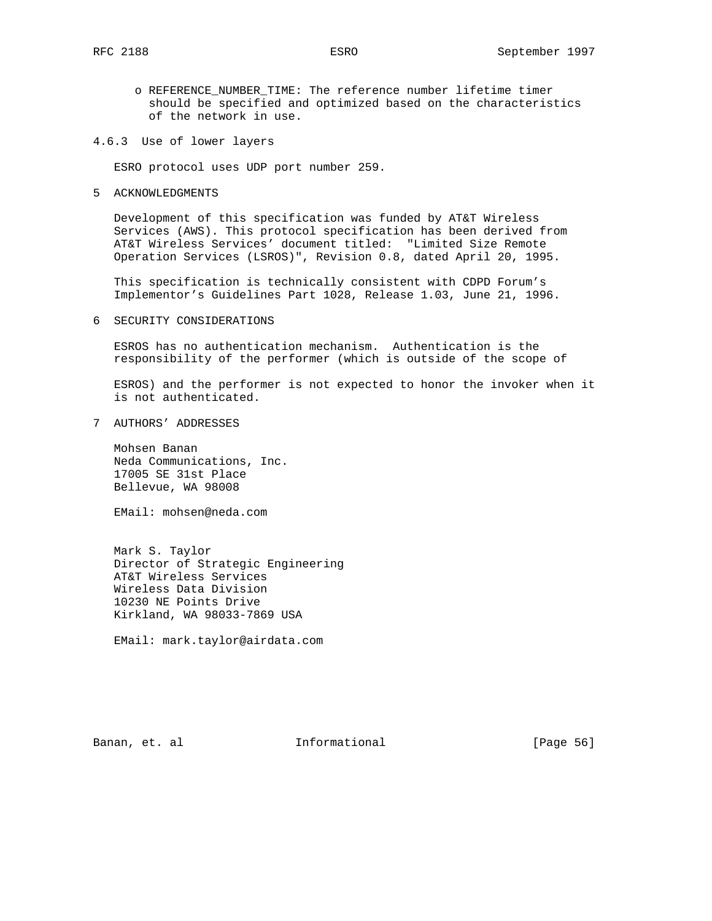- REFERENCE_NUMBER_TIME: The reference number lifetime timer should be specified and optimized based on the characteristics of the network in use.

### 4.6.3 Use of lower layers

ESRO protocol uses UDP port number 259.

## 5 ACKNOWLEDGMENTS

Development of this specification was funded by AT&T Wireless Services (AWS). This protocol specification has been derived from AT&T Wireless Services' document titled: "Limited Size Remote Operation Services (LSROS)", Revision 0.8, dated April 20, 1995.

This specification is technically consistent with CDPD Forum's Implementor's Guidelines Part 1028, Release 1.03, June 21, 1996.

## 6 SECURITY CONSIDERATIONS

ESROS has no authentication mechanism. Authentication is the responsibility of the performer (which is outside of the scope of ESROS) and the performer is not expected to honor the invoker when it is not authenticated.

## 7 AUTHORS' ADDRESSES

Mohsen Banan
Neda Communications, Inc.
17005 SE 31st Place
Bellevue, WA 98008

EMail: mohsen@neda.com

Mark S. Taylor
Director of Strategic Engineering
AT&T Wireless Services
Wireless Data Division
10230 NE Points Drive
Kirkland, WA 98033-7869 USA

EMail: mark.taylor@airdata.com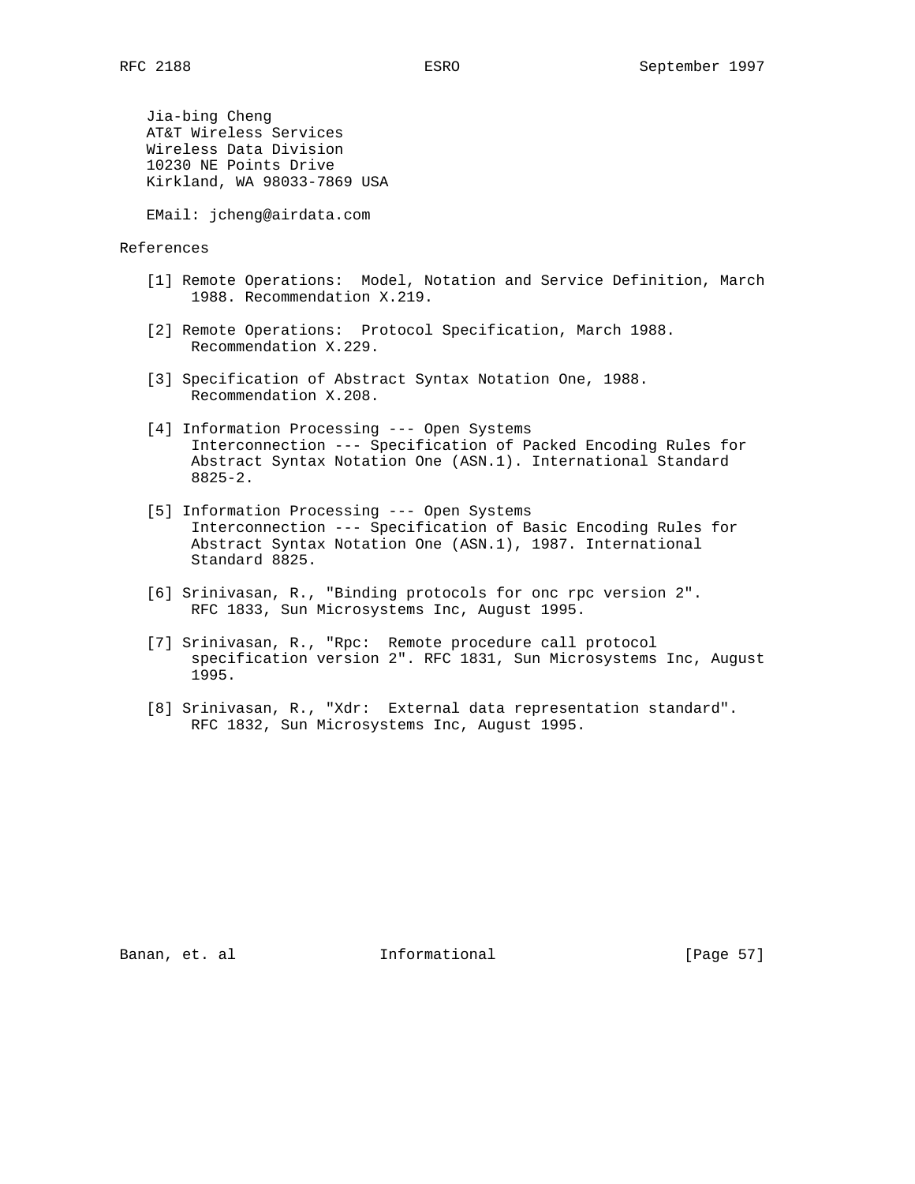Jia-bing Cheng
AT&T Wireless Services
Wireless Data Division
10230 NE Points Drive
Kirkland, WA 98033-7869 USA

EMail: jcheng@airdata.com

## References

[1] Remote Operations: Model, Notation and Service Definition, March 1988. Recommendation X.219.

[2] Remote Operations: Protocol Specification, March 1988. Recommendation X.229.

[3] Specification of Abstract Syntax Notation One, 1988. Recommendation X.208.

[4] Information Processing --- Open Systems Interconnection --- Specification of Packed Encoding Rules for Abstract Syntax Notation One (ASN.1). International Standard 8825-2.

[5] Information Processing --- Open Systems Interconnection --- Specification of Basic Encoding Rules for Abstract Syntax Notation One (ASN.1), 1987. International Standard 8825.

[6] Srinivasan, R., "Binding protocols for onc rpc version 2". RFC 1833, Sun Microsystems Inc, August 1995.

[7] Srinivasan, R., "Rpc: Remote procedure call protocol specification version 2". RFC 1831, Sun Microsystems Inc, August 1995.

[8] Srinivasan, R., "Xdr: External data representation standard". RFC 1832, Sun Microsystems Inc, August 1995.